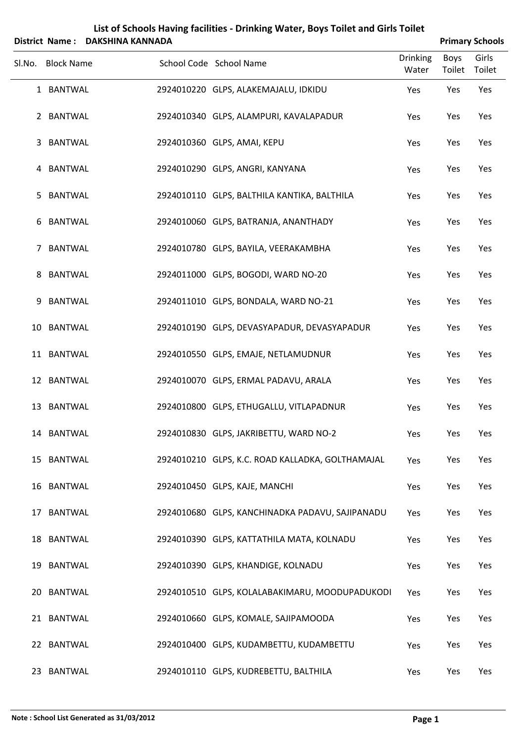# List of Schools Having facilities - Drinking Water, Boys Toilet and Girls Toilet

**District Name : DAKSHINA KANNADA** **Primary Schools**

| Sl.No. | Block Name | School Code | School Name | Drinking Water | Boys Toilet | Girls Toilet |
|---|---|---|---|---|---|---|
| 1 | BANTWAL | 2924010220 | GLPS, ALAKEMAJALU, IDKIDU | Yes | Yes | Yes |
| 2 | BANTWAL | 2924010340 | GLPS, ALAMPURI, KAVALAPADUR | Yes | Yes | Yes |
| 3 | BANTWAL | 2924010360 | GLPS, AMAI, KEPU | Yes | Yes | Yes |
| 4 | BANTWAL | 2924010290 | GLPS, ANGRI, KANYANA | Yes | Yes | Yes |
| 5 | BANTWAL | 2924010110 | GLPS, BALTHILA KANTIKA, BALTHILA | Yes | Yes | Yes |
| 6 | BANTWAL | 2924010060 | GLPS, BATRANJA, ANANTHADY | Yes | Yes | Yes |
| 7 | BANTWAL | 2924010780 | GLPS, BAYILA, VEERAKAMBHA | Yes | Yes | Yes |
| 8 | BANTWAL | 2924011000 | GLPS, BOGODI, WARD NO-20 | Yes | Yes | Yes |
| 9 | BANTWAL | 2924011010 | GLPS, BONDALA, WARD NO-21 | Yes | Yes | Yes |
| 10 | BANTWAL | 2924010190 | GLPS, DEVASYAPADUR, DEVASYAPADUR | Yes | Yes | Yes |
| 11 | BANTWAL | 2924010550 | GLPS, EMAJE, NETLAMUDNUR | Yes | Yes | Yes |
| 12 | BANTWAL | 2924010070 | GLPS, ERMAL PADAVU, ARALA | Yes | Yes | Yes |
| 13 | BANTWAL | 2924010800 | GLPS, ETHUGALLU, VITLAPADNUR | Yes | Yes | Yes |
| 14 | BANTWAL | 2924010830 | GLPS, JAKRIBETTU, WARD NO-2 | Yes | Yes | Yes |
| 15 | BANTWAL | 2924010210 | GLPS, K.C. ROAD KALLADKA, GOLTHAMAJAL | Yes | Yes | Yes |
| 16 | BANTWAL | 2924010450 | GLPS, KAJE, MANCHI | Yes | Yes | Yes |
| 17 | BANTWAL | 2924010680 | GLPS, KANCHINADKA PADAVU, SAJIPANADU | Yes | Yes | Yes |
| 18 | BANTWAL | 2924010390 | GLPS, KATTATHILA MATA, KOLNADU | Yes | Yes | Yes |
| 19 | BANTWAL | 2924010390 | GLPS, KHANDIGE, KOLNADU | Yes | Yes | Yes |
| 20 | BANTWAL | 2924010510 | GLPS, KOLALABAKIMARU, MOODUPADUKODI | Yes | Yes | Yes |
| 21 | BANTWAL | 2924010660 | GLPS, KOMALE, SAJIPAMOODA | Yes | Yes | Yes |
| 22 | BANTWAL | 2924010400 | GLPS, KUDAMBETTU, KUDAMBETTU | Yes | Yes | Yes |
| 23 | BANTWAL | 2924010110 | GLPS, KUDREBETTU, BALTHILA | Yes | Yes | Yes |

**Note : School List Generated as 31/03/2012**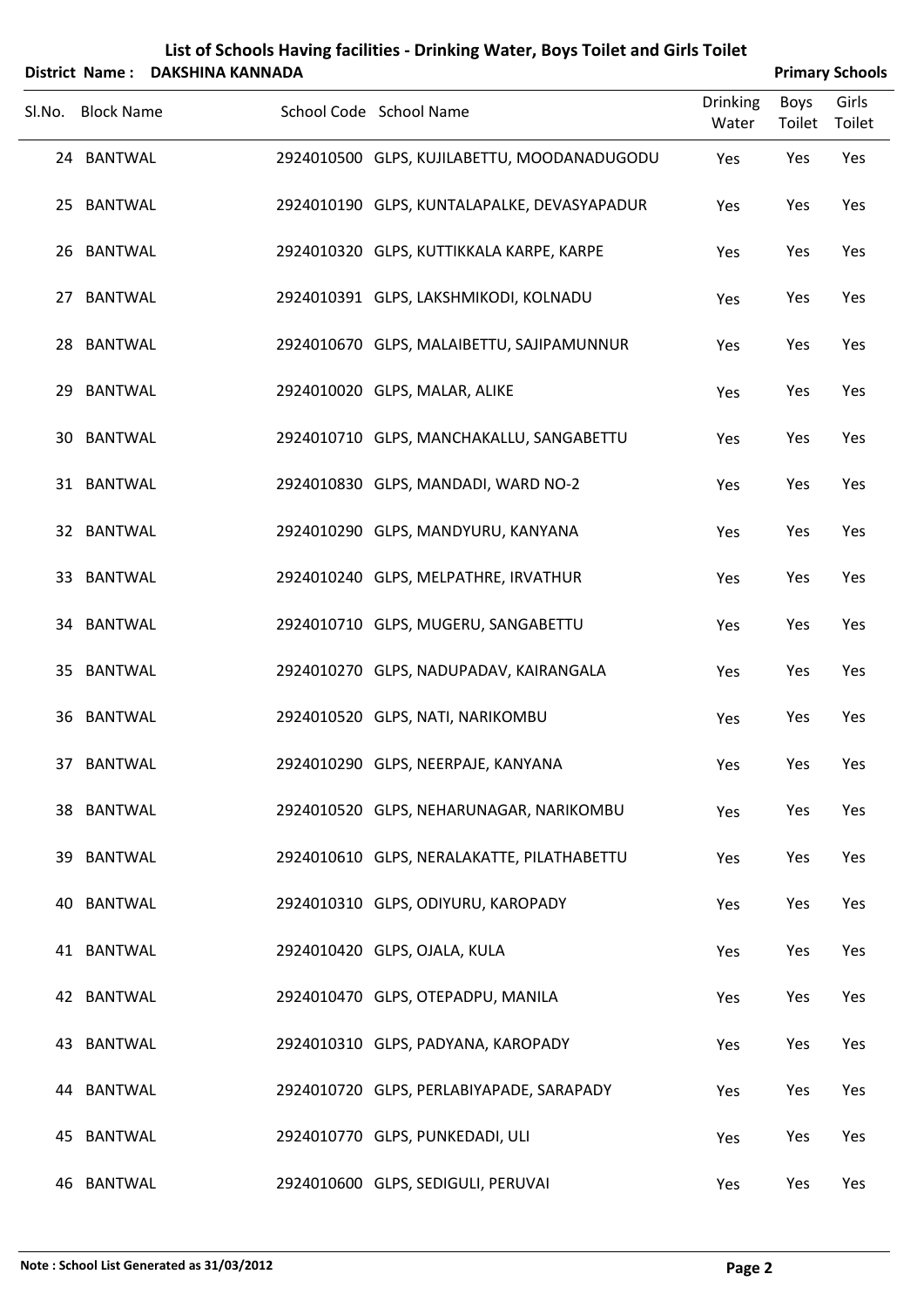# List of Schools Having facilities - Drinking Water, Boys Toilet and Girls Toilet

**District Name : DAKSHINA KANNADA** | **Primary Schools**

| Sl.No. | Block Name | School Code | School Name | Drinking Water | Boys Toilet | Girls Toilet |
|---|---|---|---|---|---|---|
| 24 | BANTWAL | 2924010500 | GLPS, KUJILABETTU, MOODANADUGODU | Yes | Yes | Yes |
| 25 | BANTWAL | 2924010190 | GLPS, KUNTALAPALKE, DEVASYAPADUR | Yes | Yes | Yes |
| 26 | BANTWAL | 2924010320 | GLPS, KUTTIKKALA KARPE, KARPE | Yes | Yes | Yes |
| 27 | BANTWAL | 2924010391 | GLPS, LAKSHMIKODI, KOLNADU | Yes | Yes | Yes |
| 28 | BANTWAL | 2924010670 | GLPS, MALAIBETTU, SAJIPAMUNNUR | Yes | Yes | Yes |
| 29 | BANTWAL | 2924010020 | GLPS, MALAR, ALIKE | Yes | Yes | Yes |
| 30 | BANTWAL | 2924010710 | GLPS, MANCHAKALLU, SANGABETTU | Yes | Yes | Yes |
| 31 | BANTWAL | 2924010830 | GLPS, MANDADI, WARD NO-2 | Yes | Yes | Yes |
| 32 | BANTWAL | 2924010290 | GLPS, MANDYURU, KANYANA | Yes | Yes | Yes |
| 33 | BANTWAL | 2924010240 | GLPS, MELPATHRE, IRVATHUR | Yes | Yes | Yes |
| 34 | BANTWAL | 2924010710 | GLPS, MUGERU, SANGABETTU | Yes | Yes | Yes |
| 35 | BANTWAL | 2924010270 | GLPS, NADUPADAV, KAIRANGALA | Yes | Yes | Yes |
| 36 | BANTWAL | 2924010520 | GLPS, NATI, NARIKOMBU | Yes | Yes | Yes |
| 37 | BANTWAL | 2924010290 | GLPS, NEERPAJE, KANYANA | Yes | Yes | Yes |
| 38 | BANTWAL | 2924010520 | GLPS, NEHARUNAGAR, NARIKOMBU | Yes | Yes | Yes |
| 39 | BANTWAL | 2924010610 | GLPS, NERALAKATTE, PILATHABETTU | Yes | Yes | Yes |
| 40 | BANTWAL | 2924010310 | GLPS, ODIYURU, KAROPADY | Yes | Yes | Yes |
| 41 | BANTWAL | 2924010420 | GLPS, OJALA, KULA | Yes | Yes | Yes |
| 42 | BANTWAL | 2924010470 | GLPS, OTEPADPU, MANILA | Yes | Yes | Yes |
| 43 | BANTWAL | 2924010310 | GLPS, PADYANA, KAROPADY | Yes | Yes | Yes |
| 44 | BANTWAL | 2924010720 | GLPS, PERLABIYAPADE, SARAPADY | Yes | Yes | Yes |
| 45 | BANTWAL | 2924010770 | GLPS, PUNKEDADI, ULI | Yes | Yes | Yes |
| 46 | BANTWAL | 2924010600 | GLPS, SEDIGULI, PERUVAI | Yes | Yes | Yes |

**Note : School List Generated as 31/03/2012**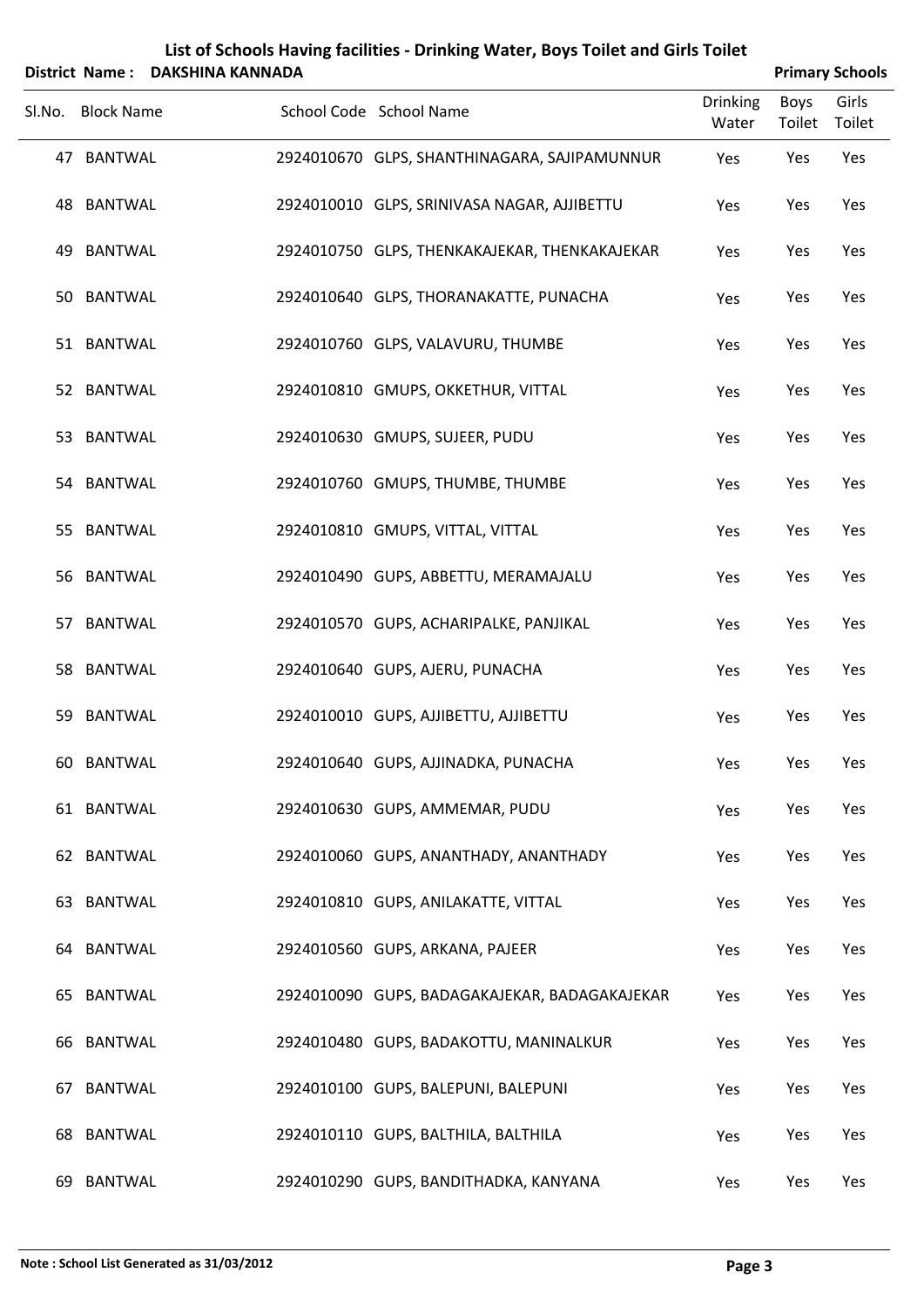# List of Schools Having facilities - Drinking Water, Boys Toilet and Girls Toilet

**District Name : DAKSHINA KANNADA** **Primary Schools**

| Sl.No. | Block Name | School Code | School Name | Drinking Water | Boys Toilet | Girls Toilet |
|---|---|---|---|---|---|---|
| 47 | BANTWAL | 2924010670 | GLPS, SHANTHINAGARA, SAJIPAMUNNUR | Yes | Yes | Yes |
| 48 | BANTWAL | 2924010010 | GLPS, SRINIVASA NAGAR, AJJIBETTU | Yes | Yes | Yes |
| 49 | BANTWAL | 2924010750 | GLPS, THENKAKAJEKAR, THENKAKAJEKAR | Yes | Yes | Yes |
| 50 | BANTWAL | 2924010640 | GLPS, THORANAKATTE, PUNACHA | Yes | Yes | Yes |
| 51 | BANTWAL | 2924010760 | GLPS, VALAVURU, THUMBE | Yes | Yes | Yes |
| 52 | BANTWAL | 2924010810 | GMUPS, OKKETHUR, VITTAL | Yes | Yes | Yes |
| 53 | BANTWAL | 2924010630 | GMUPS, SUJEER, PUDU | Yes | Yes | Yes |
| 54 | BANTWAL | 2924010760 | GMUPS, THUMBE, THUMBE | Yes | Yes | Yes |
| 55 | BANTWAL | 2924010810 | GMUPS, VITTAL, VITTAL | Yes | Yes | Yes |
| 56 | BANTWAL | 2924010490 | GUPS, ABBETTU, MERAMAJALU | Yes | Yes | Yes |
| 57 | BANTWAL | 2924010570 | GUPS, ACHARIPALKE, PANJIKAL | Yes | Yes | Yes |
| 58 | BANTWAL | 2924010640 | GUPS, AJERU, PUNACHA | Yes | Yes | Yes |
| 59 | BANTWAL | 2924010010 | GUPS, AJJIBETTU, AJJIBETTU | Yes | Yes | Yes |
| 60 | BANTWAL | 2924010640 | GUPS, AJJINADKA, PUNACHA | Yes | Yes | Yes |
| 61 | BANTWAL | 2924010630 | GUPS, AMMEMAR, PUDU | Yes | Yes | Yes |
| 62 | BANTWAL | 2924010060 | GUPS, ANANTHADY, ANANTHADY | Yes | Yes | Yes |
| 63 | BANTWAL | 2924010810 | GUPS, ANILAKATTE, VITTAL | Yes | Yes | Yes |
| 64 | BANTWAL | 2924010560 | GUPS, ARKANA, PAJEER | Yes | Yes | Yes |
| 65 | BANTWAL | 2924010090 | GUPS, BADAGAKAJEKAR, BADAGAKAJEKAR | Yes | Yes | Yes |
| 66 | BANTWAL | 2924010480 | GUPS, BADAKOTTU, MANINALKUR | Yes | Yes | Yes |
| 67 | BANTWAL | 2924010100 | GUPS, BALEPUNI, BALEPUNI | Yes | Yes | Yes |
| 68 | BANTWAL | 2924010110 | GUPS, BALTHILA, BALTHILA | Yes | Yes | Yes |
| 69 | BANTWAL | 2924010290 | GUPS, BANDITHADKA, KANYANA | Yes | Yes | Yes |

**Note : School List Generated as 31/03/2012**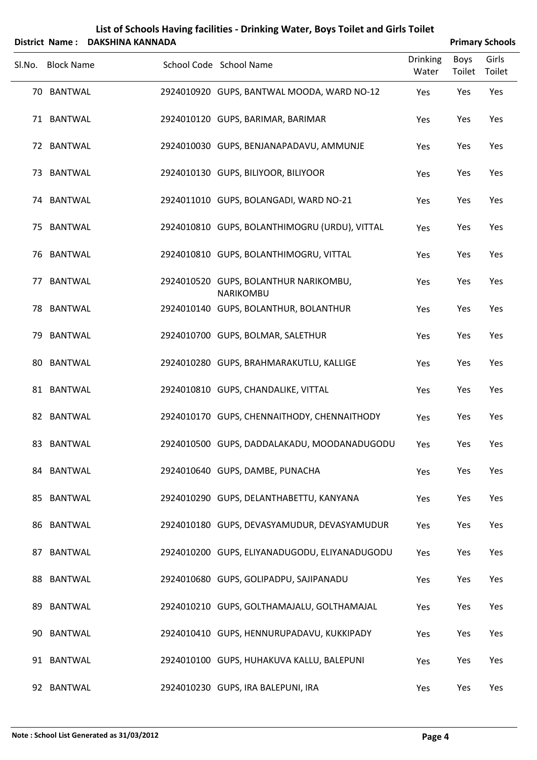## List of Schools Having facilities - Drinking Water, Boys Toilet and Girls Toilet

**District Name : DAKSHINA KANNADA** **Primary Schools**

| Sl.No. | Block Name | School Code | School Name | Drinking Water | Boys Toilet | Girls Toilet |
|---|---|---|---|---|---|---|
| 70 | BANTWAL | 2924010920 | GUPS, BANTWAL MOODA, WARD NO-12 | Yes | Yes | Yes |
| 71 | BANTWAL | 2924010120 | GUPS, BARIMAR, BARIMAR | Yes | Yes | Yes |
| 72 | BANTWAL | 2924010030 | GUPS, BENJANAPADAVU, AMMUNJE | Yes | Yes | Yes |
| 73 | BANTWAL | 2924010130 | GUPS, BILIYOOR, BILIYOOR | Yes | Yes | Yes |
| 74 | BANTWAL | 2924011010 | GUPS, BOLANGADI, WARD NO-21 | Yes | Yes | Yes |
| 75 | BANTWAL | 2924010810 | GUPS, BOLANTHIMOGRU (URDU), VITTAL | Yes | Yes | Yes |
| 76 | BANTWAL | 2924010810 | GUPS, BOLANTHIMOGRU, VITTAL | Yes | Yes | Yes |
| 77 | BANTWAL | 2924010520 | GUPS, BOLANTHUR NARIKOMBU, NARIKOMBU | Yes | Yes | Yes |
| 78 | BANTWAL | 2924010140 | GUPS, BOLANTHUR, BOLANTHUR | Yes | Yes | Yes |
| 79 | BANTWAL | 2924010700 | GUPS, BOLMAR, SALETHUR | Yes | Yes | Yes |
| 80 | BANTWAL | 2924010280 | GUPS, BRAHMARAKUTLU, KALLIGE | Yes | Yes | Yes |
| 81 | BANTWAL | 2924010810 | GUPS, CHANDALIKE, VITTAL | Yes | Yes | Yes |
| 82 | BANTWAL | 2924010170 | GUPS, CHENNAITHODY, CHENNAITHODY | Yes | Yes | Yes |
| 83 | BANTWAL | 2924010500 | GUPS, DADDALAKADU, MOODANADUGODU | Yes | Yes | Yes |
| 84 | BANTWAL | 2924010640 | GUPS, DAMBE, PUNACHA | Yes | Yes | Yes |
| 85 | BANTWAL | 2924010290 | GUPS, DELANTHABETTU, KANYANA | Yes | Yes | Yes |
| 86 | BANTWAL | 2924010180 | GUPS, DEVASYAMUDUR, DEVASYAMUDUR | Yes | Yes | Yes |
| 87 | BANTWAL | 2924010200 | GUPS, ELIYANADUGODU, ELIYANADUGODU | Yes | Yes | Yes |
| 88 | BANTWAL | 2924010680 | GUPS, GOLIPADPU, SAJIPANADU | Yes | Yes | Yes |
| 89 | BANTWAL | 2924010210 | GUPS, GOLTHAMAJALU, GOLTHAMAJAL | Yes | Yes | Yes |
| 90 | BANTWAL | 2924010410 | GUPS, HENNURUPADAVU, KUKKIPADY | Yes | Yes | Yes |
| 91 | BANTWAL | 2924010100 | GUPS, HUHAKUVA KALLU, BALEPUNI | Yes | Yes | Yes |
| 92 | BANTWAL | 2924010230 | GUPS, IRA BALEPUNI, IRA | Yes | Yes | Yes |

**Note : School List Generated as 31/03/2012**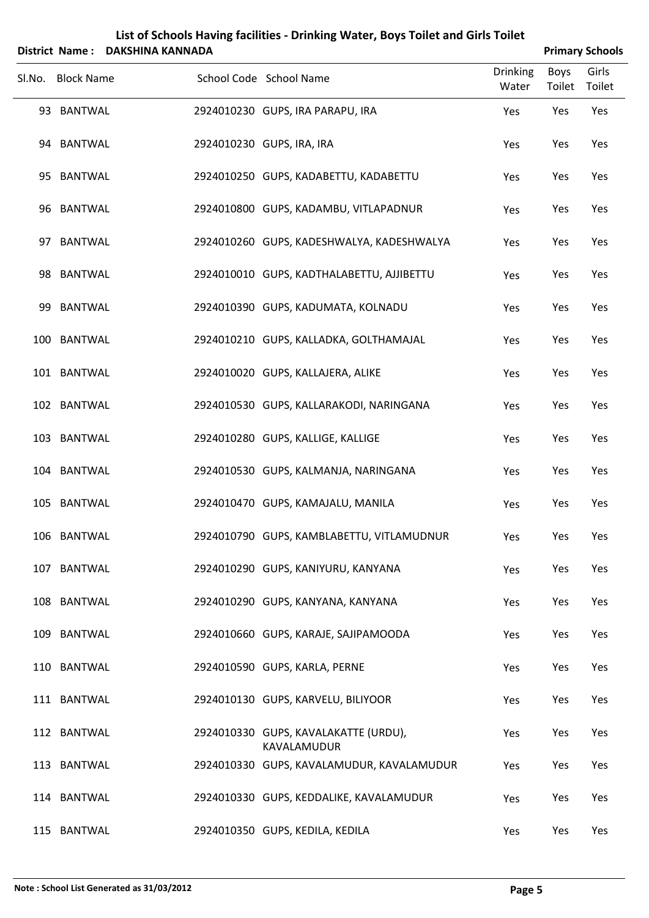# List of Schools Having facilities - Drinking Water, Boys Toilet and Girls Toilet

**District Name : DAKSHINA KANNADA** **Primary Schools**

| Sl.No. | Block Name | School Code | School Name | Drinking Water | Boys Toilet | Girls Toilet |
|---|---|---|---|---|---|---|
| 93 | BANTWAL | 2924010230 | GUPS, IRA PARAPU, IRA | Yes | Yes | Yes |
| 94 | BANTWAL | 2924010230 | GUPS, IRA, IRA | Yes | Yes | Yes |
| 95 | BANTWAL | 2924010250 | GUPS, KADABETTU, KADABETTU | Yes | Yes | Yes |
| 96 | BANTWAL | 2924010800 | GUPS, KADAMBU, VITLAPADNUR | Yes | Yes | Yes |
| 97 | BANTWAL | 2924010260 | GUPS, KADESHWALYA, KADESHWALYA | Yes | Yes | Yes |
| 98 | BANTWAL | 2924010010 | GUPS, KADTHALABETTU, AJJIBETTU | Yes | Yes | Yes |
| 99 | BANTWAL | 2924010390 | GUPS, KADUMATA, KOLNADU | Yes | Yes | Yes |
| 100 | BANTWAL | 2924010210 | GUPS, KALLADKA, GOLTHAMAJAL | Yes | Yes | Yes |
| 101 | BANTWAL | 2924010020 | GUPS, KALLAJERA, ALIKE | Yes | Yes | Yes |
| 102 | BANTWAL | 2924010530 | GUPS, KALLARAKODI, NARINGANA | Yes | Yes | Yes |
| 103 | BANTWAL | 2924010280 | GUPS, KALLIGE, KALLIGE | Yes | Yes | Yes |
| 104 | BANTWAL | 2924010530 | GUPS, KALMANJA, NARINGANA | Yes | Yes | Yes |
| 105 | BANTWAL | 2924010470 | GUPS, KAMAJALU, MANILA | Yes | Yes | Yes |
| 106 | BANTWAL | 2924010790 | GUPS, KAMBLABETTU, VITLAMUDNUR | Yes | Yes | Yes |
| 107 | BANTWAL | 2924010290 | GUPS, KANIYURU, KANYANA | Yes | Yes | Yes |
| 108 | BANTWAL | 2924010290 | GUPS, KANYANA, KANYANA | Yes | Yes | Yes |
| 109 | BANTWAL | 2924010660 | GUPS, KARAJE, SAJIPAMOODA | Yes | Yes | Yes |
| 110 | BANTWAL | 2924010590 | GUPS, KARLA, PERNE | Yes | Yes | Yes |
| 111 | BANTWAL | 2924010130 | GUPS, KARVELU, BILIYOOR | Yes | Yes | Yes |
| 112 | BANTWAL | 2924010330 | GUPS, KAVALAKATTE (URDU), KAVALAMUDUR | Yes | Yes | Yes |
| 113 | BANTWAL | 2924010330 | GUPS, KAVALAMUDUR, KAVALAMUDUR | Yes | Yes | Yes |
| 114 | BANTWAL | 2924010330 | GUPS, KEDDALIKE, KAVALAMUDUR | Yes | Yes | Yes |
| 115 | BANTWAL | 2924010350 | GUPS, KEDILA, KEDILA | Yes | Yes | Yes |

**Note : School List Generated as 31/03/2012**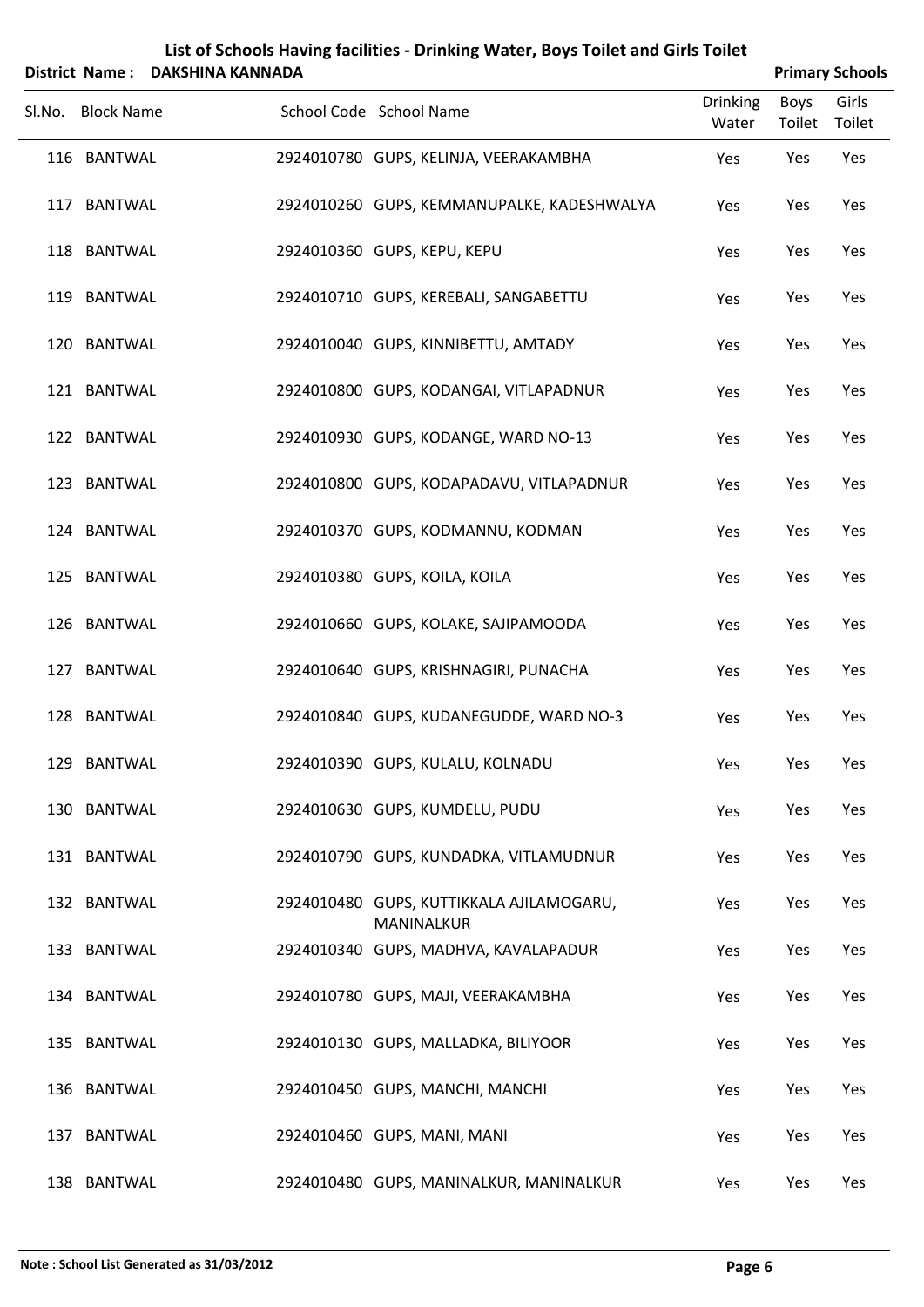# List of Schools Having facilities - Drinking Water, Boys Toilet and Girls Toilet

**District Name : DAKSHINA KANNADA** | **Primary Schools**

| Sl.No. | Block Name | School Code | School Name | Drinking Water | Boys Toilet | Girls Toilet |
|---|---|---|---|---|---|---|
| 116 | BANTWAL | 2924010780 | GUPS, KELINJA, VEERAKAMBHA | Yes | Yes | Yes |
| 117 | BANTWAL | 2924010260 | GUPS, KEMMANUPALKE, KADESHWALYA | Yes | Yes | Yes |
| 118 | BANTWAL | 2924010360 | GUPS, KEPU, KEPU | Yes | Yes | Yes |
| 119 | BANTWAL | 2924010710 | GUPS, KEREBALI, SANGABETTU | Yes | Yes | Yes |
| 120 | BANTWAL | 2924010040 | GUPS, KINNIBETTU, AMTADY | Yes | Yes | Yes |
| 121 | BANTWAL | 2924010800 | GUPS, KODANGAI, VITLAPADNUR | Yes | Yes | Yes |
| 122 | BANTWAL | 2924010930 | GUPS, KODANGE, WARD NO-13 | Yes | Yes | Yes |
| 123 | BANTWAL | 2924010800 | GUPS, KODAPADAVU, VITLAPADNUR | Yes | Yes | Yes |
| 124 | BANTWAL | 2924010370 | GUPS, KODMANNU, KODMAN | Yes | Yes | Yes |
| 125 | BANTWAL | 2924010380 | GUPS, KOILA, KOILA | Yes | Yes | Yes |
| 126 | BANTWAL | 2924010660 | GUPS, KOLAKE, SAJIPAMOODA | Yes | Yes | Yes |
| 127 | BANTWAL | 2924010640 | GUPS, KRISHNAGIRI, PUNACHA | Yes | Yes | Yes |
| 128 | BANTWAL | 2924010840 | GUPS, KUDANEGUDDE, WARD NO-3 | Yes | Yes | Yes |
| 129 | BANTWAL | 2924010390 | GUPS, KULALU, KOLNADU | Yes | Yes | Yes |
| 130 | BANTWAL | 2924010630 | GUPS, KUMDELU, PUDU | Yes | Yes | Yes |
| 131 | BANTWAL | 2924010790 | GUPS, KUNDADKA, VITLAMUDNUR | Yes | Yes | Yes |
| 132 | BANTWAL | 2924010480 | GUPS, KUTTIKKALA AJILAMOGARU, MANINALKUR | Yes | Yes | Yes |
| 133 | BANTWAL | 2924010340 | GUPS, MADHVA, KAVALAPADUR | Yes | Yes | Yes |
| 134 | BANTWAL | 2924010780 | GUPS, MAJI, VEERAKAMBHA | Yes | Yes | Yes |
| 135 | BANTWAL | 2924010130 | GUPS, MALLADKA, BILIYOOR | Yes | Yes | Yes |
| 136 | BANTWAL | 2924010450 | GUPS, MANCHI, MANCHI | Yes | Yes | Yes |
| 137 | BANTWAL | 2924010460 | GUPS, MANI, MANI | Yes | Yes | Yes |
| 138 | BANTWAL | 2924010480 | GUPS, MANINALKUR, MANINALKUR | Yes | Yes | Yes |

**Note : School List Generated as 31/03/2012**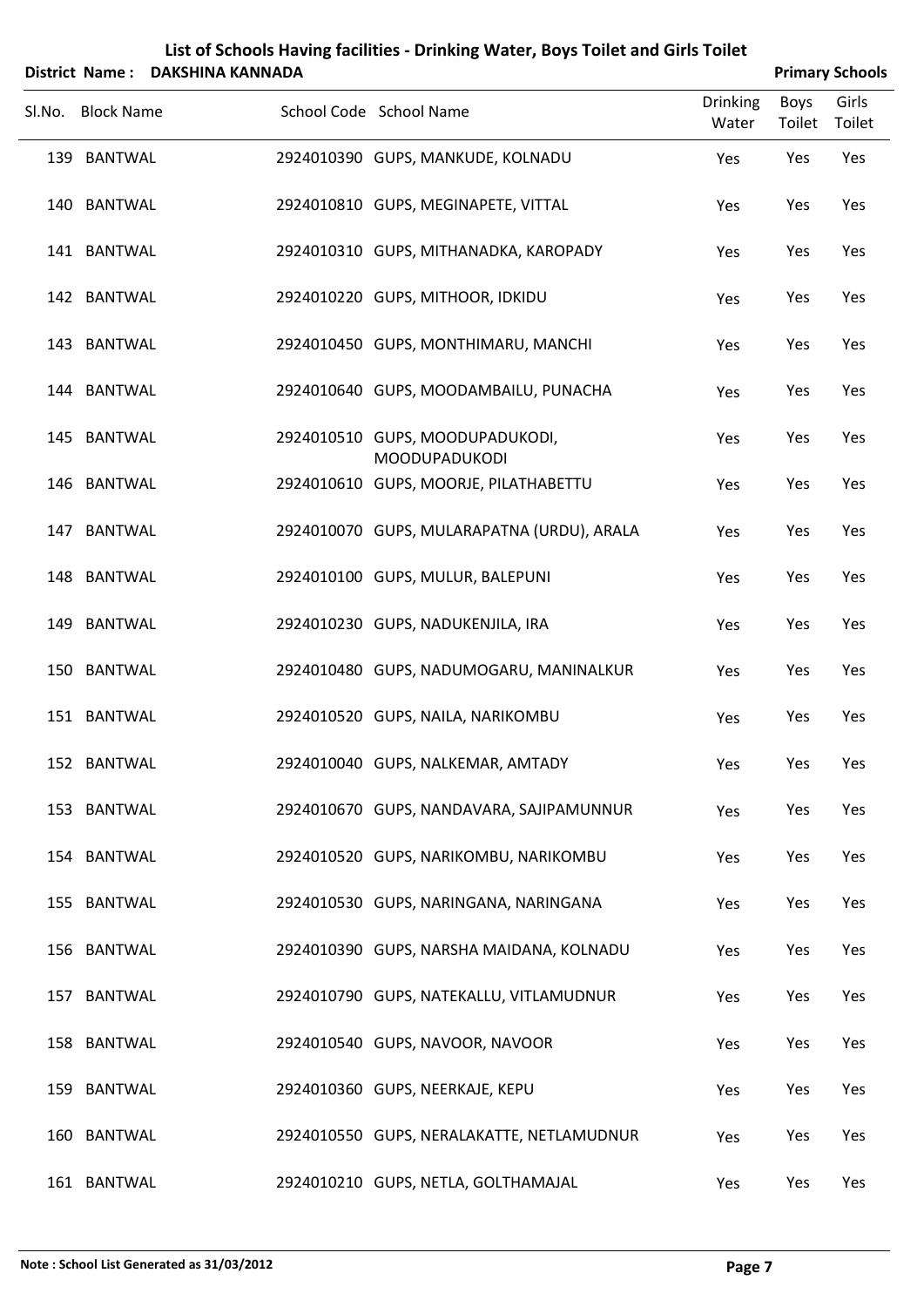## List of Schools Having facilities - Drinking Water, Boys Toilet and Girls Toilet

**District Name : DAKSHINA KANNADA** — **Primary Schools**

| Sl.No. | Block Name | School Code | School Name | Drinking Water | Boys Toilet | Girls Toilet |
|---|---|---|---|---|---|---|
| 139 | BANTWAL | 2924010390 | GUPS, MANKUDE, KOLNADU | Yes | Yes | Yes |
| 140 | BANTWAL | 2924010810 | GUPS, MEGINAPETE, VITTAL | Yes | Yes | Yes |
| 141 | BANTWAL | 2924010310 | GUPS, MITHANADKA, KAROPADY | Yes | Yes | Yes |
| 142 | BANTWAL | 2924010220 | GUPS, MITHOOR, IDKIDU | Yes | Yes | Yes |
| 143 | BANTWAL | 2924010450 | GUPS, MONTHIMARU, MANCHI | Yes | Yes | Yes |
| 144 | BANTWAL | 2924010640 | GUPS, MOODAMBAILU, PUNACHA | Yes | Yes | Yes |
| 145 | BANTWAL | 2924010510 | GUPS, MOODUPADUKODI, MOODUPADUKODI | Yes | Yes | Yes |
| 146 | BANTWAL | 2924010610 | GUPS, MOORJE, PILATHABETTU | Yes | Yes | Yes |
| 147 | BANTWAL | 2924010070 | GUPS, MULARAPATNA (URDU), ARALA | Yes | Yes | Yes |
| 148 | BANTWAL | 2924010100 | GUPS, MULUR, BALEPUNI | Yes | Yes | Yes |
| 149 | BANTWAL | 2924010230 | GUPS, NADUKENJILA, IRA | Yes | Yes | Yes |
| 150 | BANTWAL | 2924010480 | GUPS, NADUMOGARU, MANINALKUR | Yes | Yes | Yes |
| 151 | BANTWAL | 2924010520 | GUPS, NAILA, NARIKOMBU | Yes | Yes | Yes |
| 152 | BANTWAL | 2924010040 | GUPS, NALKEMAR, AMTADY | Yes | Yes | Yes |
| 153 | BANTWAL | 2924010670 | GUPS, NANDAVARA, SAJIPAMUNNUR | Yes | Yes | Yes |
| 154 | BANTWAL | 2924010520 | GUPS, NARIKOMBU, NARIKOMBU | Yes | Yes | Yes |
| 155 | BANTWAL | 2924010530 | GUPS, NARINGANA, NARINGANA | Yes | Yes | Yes |
| 156 | BANTWAL | 2924010390 | GUPS, NARSHA MAIDANA, KOLNADU | Yes | Yes | Yes |
| 157 | BANTWAL | 2924010790 | GUPS, NATEKALLU, VITLAMUDNUR | Yes | Yes | Yes |
| 158 | BANTWAL | 2924010540 | GUPS, NAVOOR, NAVOOR | Yes | Yes | Yes |
| 159 | BANTWAL | 2924010360 | GUPS, NEERKAJE, KEPU | Yes | Yes | Yes |
| 160 | BANTWAL | 2924010550 | GUPS, NERALAKATTE, NETLAMUDNUR | Yes | Yes | Yes |
| 161 | BANTWAL | 2924010210 | GUPS, NETLA, GOLTHAMAJAL | Yes | Yes | Yes |

**Note : School List Generated as 31/03/2012**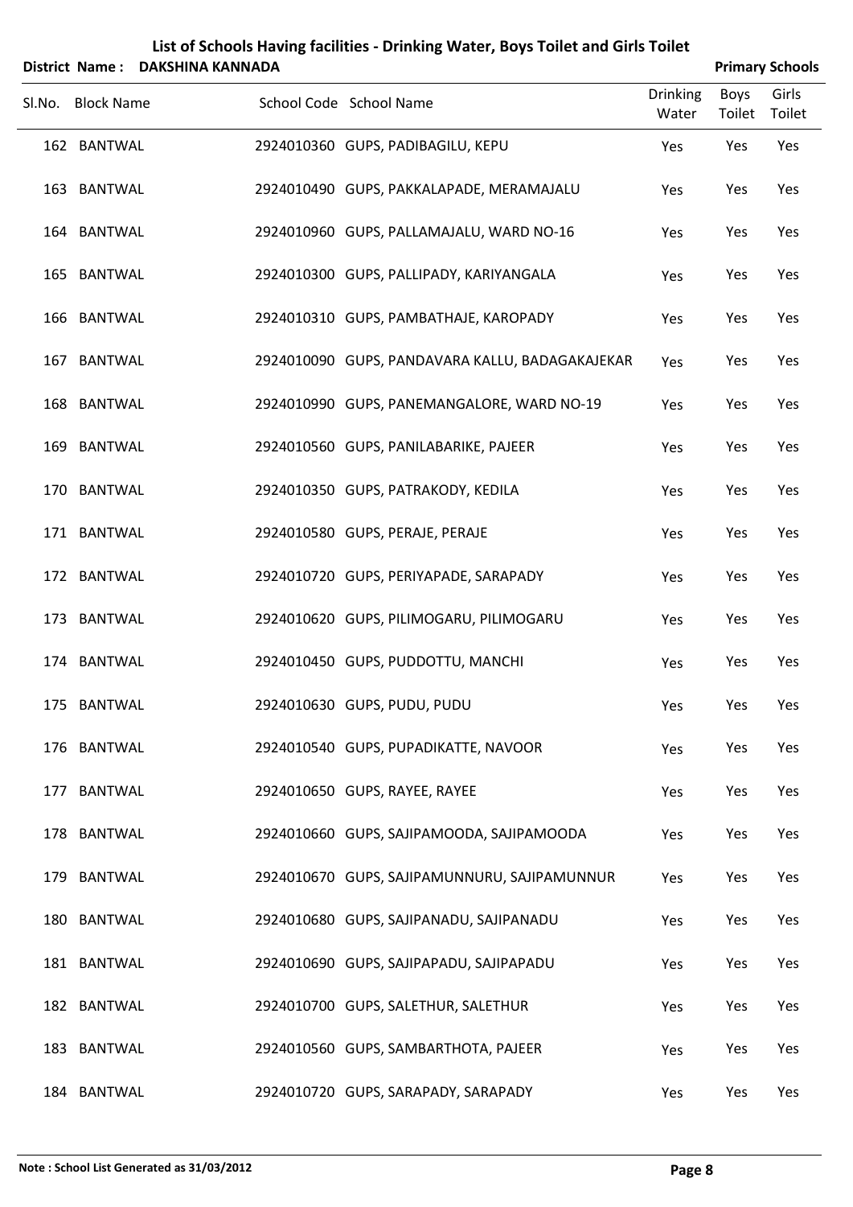# List of Schools Having facilities - Drinking Water, Boys Toilet and Girls Toilet

**District Name : DAKSHINA KANNADA** **Primary Schools**

| Sl.No. | Block Name | School Code | School Name | Drinking Water | Boys Toilet | Girls Toilet |
|---|---|---|---|---|---|---|
| 162 | BANTWAL | 2924010360 | GUPS, PADIBAGILU, KEPU | Yes | Yes | Yes |
| 163 | BANTWAL | 2924010490 | GUPS, PAKKALAPADE, MERAMAJALU | Yes | Yes | Yes |
| 164 | BANTWAL | 2924010960 | GUPS, PALLAMAJALU, WARD NO-16 | Yes | Yes | Yes |
| 165 | BANTWAL | 2924010300 | GUPS, PALLIPADY, KARIYANGALA | Yes | Yes | Yes |
| 166 | BANTWAL | 2924010310 | GUPS, PAMBATHAJE, KAROPADY | Yes | Yes | Yes |
| 167 | BANTWAL | 2924010090 | GUPS, PANDAVARA KALLU, BADAGAKAJEKAR | Yes | Yes | Yes |
| 168 | BANTWAL | 2924010990 | GUPS, PANEMANGALORE, WARD NO-19 | Yes | Yes | Yes |
| 169 | BANTWAL | 2924010560 | GUPS, PANILABARIKE, PAJEER | Yes | Yes | Yes |
| 170 | BANTWAL | 2924010350 | GUPS, PATRAKODY, KEDILA | Yes | Yes | Yes |
| 171 | BANTWAL | 2924010580 | GUPS, PERAJE, PERAJE | Yes | Yes | Yes |
| 172 | BANTWAL | 2924010720 | GUPS, PERIYAPADE, SARAPADY | Yes | Yes | Yes |
| 173 | BANTWAL | 2924010620 | GUPS, PILIMOGARU, PILIMOGARU | Yes | Yes | Yes |
| 174 | BANTWAL | 2924010450 | GUPS, PUDDOTTU, MANCHI | Yes | Yes | Yes |
| 175 | BANTWAL | 2924010630 | GUPS, PUDU, PUDU | Yes | Yes | Yes |
| 176 | BANTWAL | 2924010540 | GUPS, PUPADIKATTE, NAVOOR | Yes | Yes | Yes |
| 177 | BANTWAL | 2924010650 | GUPS, RAYEE, RAYEE | Yes | Yes | Yes |
| 178 | BANTWAL | 2924010660 | GUPS, SAJIPAMOODA, SAJIPAMOODA | Yes | Yes | Yes |
| 179 | BANTWAL | 2924010670 | GUPS, SAJIPAMUNNURU, SAJIPAMUNNUR | Yes | Yes | Yes |
| 180 | BANTWAL | 2924010680 | GUPS, SAJIPANADU, SAJIPANADU | Yes | Yes | Yes |
| 181 | BANTWAL | 2924010690 | GUPS, SAJIPAPADU, SAJIPAPADU | Yes | Yes | Yes |
| 182 | BANTWAL | 2924010700 | GUPS, SALETHUR, SALETHUR | Yes | Yes | Yes |
| 183 | BANTWAL | 2924010560 | GUPS, SAMBARTHOTA, PAJEER | Yes | Yes | Yes |
| 184 | BANTWAL | 2924010720 | GUPS, SARAPADY, SARAPADY | Yes | Yes | Yes |

**Note : School List Generated as 31/03/2012**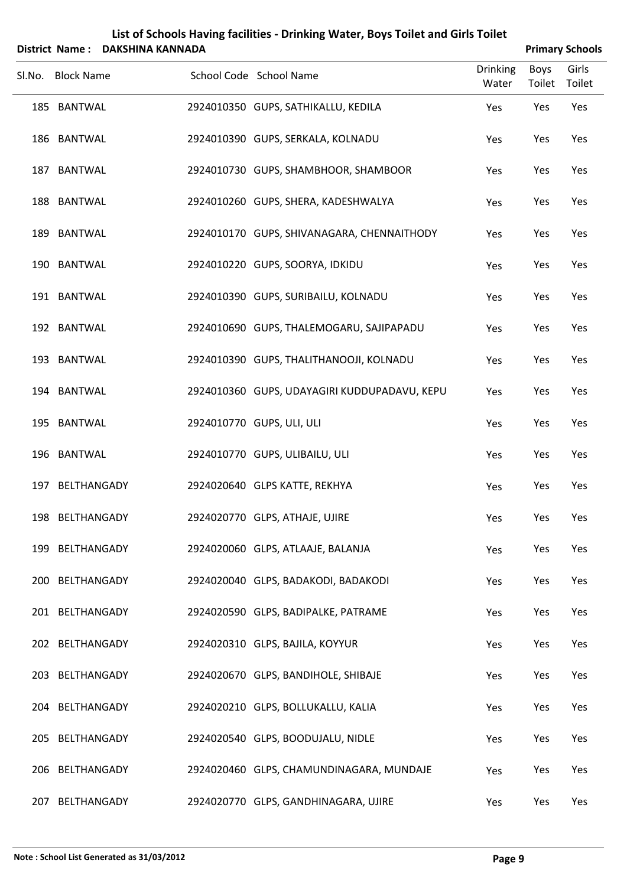# List of Schools Having facilities - Drinking Water, Boys Toilet and Girls Toilet

**District Name : DAKSHINA KANNADA** **Primary Schools**

| Sl.No. | Block Name | School Code | School Name | Drinking Water | Boys Toilet | Girls Toilet |
|---|---|---|---|---|---|---|
| 185 | BANTWAL | 2924010350 | GUPS, SATHIKALLU, KEDILA | Yes | Yes | Yes |
| 186 | BANTWAL | 2924010390 | GUPS, SERKALA, KOLNADU | Yes | Yes | Yes |
| 187 | BANTWAL | 2924010730 | GUPS, SHAMBHOOR, SHAMBOOR | Yes | Yes | Yes |
| 188 | BANTWAL | 2924010260 | GUPS, SHERA, KADESHWALYA | Yes | Yes | Yes |
| 189 | BANTWAL | 2924010170 | GUPS, SHIVANAGARA, CHENNAITHODY | Yes | Yes | Yes |
| 190 | BANTWAL | 2924010220 | GUPS, SOORYA, IDKIDU | Yes | Yes | Yes |
| 191 | BANTWAL | 2924010390 | GUPS, SURIBAILU, KOLNADU | Yes | Yes | Yes |
| 192 | BANTWAL | 2924010690 | GUPS, THALEMOGARU, SAJIPAPADU | Yes | Yes | Yes |
| 193 | BANTWAL | 2924010390 | GUPS, THALITHANOOJI, KOLNADU | Yes | Yes | Yes |
| 194 | BANTWAL | 2924010360 | GUPS, UDAYAGIRI KUDDUPADAVU, KEPU | Yes | Yes | Yes |
| 195 | BANTWAL | 2924010770 | GUPS, ULI, ULI | Yes | Yes | Yes |
| 196 | BANTWAL | 2924010770 | GUPS, ULIBAILU, ULI | Yes | Yes | Yes |
| 197 | BELTHANGADY | 2924020640 | GLPS KATTE, REKHYA | Yes | Yes | Yes |
| 198 | BELTHANGADY | 2924020770 | GLPS, ATHAJE, UJIRE | Yes | Yes | Yes |
| 199 | BELTHANGADY | 2924020060 | GLPS, ATLAAJE, BALANJA | Yes | Yes | Yes |
| 200 | BELTHANGADY | 2924020040 | GLPS, BADAKODI, BADAKODI | Yes | Yes | Yes |
| 201 | BELTHANGADY | 2924020590 | GLPS, BADIPALKE, PATRAME | Yes | Yes | Yes |
| 202 | BELTHANGADY | 2924020310 | GLPS, BAJILA, KOYYUR | Yes | Yes | Yes |
| 203 | BELTHANGADY | 2924020670 | GLPS, BANDIHOLE, SHIBAJE | Yes | Yes | Yes |
| 204 | BELTHANGADY | 2924020210 | GLPS, BOLLUKALLU, KALIA | Yes | Yes | Yes |
| 205 | BELTHANGADY | 2924020540 | GLPS, BOODUJALU, NIDLE | Yes | Yes | Yes |
| 206 | BELTHANGADY | 2924020460 | GLPS, CHAMUNDINAGARA, MUNDAJE | Yes | Yes | Yes |
| 207 | BELTHANGADY | 2924020770 | GLPS, GANDHINAGARA, UJIRE | Yes | Yes | Yes |

**Note : School List Generated as 31/03/2012**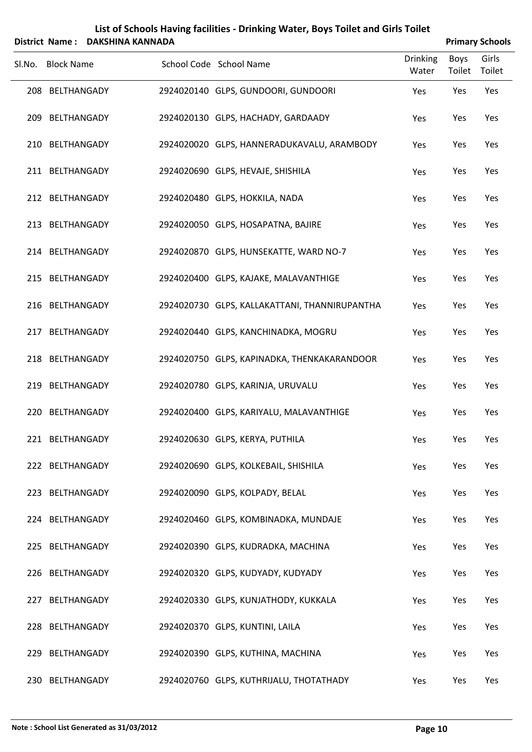# List of Schools Having facilities - Drinking Water, Boys Toilet and Girls Toilet

**District Name : DAKSHINA KANNADA** **Primary Schools**

| Sl.No. | Block Name | School Code | School Name | Drinking Water | Boys Toilet | Girls Toilet |
|---|---|---|---|---|---|---|
| 208 | BELTHANGADY | 2924020140 | GLPS, GUNDOORI, GUNDOORI | Yes | Yes | Yes |
| 209 | BELTHANGADY | 2924020130 | GLPS, HACHADY, GARDAADY | Yes | Yes | Yes |
| 210 | BELTHANGADY | 2924020020 | GLPS, HANNERADUKAVALU, ARAMBODY | Yes | Yes | Yes |
| 211 | BELTHANGADY | 2924020690 | GLPS, HEVAJE, SHISHILA | Yes | Yes | Yes |
| 212 | BELTHANGADY | 2924020480 | GLPS, HOKKILA, NADA | Yes | Yes | Yes |
| 213 | BELTHANGADY | 2924020050 | GLPS, HOSAPATNA, BAJIRE | Yes | Yes | Yes |
| 214 | BELTHANGADY | 2924020870 | GLPS, HUNSEKATTE, WARD NO-7 | Yes | Yes | Yes |
| 215 | BELTHANGADY | 2924020400 | GLPS, KAJAKE, MALAVANTHIGE | Yes | Yes | Yes |
| 216 | BELTHANGADY | 2924020730 | GLPS, KALLAKATTANI, THANNIRUPANTHA | Yes | Yes | Yes |
| 217 | BELTHANGADY | 2924020440 | GLPS, KANCHINADKA, MOGRU | Yes | Yes | Yes |
| 218 | BELTHANGADY | 2924020750 | GLPS, KAPINADKA, THENKAKARANDOOR | Yes | Yes | Yes |
| 219 | BELTHANGADY | 2924020780 | GLPS, KARINJA, URUVALU | Yes | Yes | Yes |
| 220 | BELTHANGADY | 2924020400 | GLPS, KARIYALU, MALAVANTHIGE | Yes | Yes | Yes |
| 221 | BELTHANGADY | 2924020630 | GLPS, KERYA, PUTHILA | Yes | Yes | Yes |
| 222 | BELTHANGADY | 2924020690 | GLPS, KOLKEBAIL, SHISHILA | Yes | Yes | Yes |
| 223 | BELTHANGADY | 2924020090 | GLPS, KOLPADY, BELAL | Yes | Yes | Yes |
| 224 | BELTHANGADY | 2924020460 | GLPS, KOMBINADKA, MUNDAJE | Yes | Yes | Yes |
| 225 | BELTHANGADY | 2924020390 | GLPS, KUDRADKA, MACHINA | Yes | Yes | Yes |
| 226 | BELTHANGADY | 2924020320 | GLPS, KUDYADY, KUDYADY | Yes | Yes | Yes |
| 227 | BELTHANGADY | 2924020330 | GLPS, KUNJATHODY, KUKKALA | Yes | Yes | Yes |
| 228 | BELTHANGADY | 2924020370 | GLPS, KUNTINI, LAILA | Yes | Yes | Yes |
| 229 | BELTHANGADY | 2924020390 | GLPS, KUTHINA, MACHINA | Yes | Yes | Yes |
| 230 | BELTHANGADY | 2924020760 | GLPS, KUTHRIJALU, THOTATHADY | Yes | Yes | Yes |

**Note : School List Generated as 31/03/2012**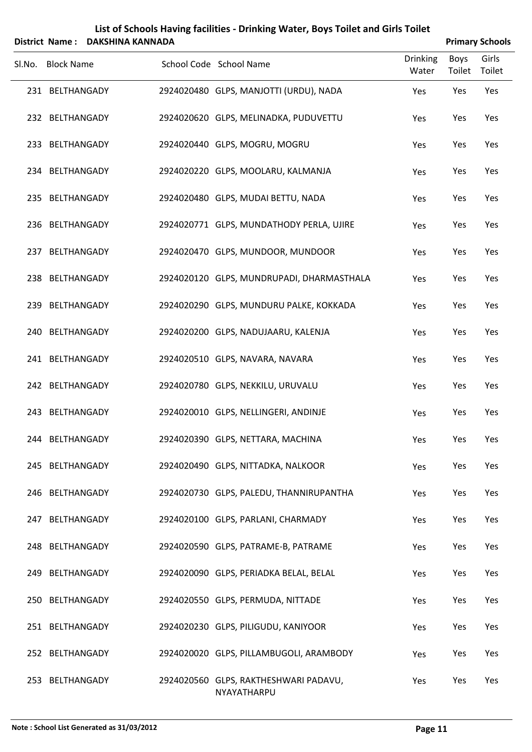# List of Schools Having facilities - Drinking Water, Boys Toilet and Girls Toilet

**District Name : DAKSHINA KANNADA** **Primary Schools**

| Sl.No. | Block Name | School Code | School Name | Drinking Water | Boys Toilet | Girls Toilet |
|---|---|---|---|---|---|---|
| 231 | BELTHANGADY | 2924020480 | GLPS, MANJOTTI (URDU), NADA | Yes | Yes | Yes |
| 232 | BELTHANGADY | 2924020620 | GLPS, MELINADKA, PUDUVETTU | Yes | Yes | Yes |
| 233 | BELTHANGADY | 2924020440 | GLPS, MOGRU, MOGRU | Yes | Yes | Yes |
| 234 | BELTHANGADY | 2924020220 | GLPS, MOOLARU, KALMANJA | Yes | Yes | Yes |
| 235 | BELTHANGADY | 2924020480 | GLPS, MUDAI BETTU, NADA | Yes | Yes | Yes |
| 236 | BELTHANGADY | 2924020771 | GLPS, MUNDATHODY PERLA, UJIRE | Yes | Yes | Yes |
| 237 | BELTHANGADY | 2924020470 | GLPS, MUNDOOR, MUNDOOR | Yes | Yes | Yes |
| 238 | BELTHANGADY | 2924020120 | GLPS, MUNDRUPADI, DHARMASTHALA | Yes | Yes | Yes |
| 239 | BELTHANGADY | 2924020290 | GLPS, MUNDURU PALKE, KOKKADA | Yes | Yes | Yes |
| 240 | BELTHANGADY | 2924020200 | GLPS, NADUJAARU, KALENJA | Yes | Yes | Yes |
| 241 | BELTHANGADY | 2924020510 | GLPS, NAVARA, NAVARA | Yes | Yes | Yes |
| 242 | BELTHANGADY | 2924020780 | GLPS, NEKKILU, URUVALU | Yes | Yes | Yes |
| 243 | BELTHANGADY | 2924020010 | GLPS, NELLINGERI, ANDINJE | Yes | Yes | Yes |
| 244 | BELTHANGADY | 2924020390 | GLPS, NETTARA, MACHINA | Yes | Yes | Yes |
| 245 | BELTHANGADY | 2924020490 | GLPS, NITTADKA, NALKOOR | Yes | Yes | Yes |
| 246 | BELTHANGADY | 2924020730 | GLPS, PALEDU, THANNIRUPANTHA | Yes | Yes | Yes |
| 247 | BELTHANGADY | 2924020100 | GLPS, PARLANI, CHARMADY | Yes | Yes | Yes |
| 248 | BELTHANGADY | 2924020590 | GLPS, PATRAME-B, PATRAME | Yes | Yes | Yes |
| 249 | BELTHANGADY | 2924020090 | GLPS, PERIADKA BELAL, BELAL | Yes | Yes | Yes |
| 250 | BELTHANGADY | 2924020550 | GLPS, PERMUDA, NITTADE | Yes | Yes | Yes |
| 251 | BELTHANGADY | 2924020230 | GLPS, PILIGUDU, KANIYOOR | Yes | Yes | Yes |
| 252 | BELTHANGADY | 2924020020 | GLPS, PILLAMBUGOLI, ARAMBODY | Yes | Yes | Yes |
| 253 | BELTHANGADY | 2924020560 | GLPS, RAKTHESHWARI PADAVU, NYAYATHARPU | Yes | Yes | Yes |

**Note : School List Generated as 31/03/2012**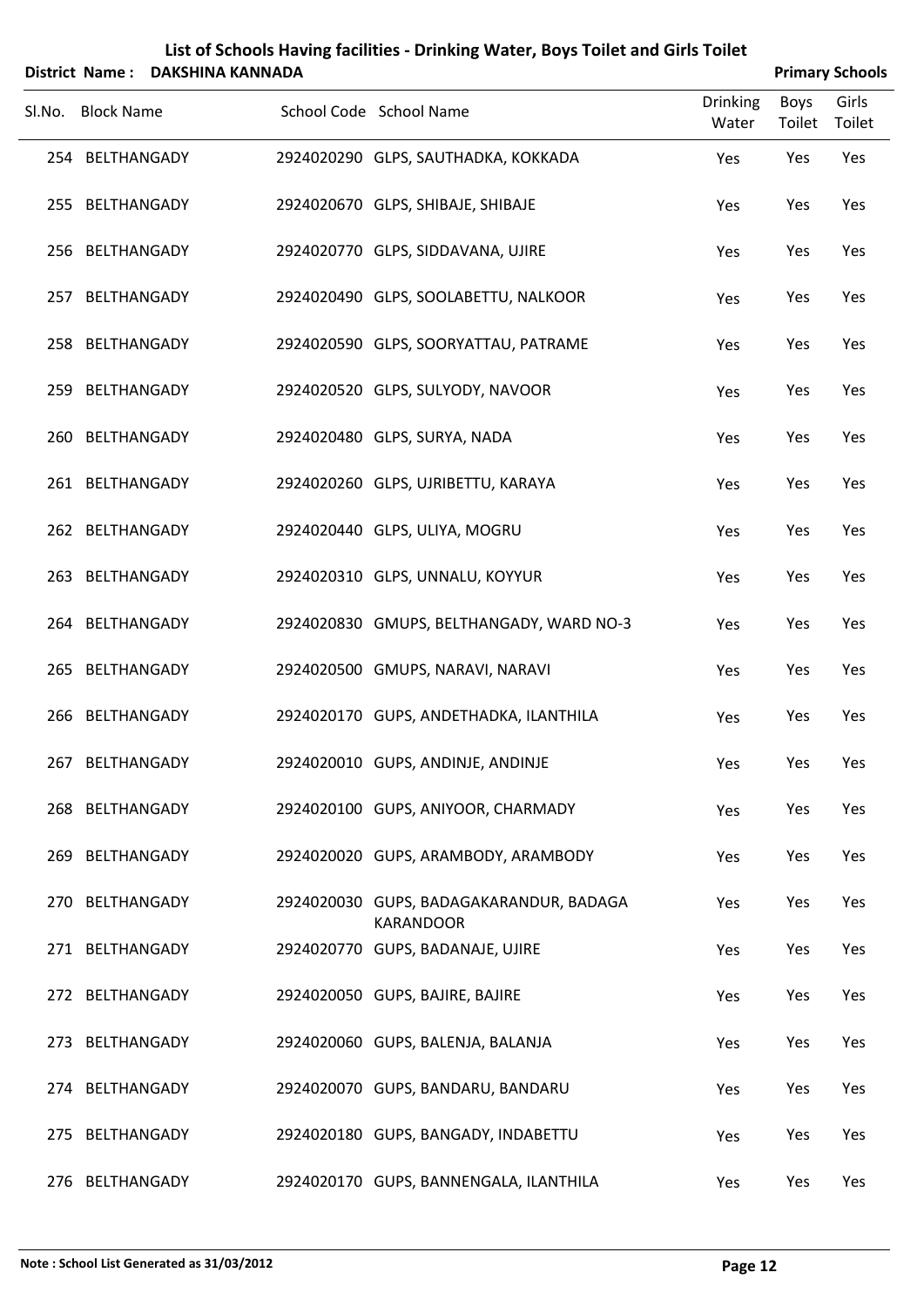## List of Schools Having facilities - Drinking Water, Boys Toilet and Girls Toilet

**District Name : DAKSHINA KANNADA** **Primary Schools**

| Sl.No. | Block Name | School Code | School Name | Drinking Water | Boys Toilet | Girls Toilet |
|---|---|---|---|---|---|---|
| 254 | BELTHANGADY | 2924020290 | GLPS, SAUTHADKA, KOKKADA | Yes | Yes | Yes |
| 255 | BELTHANGADY | 2924020670 | GLPS, SHIBAJE, SHIBAJE | Yes | Yes | Yes |
| 256 | BELTHANGADY | 2924020770 | GLPS, SIDDAVANA, UJIRE | Yes | Yes | Yes |
| 257 | BELTHANGADY | 2924020490 | GLPS, SOOLABETTU, NALKOOR | Yes | Yes | Yes |
| 258 | BELTHANGADY | 2924020590 | GLPS, SOORYATTAU, PATRAME | Yes | Yes | Yes |
| 259 | BELTHANGADY | 2924020520 | GLPS, SULYODY, NAVOOR | Yes | Yes | Yes |
| 260 | BELTHANGADY | 2924020480 | GLPS, SURYA, NADA | Yes | Yes | Yes |
| 261 | BELTHANGADY | 2924020260 | GLPS, UJRIBETTU, KARAYA | Yes | Yes | Yes |
| 262 | BELTHANGADY | 2924020440 | GLPS, ULIYA, MOGRU | Yes | Yes | Yes |
| 263 | BELTHANGADY | 2924020310 | GLPS, UNNALU, KOYYUR | Yes | Yes | Yes |
| 264 | BELTHANGADY | 2924020830 | GMUPS, BELTHANGADY, WARD NO-3 | Yes | Yes | Yes |
| 265 | BELTHANGADY | 2924020500 | GMUPS, NARAVI, NARAVI | Yes | Yes | Yes |
| 266 | BELTHANGADY | 2924020170 | GUPS, ANDETHADKA, ILANTHILA | Yes | Yes | Yes |
| 267 | BELTHANGADY | 2924020010 | GUPS, ANDINJE, ANDINJE | Yes | Yes | Yes |
| 268 | BELTHANGADY | 2924020100 | GUPS, ANIYOOR, CHARMADY | Yes | Yes | Yes |
| 269 | BELTHANGADY | 2924020020 | GUPS, ARAMBODY, ARAMBODY | Yes | Yes | Yes |
| 270 | BELTHANGADY | 2924020030 | GUPS, BADAGAKARANDUR, BADAGA KARANDOOR | Yes | Yes | Yes |
| 271 | BELTHANGADY | 2924020770 | GUPS, BADANAJE, UJIRE | Yes | Yes | Yes |
| 272 | BELTHANGADY | 2924020050 | GUPS, BAJIRE, BAJIRE | Yes | Yes | Yes |
| 273 | BELTHANGADY | 2924020060 | GUPS, BALENJA, BALANJA | Yes | Yes | Yes |
| 274 | BELTHANGADY | 2924020070 | GUPS, BANDARU, BANDARU | Yes | Yes | Yes |
| 275 | BELTHANGADY | 2924020180 | GUPS, BANGADY, INDABETTU | Yes | Yes | Yes |
| 276 | BELTHANGADY | 2924020170 | GUPS, BANNENGALA, ILANTHILA | Yes | Yes | Yes |

**Note : School List Generated as 31/03/2012**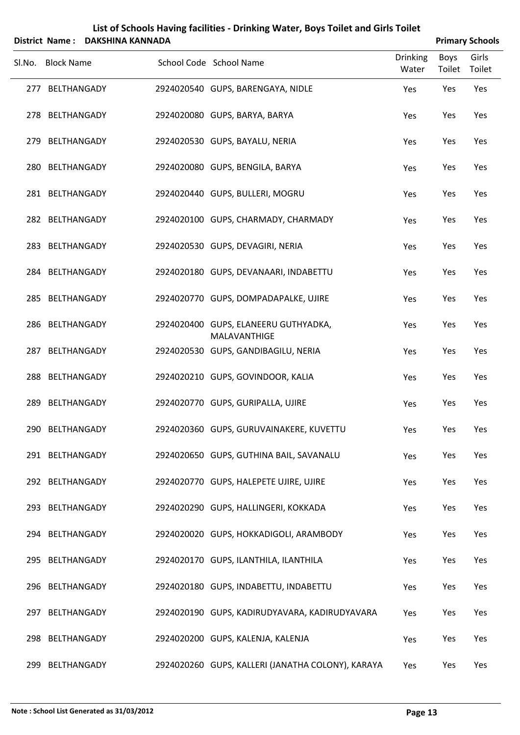# List of Schools Having facilities - Drinking Water, Boys Toilet and Girls Toilet

**District Name : DAKSHINA KANNADA** **Primary Schools**

| Sl.No. | Block Name | School Code | School Name | Drinking Water | Boys Toilet | Girls Toilet |
|---|---|---|---|---|---|---|
| 277 | BELTHANGADY | 2924020540 | GUPS, BARENGAYA, NIDLE | Yes | Yes | Yes |
| 278 | BELTHANGADY | 2924020080 | GUPS, BARYA, BARYA | Yes | Yes | Yes |
| 279 | BELTHANGADY | 2924020530 | GUPS, BAYALU, NERIA | Yes | Yes | Yes |
| 280 | BELTHANGADY | 2924020080 | GUPS, BENGILA, BARYA | Yes | Yes | Yes |
| 281 | BELTHANGADY | 2924020440 | GUPS, BULLERI, MOGRU | Yes | Yes | Yes |
| 282 | BELTHANGADY | 2924020100 | GUPS, CHARMADY, CHARMADY | Yes | Yes | Yes |
| 283 | BELTHANGADY | 2924020530 | GUPS, DEVAGIRI, NERIA | Yes | Yes | Yes |
| 284 | BELTHANGADY | 2924020180 | GUPS, DEVANAARI, INDABETTU | Yes | Yes | Yes |
| 285 | BELTHANGADY | 2924020770 | GUPS, DOMPADAPALKE, UJIRE | Yes | Yes | Yes |
| 286 | BELTHANGADY | 2924020400 | GUPS, ELANEERU GUTHYADKA, MALAVANTHIGE | Yes | Yes | Yes |
| 287 | BELTHANGADY | 2924020530 | GUPS, GANDIBAGILU, NERIA | Yes | Yes | Yes |
| 288 | BELTHANGADY | 2924020210 | GUPS, GOVINDOOR, KALIA | Yes | Yes | Yes |
| 289 | BELTHANGADY | 2924020770 | GUPS, GURIPALLA, UJIRE | Yes | Yes | Yes |
| 290 | BELTHANGADY | 2924020360 | GUPS, GURUVAINAKERE, KUVETTU | Yes | Yes | Yes |
| 291 | BELTHANGADY | 2924020650 | GUPS, GUTHINA BAIL, SAVANALU | Yes | Yes | Yes |
| 292 | BELTHANGADY | 2924020770 | GUPS, HALEPETE UJIRE, UJIRE | Yes | Yes | Yes |
| 293 | BELTHANGADY | 2924020290 | GUPS, HALLINGERI, KOKKADA | Yes | Yes | Yes |
| 294 | BELTHANGADY | 2924020020 | GUPS, HOKKADIGOLI, ARAMBODY | Yes | Yes | Yes |
| 295 | BELTHANGADY | 2924020170 | GUPS, ILANTHILA, ILANTHILA | Yes | Yes | Yes |
| 296 | BELTHANGADY | 2924020180 | GUPS, INDABETTU, INDABETTU | Yes | Yes | Yes |
| 297 | BELTHANGADY | 2924020190 | GUPS, KADIRUDYAVARA, KADIRUDYAVARA | Yes | Yes | Yes |
| 298 | BELTHANGADY | 2924020200 | GUPS, KALENJA, KALENJA | Yes | Yes | Yes |
| 299 | BELTHANGADY | 2924020260 | GUPS, KALLERI (JANATHA COLONY), KARAYA | Yes | Yes | Yes |

**Note : School List Generated as 31/03/2012**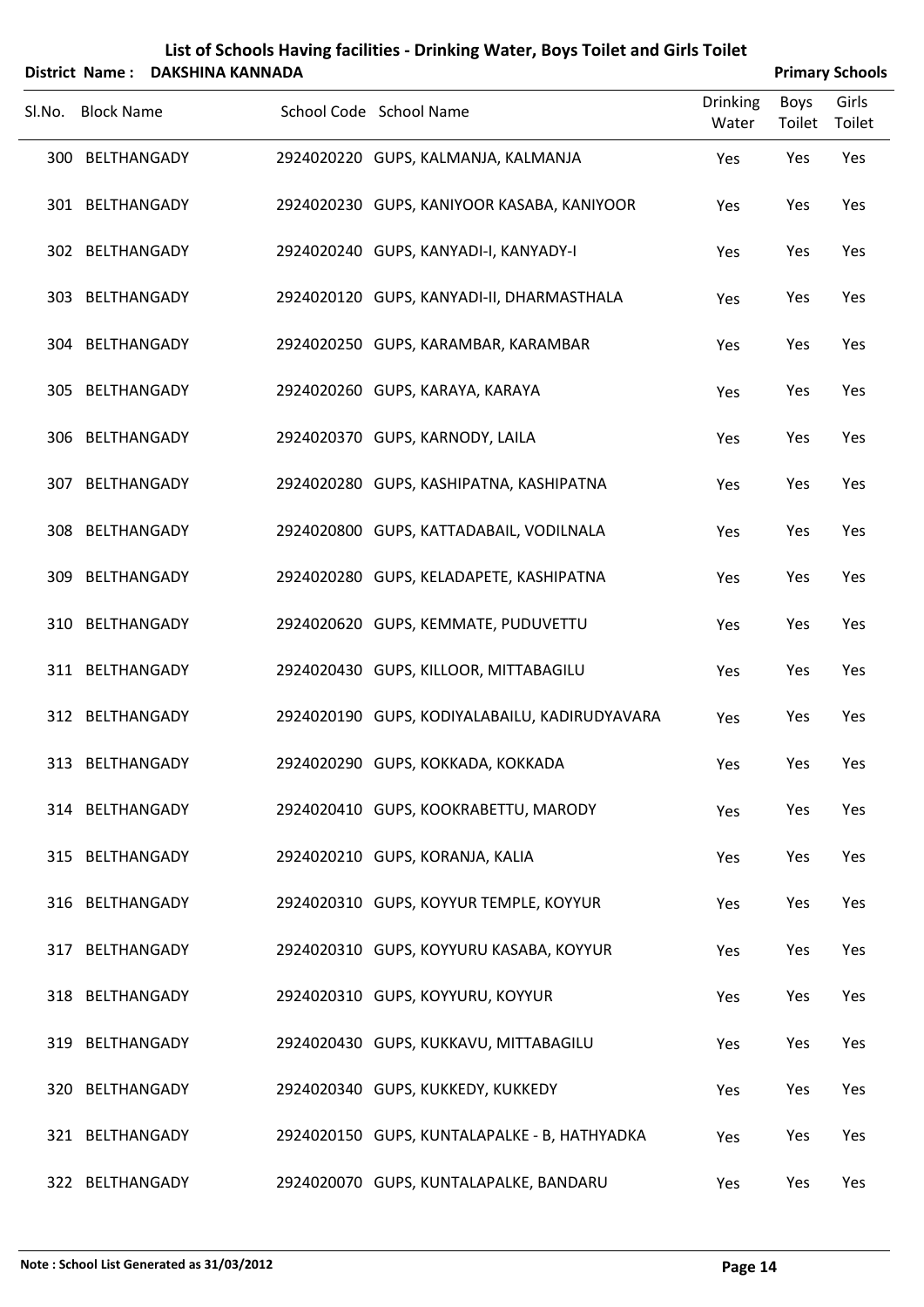# List of Schools Having facilities - Drinking Water, Boys Toilet and Girls Toilet

**District Name : DAKSHINA KANNADA** | **Primary Schools**

| Sl.No. | Block Name | School Code | School Name | Drinking Water | Boys Toilet | Girls Toilet |
|---|---|---|---|---|---|---|
| 300 | BELTHANGADY | 2924020220 | GUPS, KALMANJA, KALMANJA | Yes | Yes | Yes |
| 301 | BELTHANGADY | 2924020230 | GUPS, KANIYOOR KASABA, KANIYOOR | Yes | Yes | Yes |
| 302 | BELTHANGADY | 2924020240 | GUPS, KANYADI-I, KANYADY-I | Yes | Yes | Yes |
| 303 | BELTHANGADY | 2924020120 | GUPS, KANYADI-II, DHARMASTHALA | Yes | Yes | Yes |
| 304 | BELTHANGADY | 2924020250 | GUPS, KARAMBAR, KARAMBAR | Yes | Yes | Yes |
| 305 | BELTHANGADY | 2924020260 | GUPS, KARAYA, KARAYA | Yes | Yes | Yes |
| 306 | BELTHANGADY | 2924020370 | GUPS, KARNODY, LAILA | Yes | Yes | Yes |
| 307 | BELTHANGADY | 2924020280 | GUPS, KASHIPATNA, KASHIPATNA | Yes | Yes | Yes |
| 308 | BELTHANGADY | 2924020800 | GUPS, KATTADABAIL, VODILNALA | Yes | Yes | Yes |
| 309 | BELTHANGADY | 2924020280 | GUPS, KELADAPETE, KASHIPATNA | Yes | Yes | Yes |
| 310 | BELTHANGADY | 2924020620 | GUPS, KEMMATE, PUDUVETTU | Yes | Yes | Yes |
| 311 | BELTHANGADY | 2924020430 | GUPS, KILLOOR, MITTABAGILU | Yes | Yes | Yes |
| 312 | BELTHANGADY | 2924020190 | GUPS, KODIYALABAILU, KADIRUDYAVARA | Yes | Yes | Yes |
| 313 | BELTHANGADY | 2924020290 | GUPS, KOKKADA, KOKKADA | Yes | Yes | Yes |
| 314 | BELTHANGADY | 2924020410 | GUPS, KOOKRABETTU, MARODY | Yes | Yes | Yes |
| 315 | BELTHANGADY | 2924020210 | GUPS, KORANJA, KALIA | Yes | Yes | Yes |
| 316 | BELTHANGADY | 2924020310 | GUPS, KOYYUR TEMPLE, KOYYUR | Yes | Yes | Yes |
| 317 | BELTHANGADY | 2924020310 | GUPS, KOYYURU KASABA, KOYYUR | Yes | Yes | Yes |
| 318 | BELTHANGADY | 2924020310 | GUPS, KOYYURU, KOYYUR | Yes | Yes | Yes |
| 319 | BELTHANGADY | 2924020430 | GUPS, KUKKAVU, MITTABAGILU | Yes | Yes | Yes |
| 320 | BELTHANGADY | 2924020340 | GUPS, KUKKEDY, KUKKEDY | Yes | Yes | Yes |
| 321 | BELTHANGADY | 2924020150 | GUPS, KUNTALAPALKE - B, HATHYADKA | Yes | Yes | Yes |
| 322 | BELTHANGADY | 2924020070 | GUPS, KUNTALAPALKE, BANDARU | Yes | Yes | Yes |

**Note : School List Generated as 31/03/2012**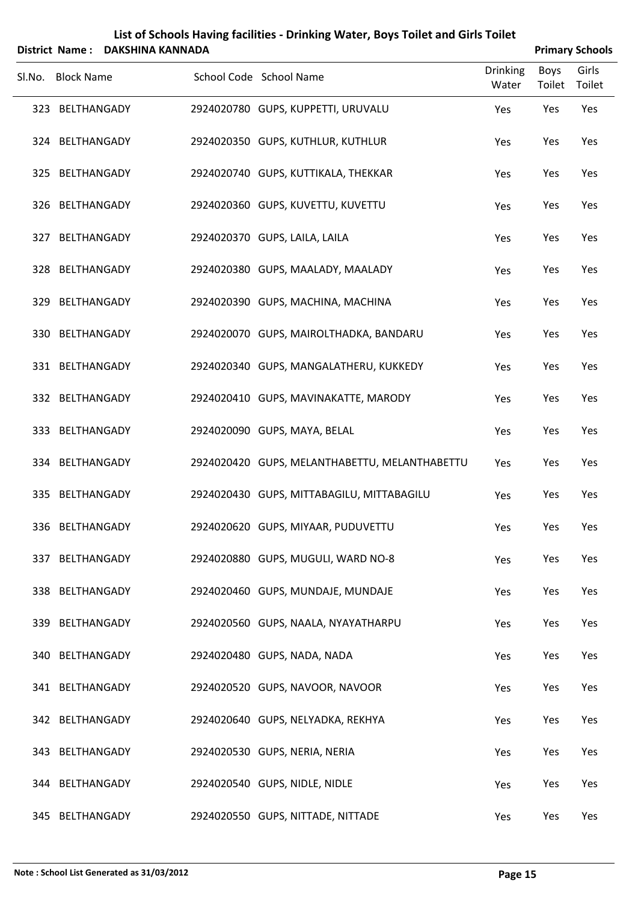# List of Schools Having facilities - Drinking Water, Boys Toilet and Girls Toilet

**District Name : DAKSHINA KANNADA** **Primary Schools**

| Sl.No. | Block Name | School Code | School Name | Drinking Water | Boys Toilet | Girls Toilet |
|---|---|---|---|---|---|---|
| 323 | BELTHANGADY | 2924020780 | GUPS, KUPPETTI, URUVALU | Yes | Yes | Yes |
| 324 | BELTHANGADY | 2924020350 | GUPS, KUTHLUR, KUTHLUR | Yes | Yes | Yes |
| 325 | BELTHANGADY | 2924020740 | GUPS, KUTTIKALA, THEKKAR | Yes | Yes | Yes |
| 326 | BELTHANGADY | 2924020360 | GUPS, KUVETTU, KUVETTU | Yes | Yes | Yes |
| 327 | BELTHANGADY | 2924020370 | GUPS, LAILA, LAILA | Yes | Yes | Yes |
| 328 | BELTHANGADY | 2924020380 | GUPS, MAALADY, MAALADY | Yes | Yes | Yes |
| 329 | BELTHANGADY | 2924020390 | GUPS, MACHINA, MACHINA | Yes | Yes | Yes |
| 330 | BELTHANGADY | 2924020070 | GUPS, MAIROLTHADKA, BANDARU | Yes | Yes | Yes |
| 331 | BELTHANGADY | 2924020340 | GUPS, MANGALATHERU, KUKKEDY | Yes | Yes | Yes |
| 332 | BELTHANGADY | 2924020410 | GUPS, MAVINAKATTE, MARODY | Yes | Yes | Yes |
| 333 | BELTHANGADY | 2924020090 | GUPS, MAYA, BELAL | Yes | Yes | Yes |
| 334 | BELTHANGADY | 2924020420 | GUPS, MELANTHABETTU, MELANTHABETTU | Yes | Yes | Yes |
| 335 | BELTHANGADY | 2924020430 | GUPS, MITTABAGILU, MITTABAGILU | Yes | Yes | Yes |
| 336 | BELTHANGADY | 2924020620 | GUPS, MIYAAR, PUDUVETTU | Yes | Yes | Yes |
| 337 | BELTHANGADY | 2924020880 | GUPS, MUGULI, WARD NO-8 | Yes | Yes | Yes |
| 338 | BELTHANGADY | 2924020460 | GUPS, MUNDAJE, MUNDAJE | Yes | Yes | Yes |
| 339 | BELTHANGADY | 2924020560 | GUPS, NAALA, NYAYATHARPU | Yes | Yes | Yes |
| 340 | BELTHANGADY | 2924020480 | GUPS, NADA, NADA | Yes | Yes | Yes |
| 341 | BELTHANGADY | 2924020520 | GUPS, NAVOOR, NAVOOR | Yes | Yes | Yes |
| 342 | BELTHANGADY | 2924020640 | GUPS, NELYADKA, REKHYA | Yes | Yes | Yes |
| 343 | BELTHANGADY | 2924020530 | GUPS, NERIA, NERIA | Yes | Yes | Yes |
| 344 | BELTHANGADY | 2924020540 | GUPS, NIDLE, NIDLE | Yes | Yes | Yes |
| 345 | BELTHANGADY | 2924020550 | GUPS, NITTADE, NITTADE | Yes | Yes | Yes |

**Note : School List Generated as 31/03/2012**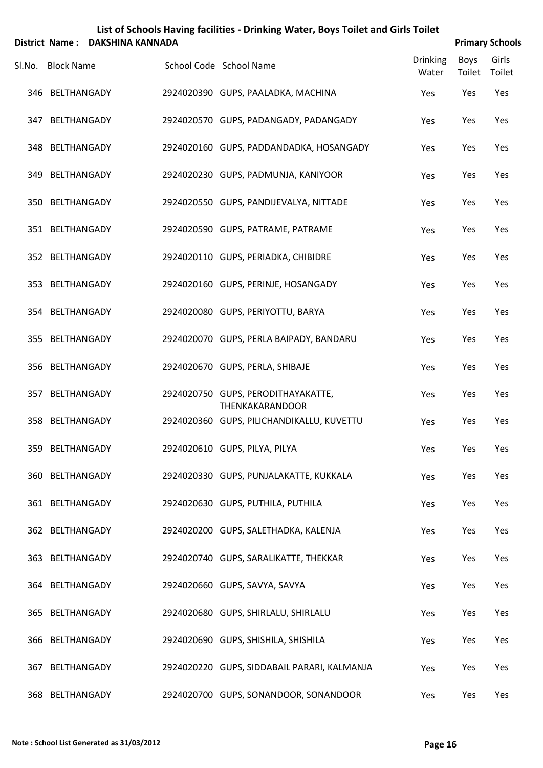# List of Schools Having facilities - Drinking Water, Boys Toilet and Girls Toilet

**District Name : DAKSHINA KANNADA** **Primary Schools**

| Sl.No. | Block Name | School Code | School Name | Drinking Water | Boys Toilet | Girls Toilet |
|---|---|---|---|---|---|---|
| 346 | BELTHANGADY | 2924020390 | GUPS, PAALADKA, MACHINA | Yes | Yes | Yes |
| 347 | BELTHANGADY | 2924020570 | GUPS, PADANGADY, PADANGADY | Yes | Yes | Yes |
| 348 | BELTHANGADY | 2924020160 | GUPS, PADDANDADKA, HOSANGADY | Yes | Yes | Yes |
| 349 | BELTHANGADY | 2924020230 | GUPS, PADMUNJA, KANIYOOR | Yes | Yes | Yes |
| 350 | BELTHANGADY | 2924020550 | GUPS, PANDIJEVALYA, NITTADE | Yes | Yes | Yes |
| 351 | BELTHANGADY | 2924020590 | GUPS, PATRAME, PATRAME | Yes | Yes | Yes |
| 352 | BELTHANGADY | 2924020110 | GUPS, PERIADKA, CHIBIDRE | Yes | Yes | Yes |
| 353 | BELTHANGADY | 2924020160 | GUPS, PERINJE, HOSANGADY | Yes | Yes | Yes |
| 354 | BELTHANGADY | 2924020080 | GUPS, PERIYOTTU, BARYA | Yes | Yes | Yes |
| 355 | BELTHANGADY | 2924020070 | GUPS, PERLA BAIPADY, BANDARU | Yes | Yes | Yes |
| 356 | BELTHANGADY | 2924020670 | GUPS, PERLA, SHIBAJE | Yes | Yes | Yes |
| 357 | BELTHANGADY | 2924020750 | GUPS, PERODITHAYAKATTE, THENKAKARANDOOR | Yes | Yes | Yes |
| 358 | BELTHANGADY | 2924020360 | GUPS, PILICHANDIKALLU, KUVETTU | Yes | Yes | Yes |
| 359 | BELTHANGADY | 2924020610 | GUPS, PILYA, PILYA | Yes | Yes | Yes |
| 360 | BELTHANGADY | 2924020330 | GUPS, PUNJALAKATTE, KUKKALA | Yes | Yes | Yes |
| 361 | BELTHANGADY | 2924020630 | GUPS, PUTHILA, PUTHILA | Yes | Yes | Yes |
| 362 | BELTHANGADY | 2924020200 | GUPS, SALETHADKA, KALENJA | Yes | Yes | Yes |
| 363 | BELTHANGADY | 2924020740 | GUPS, SARALIKATTE, THEKKAR | Yes | Yes | Yes |
| 364 | BELTHANGADY | 2924020660 | GUPS, SAVYA, SAVYA | Yes | Yes | Yes |
| 365 | BELTHANGADY | 2924020680 | GUPS, SHIRLALU, SHIRLALU | Yes | Yes | Yes |
| 366 | BELTHANGADY | 2924020690 | GUPS, SHISHILA, SHISHILA | Yes | Yes | Yes |
| 367 | BELTHANGADY | 2924020220 | GUPS, SIDDABAIL PARARI, KALMANJA | Yes | Yes | Yes |
| 368 | BELTHANGADY | 2924020700 | GUPS, SONANDOOR, SONANDOOR | Yes | Yes | Yes |

Note : School List Generated as 31/03/2012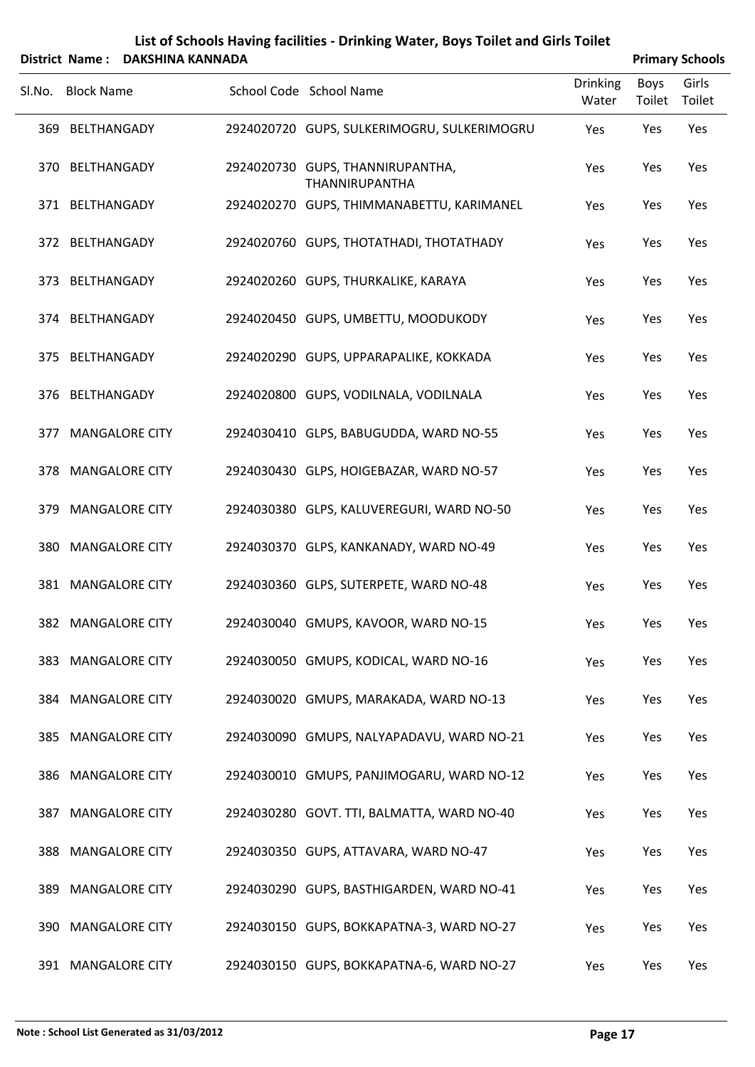# List of Schools Having facilities - Drinking Water, Boys Toilet and Girls Toilet

**District Name : DAKSHINA KANNADA** **Primary Schools**

| Sl.No. | Block Name | School Code | School Name | Drinking Water | Boys Toilet | Girls Toilet |
|---|---|---|---|---|---|---|
| 369 | BELTHANGADY | 2924020720 | GUPS, SULKERIMOGRU, SULKERIMOGRU | Yes | Yes | Yes |
| 370 | BELTHANGADY | 2924020730 | GUPS, THANNIRUPANTHA, THANNIRUPANTHA | Yes | Yes | Yes |
| 371 | BELTHANGADY | 2924020270 | GUPS, THIMMANABETTU, KARIMANEL | Yes | Yes | Yes |
| 372 | BELTHANGADY | 2924020760 | GUPS, THOTATHADI, THOTATHADY | Yes | Yes | Yes |
| 373 | BELTHANGADY | 2924020260 | GUPS, THURKALIKE, KARAYA | Yes | Yes | Yes |
| 374 | BELTHANGADY | 2924020450 | GUPS, UMBETTU, MOODUKODY | Yes | Yes | Yes |
| 375 | BELTHANGADY | 2924020290 | GUPS, UPPARAPALIKE, KOKKADA | Yes | Yes | Yes |
| 376 | BELTHANGADY | 2924020800 | GUPS, VODILNALA, VODILNALA | Yes | Yes | Yes |
| 377 | MANGALORE CITY | 2924030410 | GLPS, BABUGUDDA, WARD NO-55 | Yes | Yes | Yes |
| 378 | MANGALORE CITY | 2924030430 | GLPS, HOIGEBAZAR, WARD NO-57 | Yes | Yes | Yes |
| 379 | MANGALORE CITY | 2924030380 | GLPS, KALUVEREGURI, WARD NO-50 | Yes | Yes | Yes |
| 380 | MANGALORE CITY | 2924030370 | GLPS, KANKANADY, WARD NO-49 | Yes | Yes | Yes |
| 381 | MANGALORE CITY | 2924030360 | GLPS, SUTERPETE, WARD NO-48 | Yes | Yes | Yes |
| 382 | MANGALORE CITY | 2924030040 | GMUPS, KAVOOR, WARD NO-15 | Yes | Yes | Yes |
| 383 | MANGALORE CITY | 2924030050 | GMUPS, KODICAL, WARD NO-16 | Yes | Yes | Yes |
| 384 | MANGALORE CITY | 2924030020 | GMUPS, MARAKADA, WARD NO-13 | Yes | Yes | Yes |
| 385 | MANGALORE CITY | 2924030090 | GMUPS, NALYAPADAVU, WARD NO-21 | Yes | Yes | Yes |
| 386 | MANGALORE CITY | 2924030010 | GMUPS, PANJIMOGARU, WARD NO-12 | Yes | Yes | Yes |
| 387 | MANGALORE CITY | 2924030280 | GOVT. TTI, BALMATTA, WARD NO-40 | Yes | Yes | Yes |
| 388 | MANGALORE CITY | 2924030350 | GUPS, ATTAVARA, WARD NO-47 | Yes | Yes | Yes |
| 389 | MANGALORE CITY | 2924030290 | GUPS, BASTHIGARDEN, WARD NO-41 | Yes | Yes | Yes |
| 390 | MANGALORE CITY | 2924030150 | GUPS, BOKKAPATNA-3, WARD NO-27 | Yes | Yes | Yes |
| 391 | MANGALORE CITY | 2924030150 | GUPS, BOKKAPATNA-6, WARD NO-27 | Yes | Yes | Yes |

**Note : School List Generated as 31/03/2012**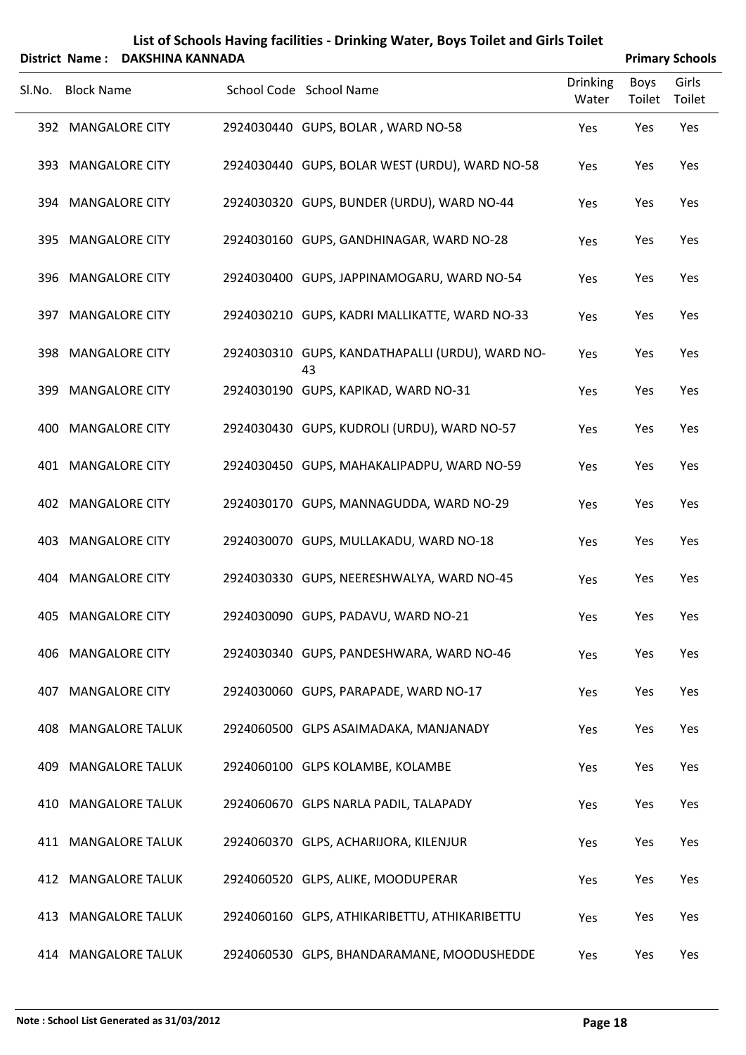# List of Schools Having facilities - Drinking Water, Boys Toilet and Girls Toilet

**District Name : DAKSHINA KANNADA** **Primary Schools**

| Sl.No. | Block Name | School Code | School Name | Drinking Water | Boys Toilet | Girls Toilet |
|---|---|---|---|---|---|---|
| 392 | MANGALORE CITY | 2924030440 | GUPS, BOLAR , WARD NO-58 | Yes | Yes | Yes |
| 393 | MANGALORE CITY | 2924030440 | GUPS, BOLAR WEST (URDU), WARD NO-58 | Yes | Yes | Yes |
| 394 | MANGALORE CITY | 2924030320 | GUPS, BUNDER (URDU), WARD NO-44 | Yes | Yes | Yes |
| 395 | MANGALORE CITY | 2924030160 | GUPS, GANDHINAGAR, WARD NO-28 | Yes | Yes | Yes |
| 396 | MANGALORE CITY | 2924030400 | GUPS, JAPPINAMOGARU, WARD NO-54 | Yes | Yes | Yes |
| 397 | MANGALORE CITY | 2924030210 | GUPS, KADRI MALLIKATTE, WARD NO-33 | Yes | Yes | Yes |
| 398 | MANGALORE CITY | 2924030310 | GUPS, KANDATHAPALLI (URDU), WARD NO-43 | Yes | Yes | Yes |
| 399 | MANGALORE CITY | 2924030190 | GUPS, KAPIKAD, WARD NO-31 | Yes | Yes | Yes |
| 400 | MANGALORE CITY | 2924030430 | GUPS, KUDROLI (URDU), WARD NO-57 | Yes | Yes | Yes |
| 401 | MANGALORE CITY | 2924030450 | GUPS, MAHAKALIPADPU, WARD NO-59 | Yes | Yes | Yes |
| 402 | MANGALORE CITY | 2924030170 | GUPS, MANNAGUDDA, WARD NO-29 | Yes | Yes | Yes |
| 403 | MANGALORE CITY | 2924030070 | GUPS, MULLAKADU, WARD NO-18 | Yes | Yes | Yes |
| 404 | MANGALORE CITY | 2924030330 | GUPS, NEERESHWALYA, WARD NO-45 | Yes | Yes | Yes |
| 405 | MANGALORE CITY | 2924030090 | GUPS, PADAVU, WARD NO-21 | Yes | Yes | Yes |
| 406 | MANGALORE CITY | 2924030340 | GUPS, PANDESHWARA, WARD NO-46 | Yes | Yes | Yes |
| 407 | MANGALORE CITY | 2924030060 | GUPS, PARAPADE, WARD NO-17 | Yes | Yes | Yes |
| 408 | MANGALORE TALUK | 2924060500 | GLPS ASAIMADAKA, MANJANADY | Yes | Yes | Yes |
| 409 | MANGALORE TALUK | 2924060100 | GLPS KOLAMBE, KOLAMBE | Yes | Yes | Yes |
| 410 | MANGALORE TALUK | 2924060670 | GLPS NARLA PADIL, TALAPADY | Yes | Yes | Yes |
| 411 | MANGALORE TALUK | 2924060370 | GLPS, ACHARIJORA, KILENJUR | Yes | Yes | Yes |
| 412 | MANGALORE TALUK | 2924060520 | GLPS, ALIKE, MOODUPERAR | Yes | Yes | Yes |
| 413 | MANGALORE TALUK | 2924060160 | GLPS, ATHIKARIBETTU, ATHIKARIBETTU | Yes | Yes | Yes |
| 414 | MANGALORE TALUK | 2924060530 | GLPS, BHANDARAMANE, MOODUSHEDDE | Yes | Yes | Yes |

**Note : School List Generated as 31/03/2012**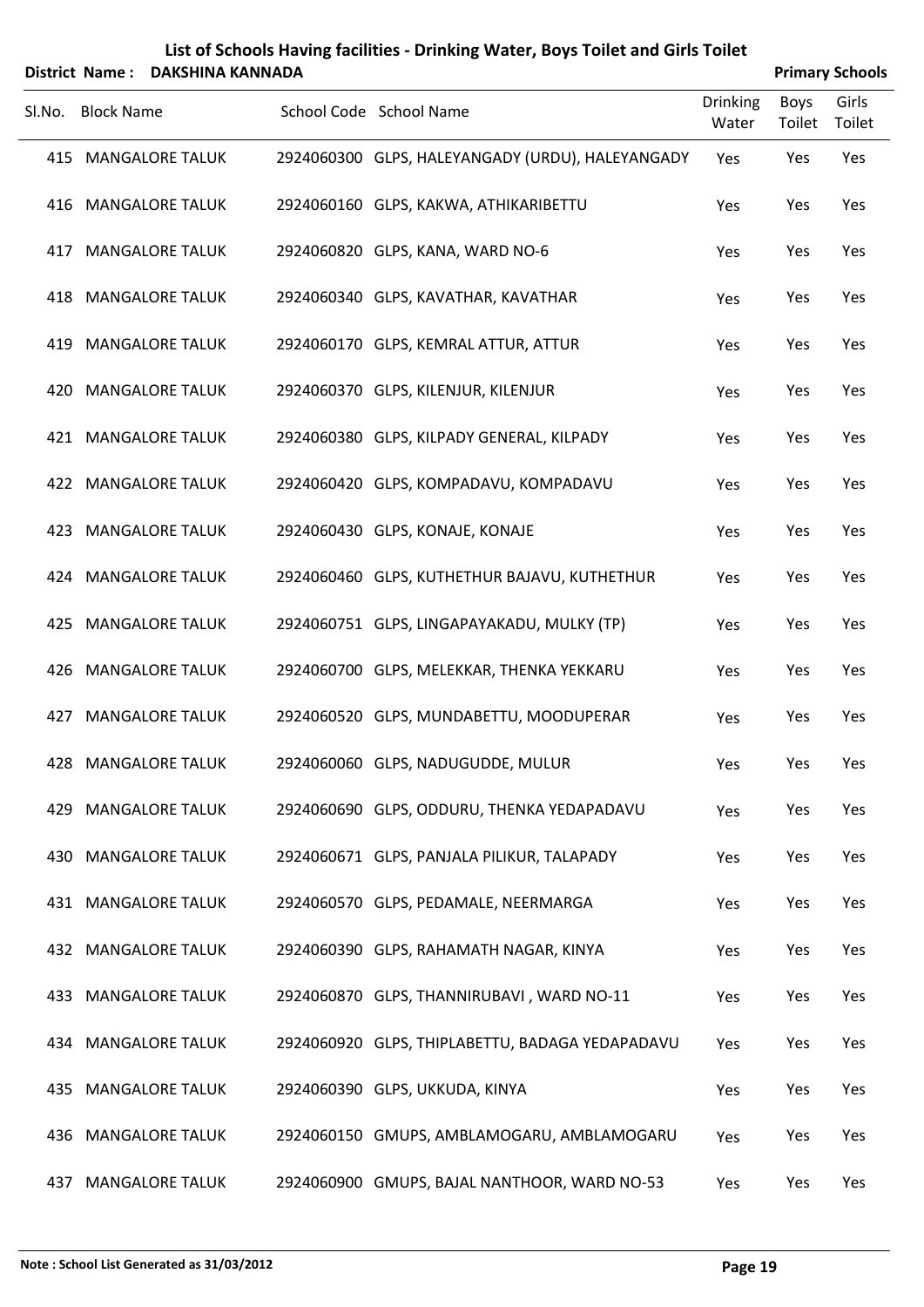# List of Schools Having facilities - Drinking Water, Boys Toilet and Girls Toilet

**District Name : DAKSHINA KANNADA** **Primary Schools**

| Sl.No. | Block Name | School Code | School Name | Drinking Water | Boys Toilet | Girls Toilet |
|---|---|---|---|---|---|---|
| 415 | MANGALORE TALUK | 2924060300 | GLPS, HALEYANGADY (URDU), HALEYANGADY | Yes | Yes | Yes |
| 416 | MANGALORE TALUK | 2924060160 | GLPS, KAKWA, ATHIKARIBETTU | Yes | Yes | Yes |
| 417 | MANGALORE TALUK | 2924060820 | GLPS, KANA, WARD NO-6 | Yes | Yes | Yes |
| 418 | MANGALORE TALUK | 2924060340 | GLPS, KAVATHAR, KAVATHAR | Yes | Yes | Yes |
| 419 | MANGALORE TALUK | 2924060170 | GLPS, KEMRAL ATTUR, ATTUR | Yes | Yes | Yes |
| 420 | MANGALORE TALUK | 2924060370 | GLPS, KILENJUR, KILENJUR | Yes | Yes | Yes |
| 421 | MANGALORE TALUK | 2924060380 | GLPS, KILPADY GENERAL, KILPADY | Yes | Yes | Yes |
| 422 | MANGALORE TALUK | 2924060420 | GLPS, KOMPADAVU, KOMPADAVU | Yes | Yes | Yes |
| 423 | MANGALORE TALUK | 2924060430 | GLPS, KONAJE, KONAJE | Yes | Yes | Yes |
| 424 | MANGALORE TALUK | 2924060460 | GLPS, KUTHETHUR BAJAVU, KUTHETHUR | Yes | Yes | Yes |
| 425 | MANGALORE TALUK | 2924060751 | GLPS, LINGAPAYAKADU, MULKY (TP) | Yes | Yes | Yes |
| 426 | MANGALORE TALUK | 2924060700 | GLPS, MELEKKAR, THENKA YEKKARU | Yes | Yes | Yes |
| 427 | MANGALORE TALUK | 2924060520 | GLPS, MUNDABETTU, MOODUPERAR | Yes | Yes | Yes |
| 428 | MANGALORE TALUK | 2924060060 | GLPS, NADUGUDDE, MULUR | Yes | Yes | Yes |
| 429 | MANGALORE TALUK | 2924060690 | GLPS, ODDURU, THENKA YEDAPADAVU | Yes | Yes | Yes |
| 430 | MANGALORE TALUK | 2924060671 | GLPS, PANJALA PILIKUR, TALAPADY | Yes | Yes | Yes |
| 431 | MANGALORE TALUK | 2924060570 | GLPS, PEDAMALE, NEERMARGA | Yes | Yes | Yes |
| 432 | MANGALORE TALUK | 2924060390 | GLPS, RAHAMATH NAGAR, KINYA | Yes | Yes | Yes |
| 433 | MANGALORE TALUK | 2924060870 | GLPS, THANNIRUBAVI , WARD NO-11 | Yes | Yes | Yes |
| 434 | MANGALORE TALUK | 2924060920 | GLPS, THIPLABETTU, BADAGA YEDAPADAVU | Yes | Yes | Yes |
| 435 | MANGALORE TALUK | 2924060390 | GLPS, UKKUDA, KINYA | Yes | Yes | Yes |
| 436 | MANGALORE TALUK | 2924060150 | GMUPS, AMBLAMOGARU, AMBLAMOGARU | Yes | Yes | Yes |
| 437 | MANGALORE TALUK | 2924060900 | GMUPS, BAJAL NANTHOOR, WARD NO-53 | Yes | Yes | Yes |

**Note : School List Generated as 31/03/2012**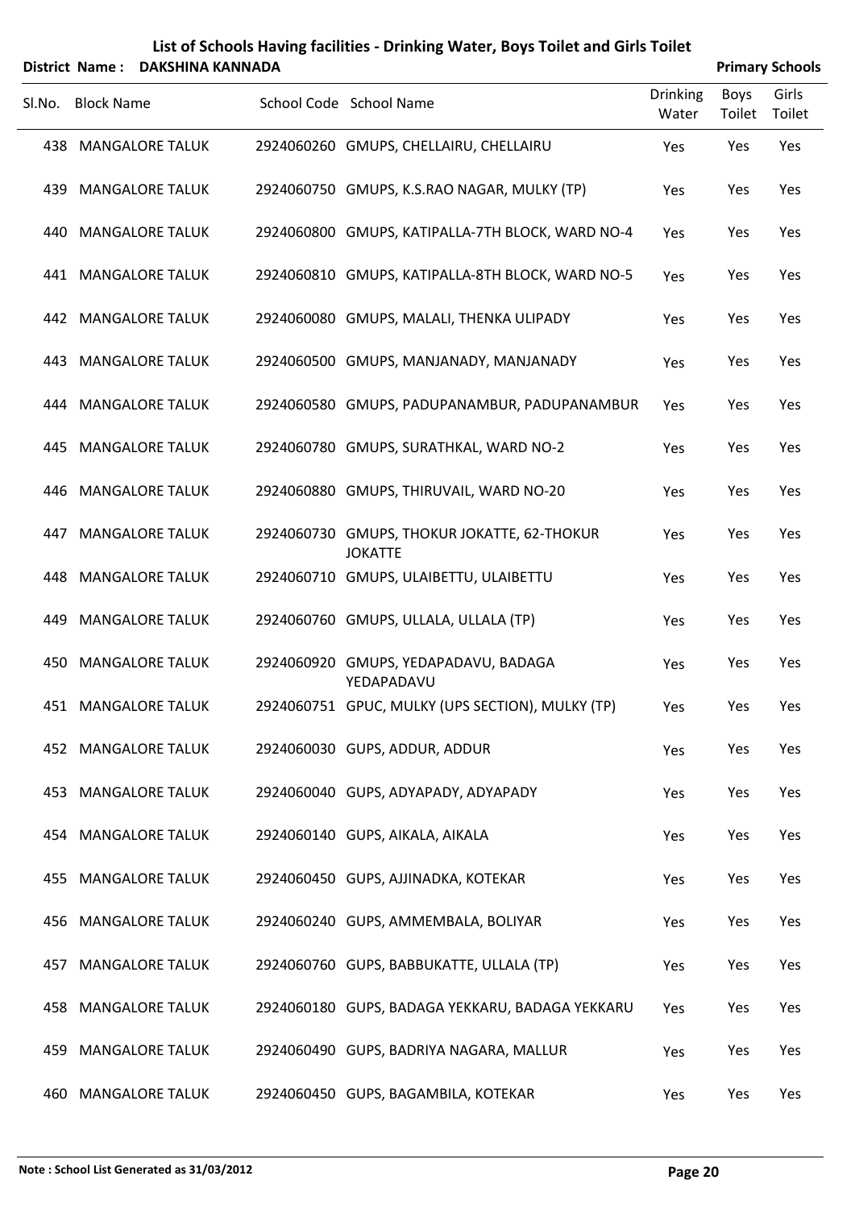# List of Schools Having facilities - Drinking Water, Boys Toilet and Girls Toilet

**District Name : DAKSHINA KANNADA** **Primary Schools**

| Sl.No. | Block Name | School Code | School Name | Drinking Water | Boys Toilet | Girls Toilet |
|---|---|---|---|---|---|---|
| 438 | MANGALORE TALUK | 2924060260 | GMUPS, CHELLAIRU, CHELLAIRU | Yes | Yes | Yes |
| 439 | MANGALORE TALUK | 2924060750 | GMUPS, K.S.RAO NAGAR, MULKY (TP) | Yes | Yes | Yes |
| 440 | MANGALORE TALUK | 2924060800 | GMUPS, KATIPALLA-7TH BLOCK, WARD NO-4 | Yes | Yes | Yes |
| 441 | MANGALORE TALUK | 2924060810 | GMUPS, KATIPALLA-8TH BLOCK, WARD NO-5 | Yes | Yes | Yes |
| 442 | MANGALORE TALUK | 2924060080 | GMUPS, MALALI, THENKA ULIPADY | Yes | Yes | Yes |
| 443 | MANGALORE TALUK | 2924060500 | GMUPS, MANJANADY, MANJANADY | Yes | Yes | Yes |
| 444 | MANGALORE TALUK | 2924060580 | GMUPS, PADUPANAMBUR, PADUPANAMBUR | Yes | Yes | Yes |
| 445 | MANGALORE TALUK | 2924060780 | GMUPS, SURATHKAL, WARD NO-2 | Yes | Yes | Yes |
| 446 | MANGALORE TALUK | 2924060880 | GMUPS, THIRUVAIL, WARD NO-20 | Yes | Yes | Yes |
| 447 | MANGALORE TALUK | 2924060730 | GMUPS, THOKUR JOKATTE, 62-THOKUR JOKATTE | Yes | Yes | Yes |
| 448 | MANGALORE TALUK | 2924060710 | GMUPS, ULAIBETTU, ULAIBETTU | Yes | Yes | Yes |
| 449 | MANGALORE TALUK | 2924060760 | GMUPS, ULLALA, ULLALA (TP) | Yes | Yes | Yes |
| 450 | MANGALORE TALUK | 2924060920 | GMUPS, YEDAPADAVU, BADAGA YEDAPADAVU | Yes | Yes | Yes |
| 451 | MANGALORE TALUK | 2924060751 | GPUC, MULKY (UPS SECTION), MULKY (TP) | Yes | Yes | Yes |
| 452 | MANGALORE TALUK | 2924060030 | GUPS, ADDUR, ADDUR | Yes | Yes | Yes |
| 453 | MANGALORE TALUK | 2924060040 | GUPS, ADYAPADY, ADYAPADY | Yes | Yes | Yes |
| 454 | MANGALORE TALUK | 2924060140 | GUPS, AIKALA, AIKALA | Yes | Yes | Yes |
| 455 | MANGALORE TALUK | 2924060450 | GUPS, AJJINADKA, KOTEKAR | Yes | Yes | Yes |
| 456 | MANGALORE TALUK | 2924060240 | GUPS, AMMEMBALA, BOLIYAR | Yes | Yes | Yes |
| 457 | MANGALORE TALUK | 2924060760 | GUPS, BABBUKATTE, ULLALA (TP) | Yes | Yes | Yes |
| 458 | MANGALORE TALUK | 2924060180 | GUPS, BADAGA YEKKARU, BADAGA YEKKARU | Yes | Yes | Yes |
| 459 | MANGALORE TALUK | 2924060490 | GUPS, BADRIYA NAGARA, MALLUR | Yes | Yes | Yes |
| 460 | MANGALORE TALUK | 2924060450 | GUPS, BAGAMBILA, KOTEKAR | Yes | Yes | Yes |

**Note : School List Generated as 31/03/2012**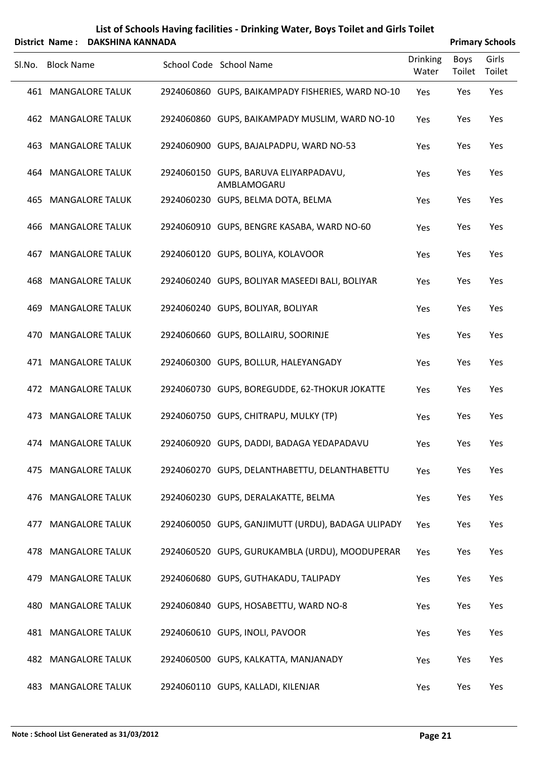# List of Schools Having facilities - Drinking Water, Boys Toilet and Girls Toilet

**District Name : DAKSHINA KANNADA** **Primary Schools**

| Sl.No. | Block Name | School Code | School Name | Drinking Water | Boys Toilet | Girls Toilet |
|---|---|---|---|---|---|---|
| 461 | MANGALORE TALUK | 2924060860 | GUPS, BAIKAMPADY FISHERIES, WARD NO-10 | Yes | Yes | Yes |
| 462 | MANGALORE TALUK | 2924060860 | GUPS, BAIKAMPADY MUSLIM, WARD NO-10 | Yes | Yes | Yes |
| 463 | MANGALORE TALUK | 2924060900 | GUPS, BAJALPADPU, WARD NO-53 | Yes | Yes | Yes |
| 464 | MANGALORE TALUK | 2924060150 | GUPS, BARUVA ELIYARPADAVU, AMBLAMOGARU | Yes | Yes | Yes |
| 465 | MANGALORE TALUK | 2924060230 | GUPS, BELMA DOTA, BELMA | Yes | Yes | Yes |
| 466 | MANGALORE TALUK | 2924060910 | GUPS, BENGRE KASABA, WARD NO-60 | Yes | Yes | Yes |
| 467 | MANGALORE TALUK | 2924060120 | GUPS, BOLIYA, KOLAVOOR | Yes | Yes | Yes |
| 468 | MANGALORE TALUK | 2924060240 | GUPS, BOLIYAR MASEEDI BALI, BOLIYAR | Yes | Yes | Yes |
| 469 | MANGALORE TALUK | 2924060240 | GUPS, BOLIYAR, BOLIYAR | Yes | Yes | Yes |
| 470 | MANGALORE TALUK | 2924060660 | GUPS, BOLLAIRU, SOORINJE | Yes | Yes | Yes |
| 471 | MANGALORE TALUK | 2924060300 | GUPS, BOLLUR, HALEYANGADY | Yes | Yes | Yes |
| 472 | MANGALORE TALUK | 2924060730 | GUPS, BOREGUDDE, 62-THOKUR JOKATTE | Yes | Yes | Yes |
| 473 | MANGALORE TALUK | 2924060750 | GUPS, CHITRAPU, MULKY (TP) | Yes | Yes | Yes |
| 474 | MANGALORE TALUK | 2924060920 | GUPS, DADDI, BADAGA YEDAPADAVU | Yes | Yes | Yes |
| 475 | MANGALORE TALUK | 2924060270 | GUPS, DELANTHABETTU, DELANTHABETTU | Yes | Yes | Yes |
| 476 | MANGALORE TALUK | 2924060230 | GUPS, DERALAKATTE, BELMA | Yes | Yes | Yes |
| 477 | MANGALORE TALUK | 2924060050 | GUPS, GANJIMUTT (URDU), BADAGA ULIPADY | Yes | Yes | Yes |
| 478 | MANGALORE TALUK | 2924060520 | GUPS, GURUKAMBLA (URDU), MOODUPERAR | Yes | Yes | Yes |
| 479 | MANGALORE TALUK | 2924060680 | GUPS, GUTHAKADU, TALIPADY | Yes | Yes | Yes |
| 480 | MANGALORE TALUK | 2924060840 | GUPS, HOSABETTU, WARD NO-8 | Yes | Yes | Yes |
| 481 | MANGALORE TALUK | 2924060610 | GUPS, INOLI, PAVOOR | Yes | Yes | Yes |
| 482 | MANGALORE TALUK | 2924060500 | GUPS, KALKATTA, MANJANADY | Yes | Yes | Yes |
| 483 | MANGALORE TALUK | 2924060110 | GUPS, KALLADI, KILENJAR | Yes | Yes | Yes |

**Note : School List Generated as 31/03/2012**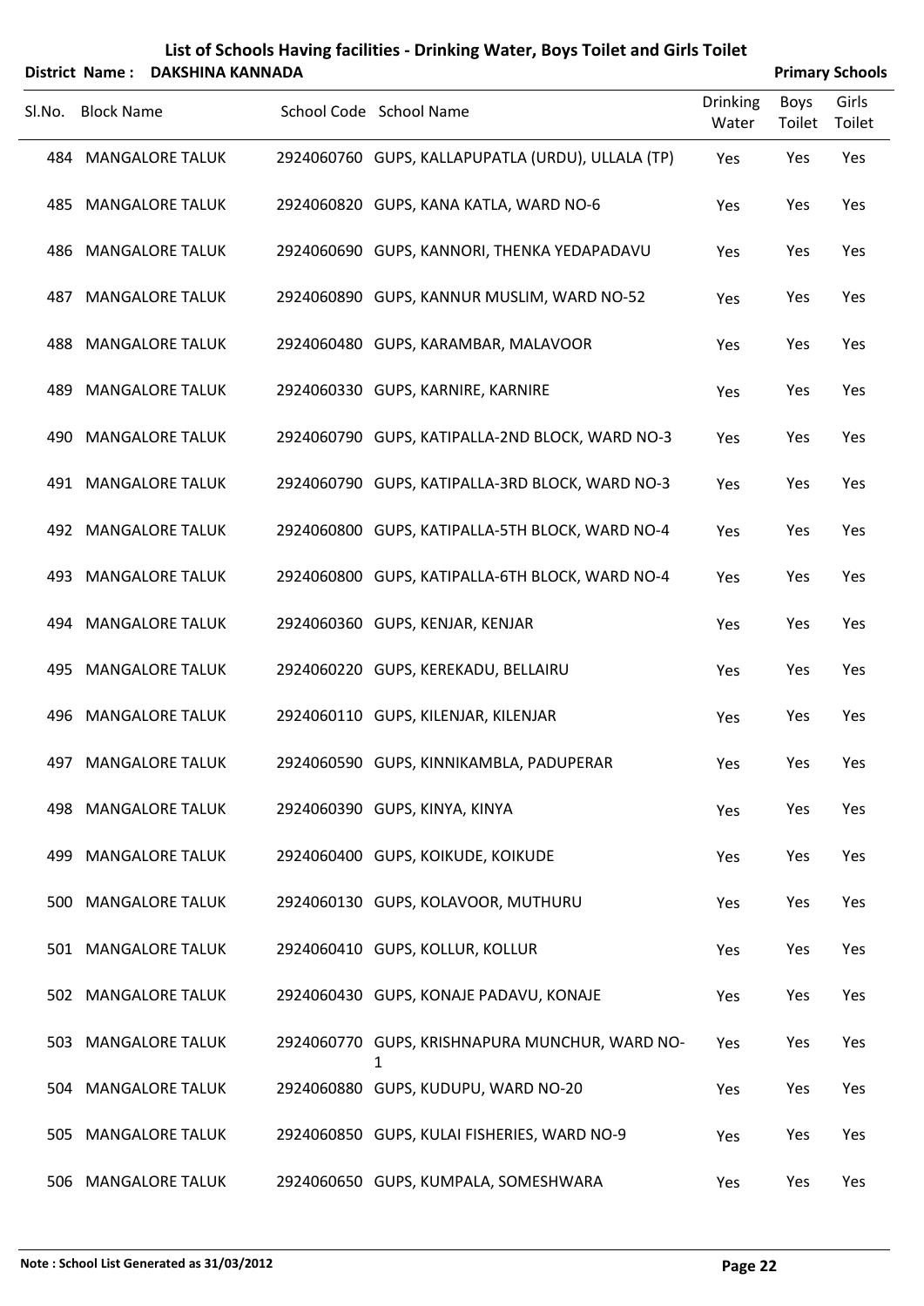# List of Schools Having facilities - Drinking Water, Boys Toilet and Girls Toilet

**District Name : DAKSHINA KANNADA** **Primary Schools**

| Sl.No. | Block Name | School Code | School Name | Drinking Water | Boys Toilet | Girls Toilet |
|---|---|---|---|---|---|---|
| 484 | MANGALORE TALUK | 2924060760 | GUPS, KALLAPUPATLA (URDU), ULLALA (TP) | Yes | Yes | Yes |
| 485 | MANGALORE TALUK | 2924060820 | GUPS, KANA KATLA, WARD NO-6 | Yes | Yes | Yes |
| 486 | MANGALORE TALUK | 2924060690 | GUPS, KANNORI, THENKA YEDAPADAVU | Yes | Yes | Yes |
| 487 | MANGALORE TALUK | 2924060890 | GUPS, KANNUR MUSLIM, WARD NO-52 | Yes | Yes | Yes |
| 488 | MANGALORE TALUK | 2924060480 | GUPS, KARAMBAR, MALAVOOR | Yes | Yes | Yes |
| 489 | MANGALORE TALUK | 2924060330 | GUPS, KARNIRE, KARNIRE | Yes | Yes | Yes |
| 490 | MANGALORE TALUK | 2924060790 | GUPS, KATIPALLA-2ND BLOCK, WARD NO-3 | Yes | Yes | Yes |
| 491 | MANGALORE TALUK | 2924060790 | GUPS, KATIPALLA-3RD BLOCK, WARD NO-3 | Yes | Yes | Yes |
| 492 | MANGALORE TALUK | 2924060800 | GUPS, KATIPALLA-5TH BLOCK, WARD NO-4 | Yes | Yes | Yes |
| 493 | MANGALORE TALUK | 2924060800 | GUPS, KATIPALLA-6TH BLOCK, WARD NO-4 | Yes | Yes | Yes |
| 494 | MANGALORE TALUK | 2924060360 | GUPS, KENJAR, KENJAR | Yes | Yes | Yes |
| 495 | MANGALORE TALUK | 2924060220 | GUPS, KEREKADU, BELLAIRU | Yes | Yes | Yes |
| 496 | MANGALORE TALUK | 2924060110 | GUPS, KILENJAR, KILENJAR | Yes | Yes | Yes |
| 497 | MANGALORE TALUK | 2924060590 | GUPS, KINNIKAMBLA, PADUPERAR | Yes | Yes | Yes |
| 498 | MANGALORE TALUK | 2924060390 | GUPS, KINYA, KINYA | Yes | Yes | Yes |
| 499 | MANGALORE TALUK | 2924060400 | GUPS, KOIKUDE, KOIKUDE | Yes | Yes | Yes |
| 500 | MANGALORE TALUK | 2924060130 | GUPS, KOLAVOOR, MUTHURU | Yes | Yes | Yes |
| 501 | MANGALORE TALUK | 2924060410 | GUPS, KOLLUR, KOLLUR | Yes | Yes | Yes |
| 502 | MANGALORE TALUK | 2924060430 | GUPS, KONAJE PADAVU, KONAJE | Yes | Yes | Yes |
| 503 | MANGALORE TALUK | 2924060770 | GUPS, KRISHNAPURA MUNCHUR, WARD NO-1 | Yes | Yes | Yes |
| 504 | MANGALORE TALUK | 2924060880 | GUPS, KUDUPU, WARD NO-20 | Yes | Yes | Yes |
| 505 | MANGALORE TALUK | 2924060850 | GUPS, KULAI FISHERIES, WARD NO-9 | Yes | Yes | Yes |
| 506 | MANGALORE TALUK | 2924060650 | GUPS, KUMPALA, SOMESHWARA | Yes | Yes | Yes |

**Note : School List Generated as 31/03/2012**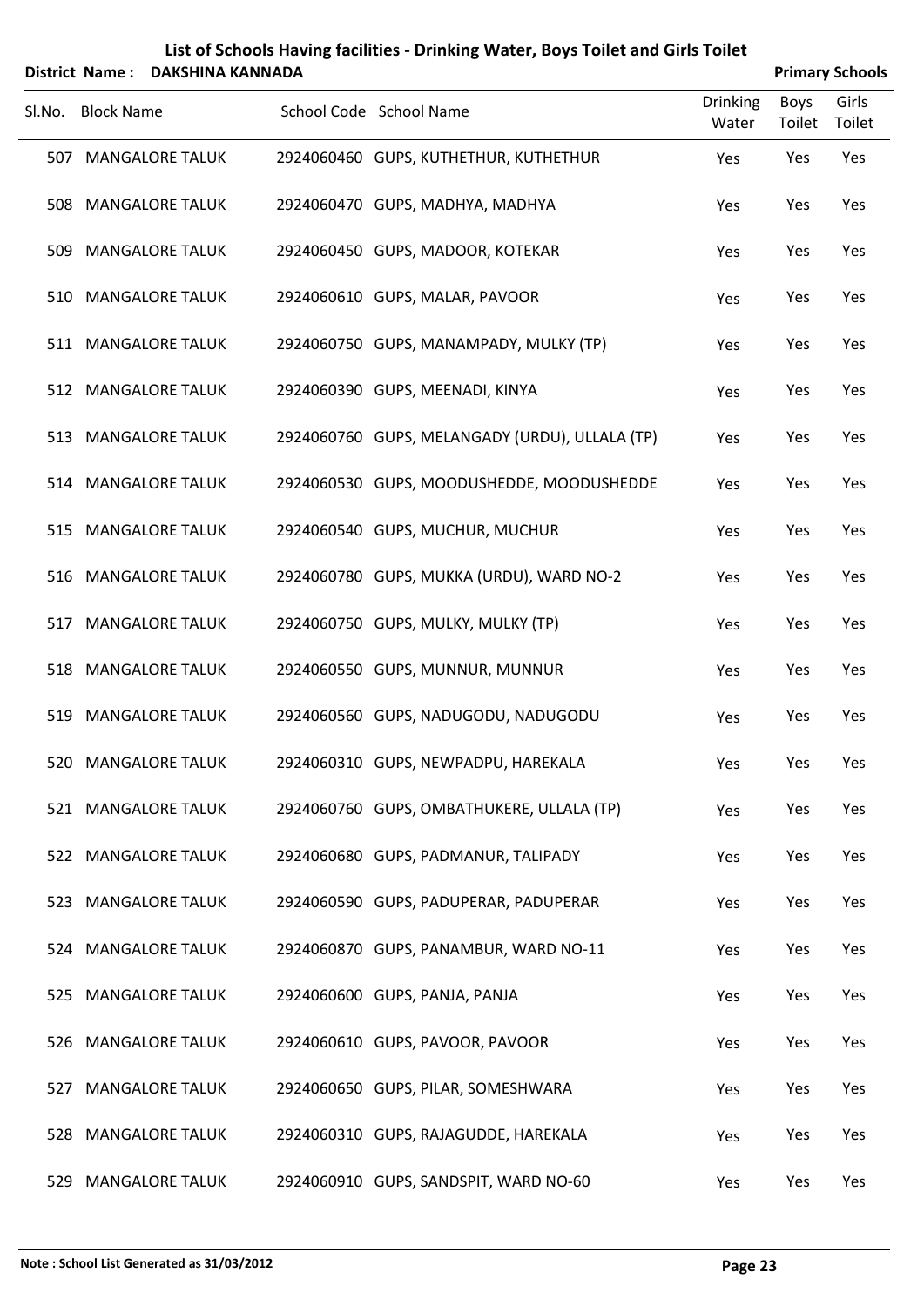# List of Schools Having facilities - Drinking Water, Boys Toilet and Girls Toilet

**District Name : DAKSHINA KANNADA** **Primary Schools**

| Sl.No. | Block Name | School Code | School Name | Drinking Water | Boys Toilet | Girls Toilet |
|---|---|---|---|---|---|---|
| 507 | MANGALORE TALUK | 2924060460 | GUPS, KUTHETHUR, KUTHETHUR | Yes | Yes | Yes |
| 508 | MANGALORE TALUK | 2924060470 | GUPS, MADHYA, MADHYA | Yes | Yes | Yes |
| 509 | MANGALORE TALUK | 2924060450 | GUPS, MADOOR, KOTEKAR | Yes | Yes | Yes |
| 510 | MANGALORE TALUK | 2924060610 | GUPS, MALAR, PAVOOR | Yes | Yes | Yes |
| 511 | MANGALORE TALUK | 2924060750 | GUPS, MANAMPADY, MULKY (TP) | Yes | Yes | Yes |
| 512 | MANGALORE TALUK | 2924060390 | GUPS, MEENADI, KINYA | Yes | Yes | Yes |
| 513 | MANGALORE TALUK | 2924060760 | GUPS, MELANGADY (URDU), ULLALA (TP) | Yes | Yes | Yes |
| 514 | MANGALORE TALUK | 2924060530 | GUPS, MOODUSHEDDE, MOODUSHEDDE | Yes | Yes | Yes |
| 515 | MANGALORE TALUK | 2924060540 | GUPS, MUCHUR, MUCHUR | Yes | Yes | Yes |
| 516 | MANGALORE TALUK | 2924060780 | GUPS, MUKKA (URDU), WARD NO-2 | Yes | Yes | Yes |
| 517 | MANGALORE TALUK | 2924060750 | GUPS, MULKY, MULKY (TP) | Yes | Yes | Yes |
| 518 | MANGALORE TALUK | 2924060550 | GUPS, MUNNUR, MUNNUR | Yes | Yes | Yes |
| 519 | MANGALORE TALUK | 2924060560 | GUPS, NADUGODU, NADUGODU | Yes | Yes | Yes |
| 520 | MANGALORE TALUK | 2924060310 | GUPS, NEWPADPU, HAREKALA | Yes | Yes | Yes |
| 521 | MANGALORE TALUK | 2924060760 | GUPS, OMBATHUKERE, ULLALA (TP) | Yes | Yes | Yes |
| 522 | MANGALORE TALUK | 2924060680 | GUPS, PADMANUR, TALIPADY | Yes | Yes | Yes |
| 523 | MANGALORE TALUK | 2924060590 | GUPS, PADUPERAR, PADUPERAR | Yes | Yes | Yes |
| 524 | MANGALORE TALUK | 2924060870 | GUPS, PANAMBUR, WARD NO-11 | Yes | Yes | Yes |
| 525 | MANGALORE TALUK | 2924060600 | GUPS, PANJA, PANJA | Yes | Yes | Yes |
| 526 | MANGALORE TALUK | 2924060610 | GUPS, PAVOOR, PAVOOR | Yes | Yes | Yes |
| 527 | MANGALORE TALUK | 2924060650 | GUPS, PILAR, SOMESHWARA | Yes | Yes | Yes |
| 528 | MANGALORE TALUK | 2924060310 | GUPS, RAJAGUDDE, HAREKALA | Yes | Yes | Yes |
| 529 | MANGALORE TALUK | 2924060910 | GUPS, SANDSPIT, WARD NO-60 | Yes | Yes | Yes |

**Note : School List Generated as 31/03/2012**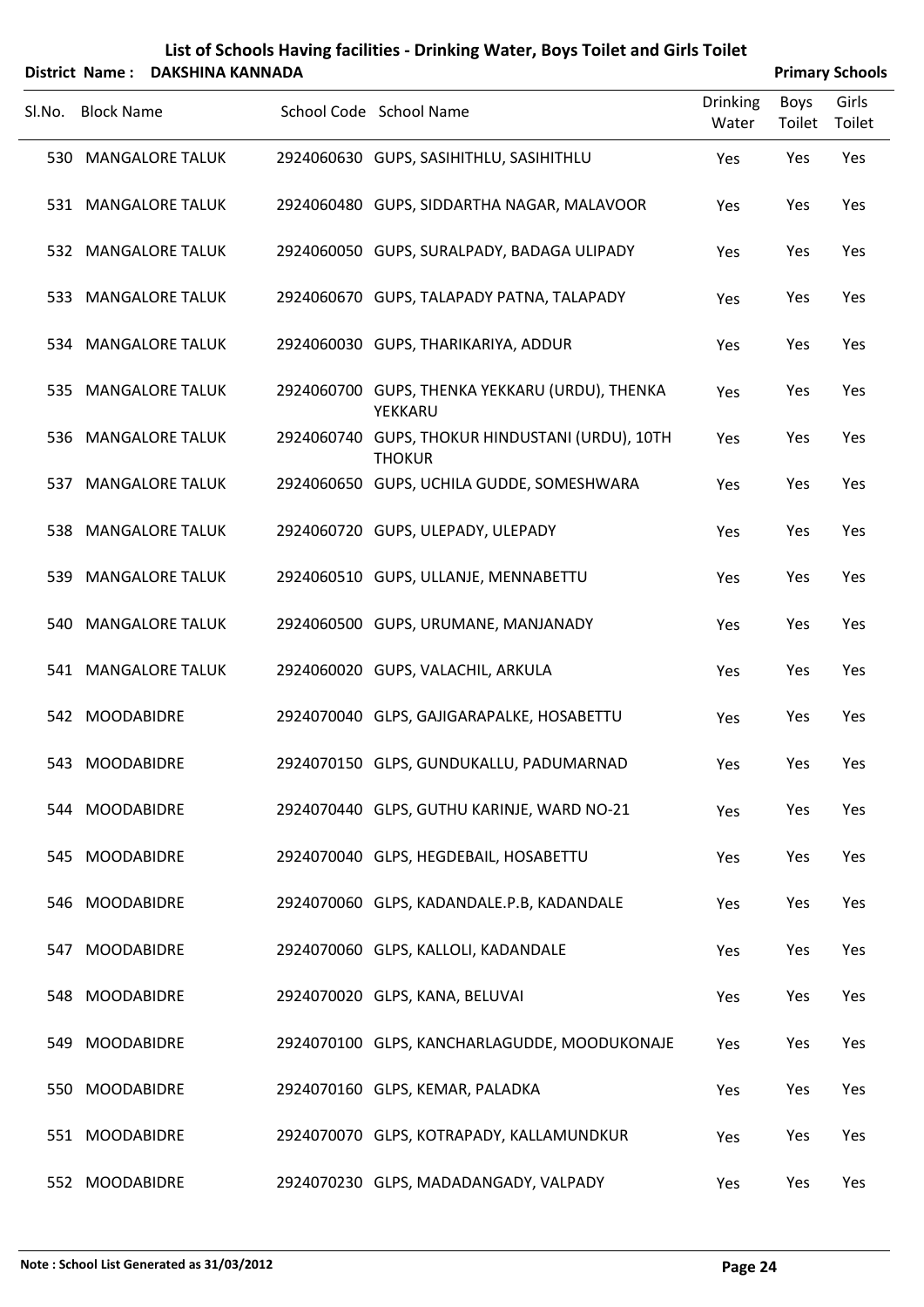# List of Schools Having facilities - Drinking Water, Boys Toilet and Girls Toilet

**District Name : DAKSHINA KANNADA** **Primary Schools**

| Sl.No. | Block Name | School Code | School Name | Drinking Water | Boys Toilet | Girls Toilet |
|---|---|---|---|---|---|---|
| 530 | MANGALORE TALUK | 2924060630 | GUPS, SASIHITHLU, SASIHITHLU | Yes | Yes | Yes |
| 531 | MANGALORE TALUK | 2924060480 | GUPS, SIDDARTHA NAGAR, MALAVOOR | Yes | Yes | Yes |
| 532 | MANGALORE TALUK | 2924060050 | GUPS, SURALPADY, BADAGA ULIPADY | Yes | Yes | Yes |
| 533 | MANGALORE TALUK | 2924060670 | GUPS, TALAPADY PATNA, TALAPADY | Yes | Yes | Yes |
| 534 | MANGALORE TALUK | 2924060030 | GUPS, THARIKARIYA, ADDUR | Yes | Yes | Yes |
| 535 | MANGALORE TALUK | 2924060700 | GUPS, THENKA YEKKARU (URDU), THENKA YEKKARU | Yes | Yes | Yes |
| 536 | MANGALORE TALUK | 2924060740 | GUPS, THOKUR HINDUSTANI (URDU), 10TH THOKUR | Yes | Yes | Yes |
| 537 | MANGALORE TALUK | 2924060650 | GUPS, UCHILA GUDDE, SOMESHWARA | Yes | Yes | Yes |
| 538 | MANGALORE TALUK | 2924060720 | GUPS, ULEPADY, ULEPADY | Yes | Yes | Yes |
| 539 | MANGALORE TALUK | 2924060510 | GUPS, ULLANJE, MENNABETTU | Yes | Yes | Yes |
| 540 | MANGALORE TALUK | 2924060500 | GUPS, URUMANE, MANJANADY | Yes | Yes | Yes |
| 541 | MANGALORE TALUK | 2924060020 | GUPS, VALACHIL, ARKULA | Yes | Yes | Yes |
| 542 | MOODABIDRE | 2924070040 | GLPS, GAJIGARAPALKE, HOSABETTU | Yes | Yes | Yes |
| 543 | MOODABIDRE | 2924070150 | GLPS, GUNDUKALLU, PADUMARNAD | Yes | Yes | Yes |
| 544 | MOODABIDRE | 2924070440 | GLPS, GUTHU KARINJE, WARD NO-21 | Yes | Yes | Yes |
| 545 | MOODABIDRE | 2924070040 | GLPS, HEGDEBAIL, HOSABETTU | Yes | Yes | Yes |
| 546 | MOODABIDRE | 2924070060 | GLPS, KADANDALE.P.B, KADANDALE | Yes | Yes | Yes |
| 547 | MOODABIDRE | 2924070060 | GLPS, KALLOLI, KADANDALE | Yes | Yes | Yes |
| 548 | MOODABIDRE | 2924070020 | GLPS, KANA, BELUVAI | Yes | Yes | Yes |
| 549 | MOODABIDRE | 2924070100 | GLPS, KANCHARLAGUDDE, MOODUKONAJE | Yes | Yes | Yes |
| 550 | MOODABIDRE | 2924070160 | GLPS, KEMAR, PALADKA | Yes | Yes | Yes |
| 551 | MOODABIDRE | 2924070070 | GLPS, KOTRAPADY, KALLAMUNDKUR | Yes | Yes | Yes |
| 552 | MOODABIDRE | 2924070230 | GLPS, MADADANGADY, VALPADY | Yes | Yes | Yes |

**Note : School List Generated as 31/03/2012**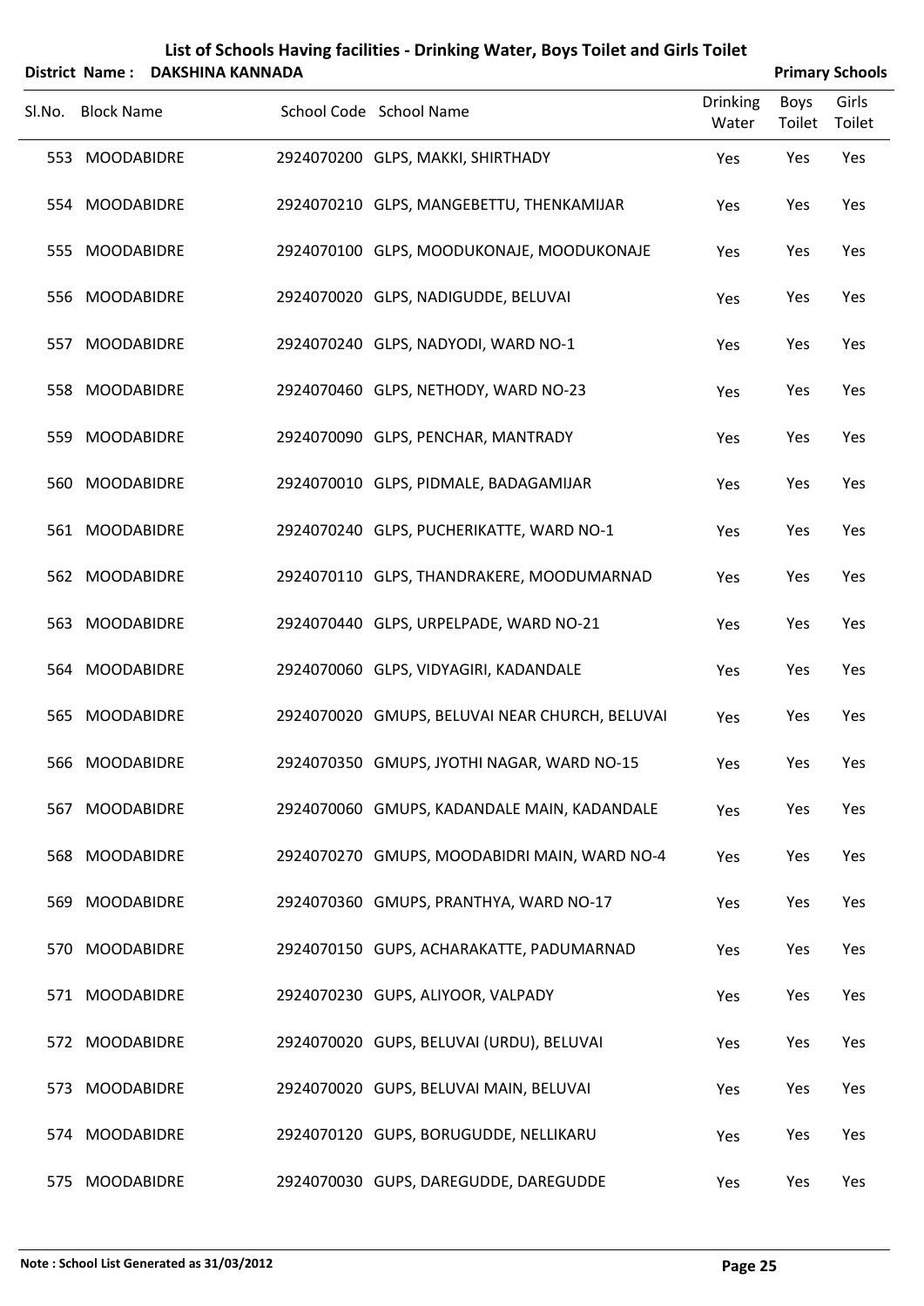# List of Schools Having facilities - Drinking Water, Boys Toilet and Girls Toilet

**District Name : DAKSHINA KANNADA** **Primary Schools**

| Sl.No. | Block Name | School Code | School Name | Drinking Water | Boys Toilet | Girls Toilet |
|---|---|---|---|---|---|---|
| 553 | MOODABIDRE | 2924070200 | GLPS, MAKKI, SHIRTHADY | Yes | Yes | Yes |
| 554 | MOODABIDRE | 2924070210 | GLPS, MANGEBETTU, THENKAMIJAR | Yes | Yes | Yes |
| 555 | MOODABIDRE | 2924070100 | GLPS, MOODUKONAJE, MOODUKONAJE | Yes | Yes | Yes |
| 556 | MOODABIDRE | 2924070020 | GLPS, NADIGUDDE, BELUVAI | Yes | Yes | Yes |
| 557 | MOODABIDRE | 2924070240 | GLPS, NADYODI, WARD NO-1 | Yes | Yes | Yes |
| 558 | MOODABIDRE | 2924070460 | GLPS, NETHODY, WARD NO-23 | Yes | Yes | Yes |
| 559 | MOODABIDRE | 2924070090 | GLPS, PENCHAR, MANTRADY | Yes | Yes | Yes |
| 560 | MOODABIDRE | 2924070010 | GLPS, PIDMALE, BADAGAMIJAR | Yes | Yes | Yes |
| 561 | MOODABIDRE | 2924070240 | GLPS, PUCHERIKATTE, WARD NO-1 | Yes | Yes | Yes |
| 562 | MOODABIDRE | 2924070110 | GLPS, THANDRAKERE, MOODUMARNAD | Yes | Yes | Yes |
| 563 | MOODABIDRE | 2924070440 | GLPS, URPELPADE, WARD NO-21 | Yes | Yes | Yes |
| 564 | MOODABIDRE | 2924070060 | GLPS, VIDYAGIRI, KADANDALE | Yes | Yes | Yes |
| 565 | MOODABIDRE | 2924070020 | GMUPS, BELUVAI NEAR CHURCH, BELUVAI | Yes | Yes | Yes |
| 566 | MOODABIDRE | 2924070350 | GMUPS, JYOTHI NAGAR, WARD NO-15 | Yes | Yes | Yes |
| 567 | MOODABIDRE | 2924070060 | GMUPS, KADANDALE MAIN, KADANDALE | Yes | Yes | Yes |
| 568 | MOODABIDRE | 2924070270 | GMUPS, MOODABIDRI MAIN, WARD NO-4 | Yes | Yes | Yes |
| 569 | MOODABIDRE | 2924070360 | GMUPS, PRANTHYA, WARD NO-17 | Yes | Yes | Yes |
| 570 | MOODABIDRE | 2924070150 | GUPS, ACHARAKATTE, PADUMARNAD | Yes | Yes | Yes |
| 571 | MOODABIDRE | 2924070230 | GUPS, ALIYOOR, VALPADY | Yes | Yes | Yes |
| 572 | MOODABIDRE | 2924070020 | GUPS, BELUVAI (URDU), BELUVAI | Yes | Yes | Yes |
| 573 | MOODABIDRE | 2924070020 | GUPS, BELUVAI MAIN, BELUVAI | Yes | Yes | Yes |
| 574 | MOODABIDRE | 2924070120 | GUPS, BORUGUDDE, NELLIKARU | Yes | Yes | Yes |
| 575 | MOODABIDRE | 2924070030 | GUPS, DAREGUDDE, DAREGUDDE | Yes | Yes | Yes |

**Note : School List Generated as 31/03/2012**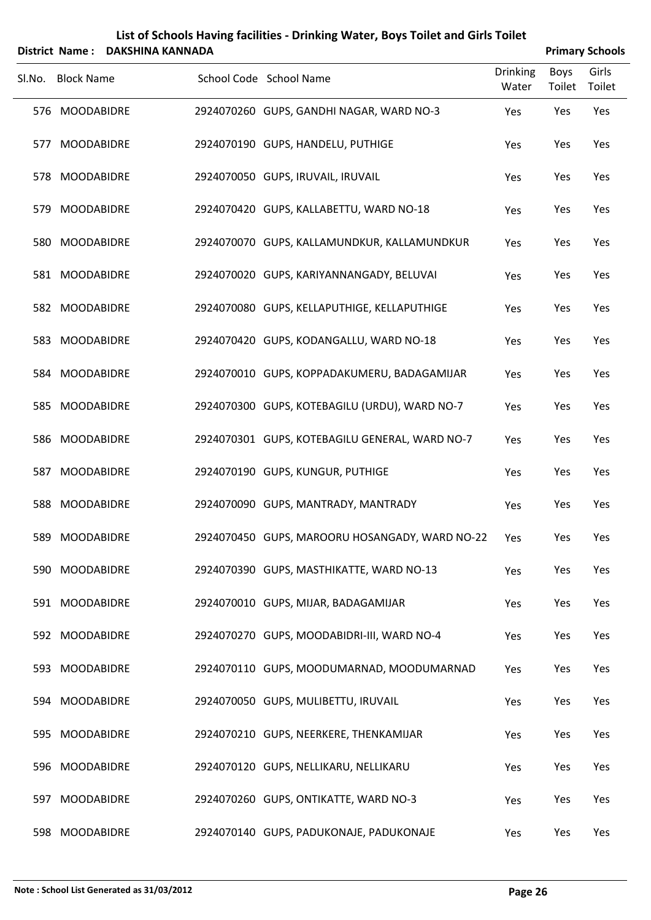# List of Schools Having facilities - Drinking Water, Boys Toilet and Girls Toilet

**District Name : DAKSHINA KANNADA** **Primary Schools**

| Sl.No. | Block Name | School Code | School Name | Drinking Water | Boys Toilet | Girls Toilet |
|---|---|---|---|---|---|---|
| 576 | MOODABIDRE | 2924070260 | GUPS, GANDHI NAGAR, WARD NO-3 | Yes | Yes | Yes |
| 577 | MOODABIDRE | 2924070190 | GUPS, HANDELU, PUTHIGE | Yes | Yes | Yes |
| 578 | MOODABIDRE | 2924070050 | GUPS, IRUVAIL, IRUVAIL | Yes | Yes | Yes |
| 579 | MOODABIDRE | 2924070420 | GUPS, KALLABETTU, WARD NO-18 | Yes | Yes | Yes |
| 580 | MOODABIDRE | 2924070070 | GUPS, KALLAMUNDKUR, KALLAMUNDKUR | Yes | Yes | Yes |
| 581 | MOODABIDRE | 2924070020 | GUPS, KARIYANNANGADY, BELUVAI | Yes | Yes | Yes |
| 582 | MOODABIDRE | 2924070080 | GUPS, KELLAPUTHIGE, KELLAPUTHIGE | Yes | Yes | Yes |
| 583 | MOODABIDRE | 2924070420 | GUPS, KODANGALLU, WARD NO-18 | Yes | Yes | Yes |
| 584 | MOODABIDRE | 2924070010 | GUPS, KOPPADAKUMERU, BADAGAMIJAR | Yes | Yes | Yes |
| 585 | MOODABIDRE | 2924070300 | GUPS, KOTEBAGILU (URDU), WARD NO-7 | Yes | Yes | Yes |
| 586 | MOODABIDRE | 2924070301 | GUPS, KOTEBAGILU GENERAL, WARD NO-7 | Yes | Yes | Yes |
| 587 | MOODABIDRE | 2924070190 | GUPS, KUNGUR, PUTHIGE | Yes | Yes | Yes |
| 588 | MOODABIDRE | 2924070090 | GUPS, MANTRADY, MANTRADY | Yes | Yes | Yes |
| 589 | MOODABIDRE | 2924070450 | GUPS, MAROORU HOSANGADY, WARD NO-22 | Yes | Yes | Yes |
| 590 | MOODABIDRE | 2924070390 | GUPS, MASTHIKATTE, WARD NO-13 | Yes | Yes | Yes |
| 591 | MOODABIDRE | 2924070010 | GUPS, MIJAR, BADAGAMIJAR | Yes | Yes | Yes |
| 592 | MOODABIDRE | 2924070270 | GUPS, MOODABIDRI-III, WARD NO-4 | Yes | Yes | Yes |
| 593 | MOODABIDRE | 2924070110 | GUPS, MOODUMARNAD, MOODUMARNAD | Yes | Yes | Yes |
| 594 | MOODABIDRE | 2924070050 | GUPS, MULIBETTU, IRUVAIL | Yes | Yes | Yes |
| 595 | MOODABIDRE | 2924070210 | GUPS, NEERKERE, THENKAMIJAR | Yes | Yes | Yes |
| 596 | MOODABIDRE | 2924070120 | GUPS, NELLIKARU, NELLIKARU | Yes | Yes | Yes |
| 597 | MOODABIDRE | 2924070260 | GUPS, ONTIKATTE, WARD NO-3 | Yes | Yes | Yes |
| 598 | MOODABIDRE | 2924070140 | GUPS, PADUKONAJE, PADUKONAJE | Yes | Yes | Yes |

**Note : School List Generated as 31/03/2012**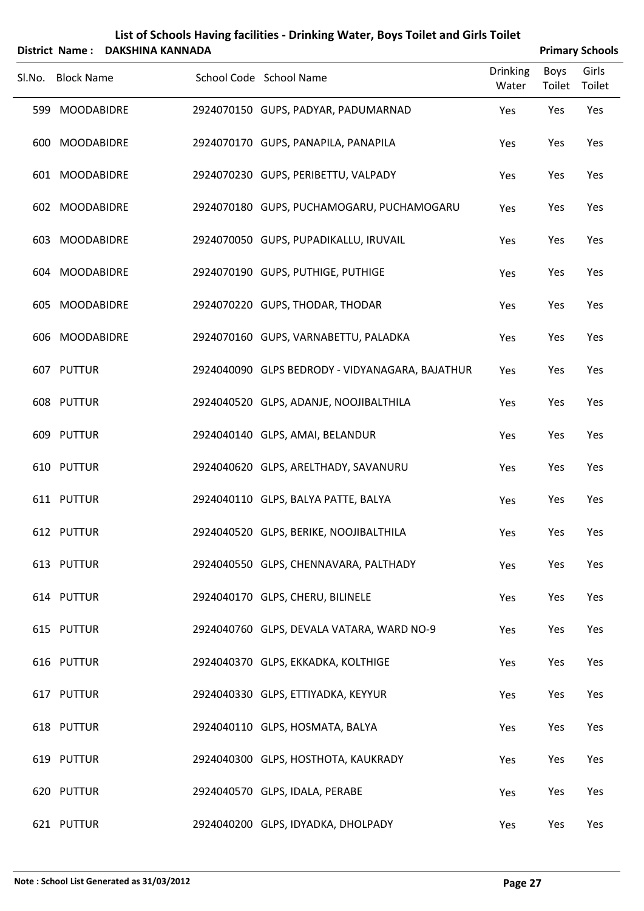# List of Schools Having facilities - Drinking Water, Boys Toilet and Girls Toilet

**District Name : DAKSHINA KANNADA** **Primary Schools**

| Sl.No. | Block Name | School Code | School Name | Drinking Water | Boys Toilet | Girls Toilet |
|---|---|---|---|---|---|---|
| 599 | MOODABIDRE | 2924070150 | GUPS, PADYAR, PADUMARNAD | Yes | Yes | Yes |
| 600 | MOODABIDRE | 2924070170 | GUPS, PANAPILA, PANAPILA | Yes | Yes | Yes |
| 601 | MOODABIDRE | 2924070230 | GUPS, PERIBETTU, VALPADY | Yes | Yes | Yes |
| 602 | MOODABIDRE | 2924070180 | GUPS, PUCHAMOGARU, PUCHAMOGARU | Yes | Yes | Yes |
| 603 | MOODABIDRE | 2924070050 | GUPS, PUPADIKALLU, IRUVAIL | Yes | Yes | Yes |
| 604 | MOODABIDRE | 2924070190 | GUPS, PUTHIGE, PUTHIGE | Yes | Yes | Yes |
| 605 | MOODABIDRE | 2924070220 | GUPS, THODAR, THODAR | Yes | Yes | Yes |
| 606 | MOODABIDRE | 2924070160 | GUPS, VARNABETTU, PALADKA | Yes | Yes | Yes |
| 607 | PUTTUR | 2924040090 | GLPS BEDRODY - VIDYANAGARA, BAJATHUR | Yes | Yes | Yes |
| 608 | PUTTUR | 2924040520 | GLPS, ADANJE, NOOJIBALTHILA | Yes | Yes | Yes |
| 609 | PUTTUR | 2924040140 | GLPS, AMAI, BELANDUR | Yes | Yes | Yes |
| 610 | PUTTUR | 2924040620 | GLPS, ARELTHADY, SAVANURU | Yes | Yes | Yes |
| 611 | PUTTUR | 2924040110 | GLPS, BALYA PATTE, BALYA | Yes | Yes | Yes |
| 612 | PUTTUR | 2924040520 | GLPS, BERIKE, NOOJIBALTHILA | Yes | Yes | Yes |
| 613 | PUTTUR | 2924040550 | GLPS, CHENNAVARA, PALTHADY | Yes | Yes | Yes |
| 614 | PUTTUR | 2924040170 | GLPS, CHERU, BILINELE | Yes | Yes | Yes |
| 615 | PUTTUR | 2924040760 | GLPS, DEVALA VATARA, WARD NO-9 | Yes | Yes | Yes |
| 616 | PUTTUR | 2924040370 | GLPS, EKKADKA, KOLTHIGE | Yes | Yes | Yes |
| 617 | PUTTUR | 2924040330 | GLPS, ETTIYADKA, KEYYUR | Yes | Yes | Yes |
| 618 | PUTTUR | 2924040110 | GLPS, HOSMATA, BALYA | Yes | Yes | Yes |
| 619 | PUTTUR | 2924040300 | GLPS, HOSTHOTA, KAUKRADY | Yes | Yes | Yes |
| 620 | PUTTUR | 2924040570 | GLPS, IDALA, PERABE | Yes | Yes | Yes |
| 621 | PUTTUR | 2924040200 | GLPS, IDYADKA, DHOLPADY | Yes | Yes | Yes |

**Note : School List Generated as 31/03/2012**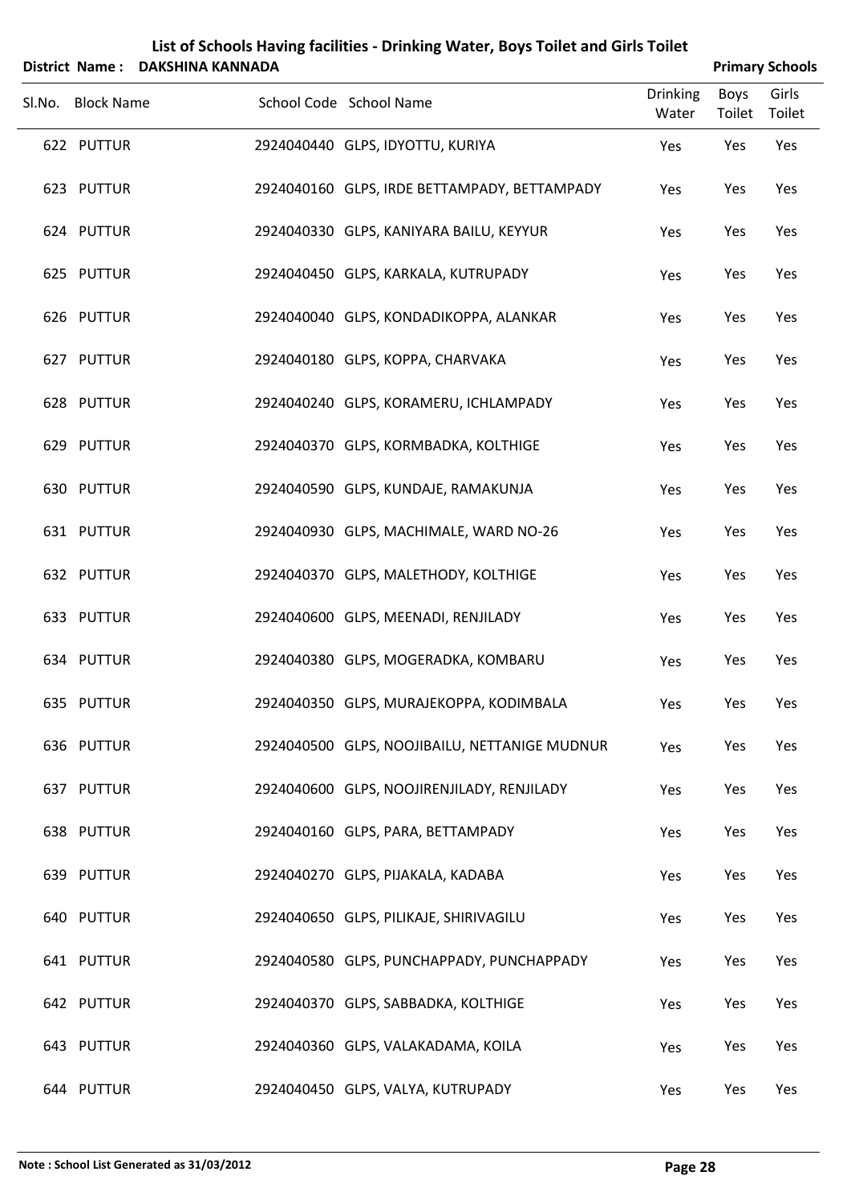# List of Schools Having facilities - Drinking Water, Boys Toilet and Girls Toilet

**District Name : DAKSHINA KANNADA** **Primary Schools**

| Sl.No. | Block Name | School Code | School Name | Drinking Water | Boys Toilet | Girls Toilet |
|---|---|---|---|---|---|---|
| 622 | PUTTUR | 2924040440 | GLPS, IDYOTTU, KURIYA | Yes | Yes | Yes |
| 623 | PUTTUR | 2924040160 | GLPS, IRDE BETTAMPADY, BETTAMPADY | Yes | Yes | Yes |
| 624 | PUTTUR | 2924040330 | GLPS, KANIYARA BAILU, KEYYUR | Yes | Yes | Yes |
| 625 | PUTTUR | 2924040450 | GLPS, KARKALA, KUTRUPADY | Yes | Yes | Yes |
| 626 | PUTTUR | 2924040040 | GLPS, KONDADIKOPPA, ALANKAR | Yes | Yes | Yes |
| 627 | PUTTUR | 2924040180 | GLPS, KOPPA, CHARVAKA | Yes | Yes | Yes |
| 628 | PUTTUR | 2924040240 | GLPS, KORAMERU, ICHLAMPADY | Yes | Yes | Yes |
| 629 | PUTTUR | 2924040370 | GLPS, KORMBADKA, KOLTHIGE | Yes | Yes | Yes |
| 630 | PUTTUR | 2924040590 | GLPS, KUNDAJE, RAMAKUNJA | Yes | Yes | Yes |
| 631 | PUTTUR | 2924040930 | GLPS, MACHIMALE, WARD NO-26 | Yes | Yes | Yes |
| 632 | PUTTUR | 2924040370 | GLPS, MALETHODY, KOLTHIGE | Yes | Yes | Yes |
| 633 | PUTTUR | 2924040600 | GLPS, MEENADI, RENJILADY | Yes | Yes | Yes |
| 634 | PUTTUR | 2924040380 | GLPS, MOGERADKA, KOMBARU | Yes | Yes | Yes |
| 635 | PUTTUR | 2924040350 | GLPS, MURAJEKOPPA, KODIMBALA | Yes | Yes | Yes |
| 636 | PUTTUR | 2924040500 | GLPS, NOOJIBAILU, NETTANIGE MUDNUR | Yes | Yes | Yes |
| 637 | PUTTUR | 2924040600 | GLPS, NOOJIRENJILADY, RENJILADY | Yes | Yes | Yes |
| 638 | PUTTUR | 2924040160 | GLPS, PARA, BETTAMPADY | Yes | Yes | Yes |
| 639 | PUTTUR | 2924040270 | GLPS, PIJAKALA, KADABA | Yes | Yes | Yes |
| 640 | PUTTUR | 2924040650 | GLPS, PILIKAJE, SHIRIVAGILU | Yes | Yes | Yes |
| 641 | PUTTUR | 2924040580 | GLPS, PUNCHAPPADY, PUNCHAPPADY | Yes | Yes | Yes |
| 642 | PUTTUR | 2924040370 | GLPS, SABBADKA, KOLTHIGE | Yes | Yes | Yes |
| 643 | PUTTUR | 2924040360 | GLPS, VALAKADAMA, KOILA | Yes | Yes | Yes |
| 644 | PUTTUR | 2924040450 | GLPS, VALYA, KUTRUPADY | Yes | Yes | Yes |

**Note : School List Generated as 31/03/2012**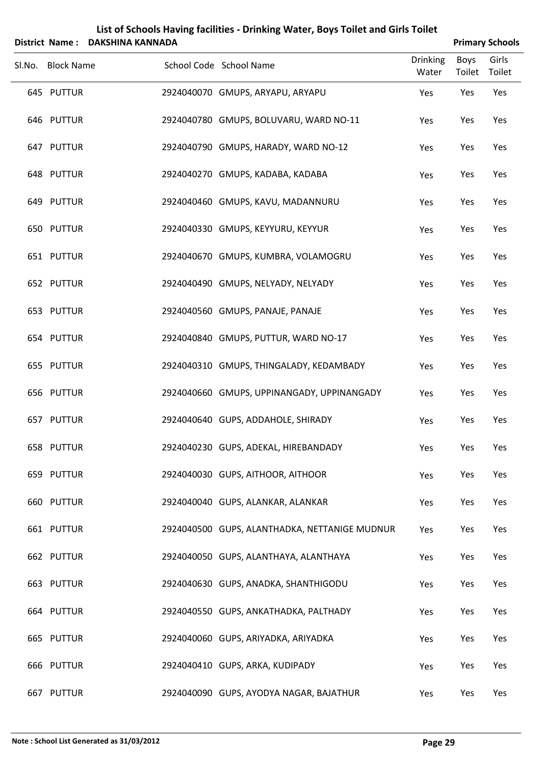# List of Schools Having facilities - Drinking Water, Boys Toilet and Girls Toilet

**District Name : DAKSHINA KANNADA** **Primary Schools**

| Sl.No. | Block Name | School Code | School Name | Drinking Water | Boys Toilet | Girls Toilet |
|---|---|---|---|---|---|---|
| 645 | PUTTUR | 2924040070 | GMUPS, ARYAPU, ARYAPU | Yes | Yes | Yes |
| 646 | PUTTUR | 2924040780 | GMUPS, BOLUVARU, WARD NO-11 | Yes | Yes | Yes |
| 647 | PUTTUR | 2924040790 | GMUPS, HARADY, WARD NO-12 | Yes | Yes | Yes |
| 648 | PUTTUR | 2924040270 | GMUPS, KADABA, KADABA | Yes | Yes | Yes |
| 649 | PUTTUR | 2924040460 | GMUPS, KAVU, MADANNURU | Yes | Yes | Yes |
| 650 | PUTTUR | 2924040330 | GMUPS, KEYYURU, KEYYUR | Yes | Yes | Yes |
| 651 | PUTTUR | 2924040670 | GMUPS, KUMBRA, VOLAMOGRU | Yes | Yes | Yes |
| 652 | PUTTUR | 2924040490 | GMUPS, NELYADY, NELYADY | Yes | Yes | Yes |
| 653 | PUTTUR | 2924040560 | GMUPS, PANAJE, PANAJE | Yes | Yes | Yes |
| 654 | PUTTUR | 2924040840 | GMUPS, PUTTUR, WARD NO-17 | Yes | Yes | Yes |
| 655 | PUTTUR | 2924040310 | GMUPS, THINGALADY, KEDAMBADY | Yes | Yes | Yes |
| 656 | PUTTUR | 2924040660 | GMUPS, UPPINANGADY, UPPINANGADY | Yes | Yes | Yes |
| 657 | PUTTUR | 2924040640 | GUPS, ADDAHOLE, SHIRADY | Yes | Yes | Yes |
| 658 | PUTTUR | 2924040230 | GUPS, ADEKAL, HIREBANDADY | Yes | Yes | Yes |
| 659 | PUTTUR | 2924040030 | GUPS, AITHOOR, AITHOOR | Yes | Yes | Yes |
| 660 | PUTTUR | 2924040040 | GUPS, ALANKAR, ALANKAR | Yes | Yes | Yes |
| 661 | PUTTUR | 2924040500 | GUPS, ALANTHADKA, NETTANIGE MUDNUR | Yes | Yes | Yes |
| 662 | PUTTUR | 2924040050 | GUPS, ALANTHAYA, ALANTHAYA | Yes | Yes | Yes |
| 663 | PUTTUR | 2924040630 | GUPS, ANADKA, SHANTHIGODU | Yes | Yes | Yes |
| 664 | PUTTUR | 2924040550 | GUPS, ANKATHADKA, PALTHADY | Yes | Yes | Yes |
| 665 | PUTTUR | 2924040060 | GUPS, ARIYADKA, ARIYADKA | Yes | Yes | Yes |
| 666 | PUTTUR | 2924040410 | GUPS, ARKA, KUDIPADY | Yes | Yes | Yes |
| 667 | PUTTUR | 2924040090 | GUPS, AYODYA NAGAR, BAJATHUR | Yes | Yes | Yes |

**Note : School List Generated as 31/03/2012**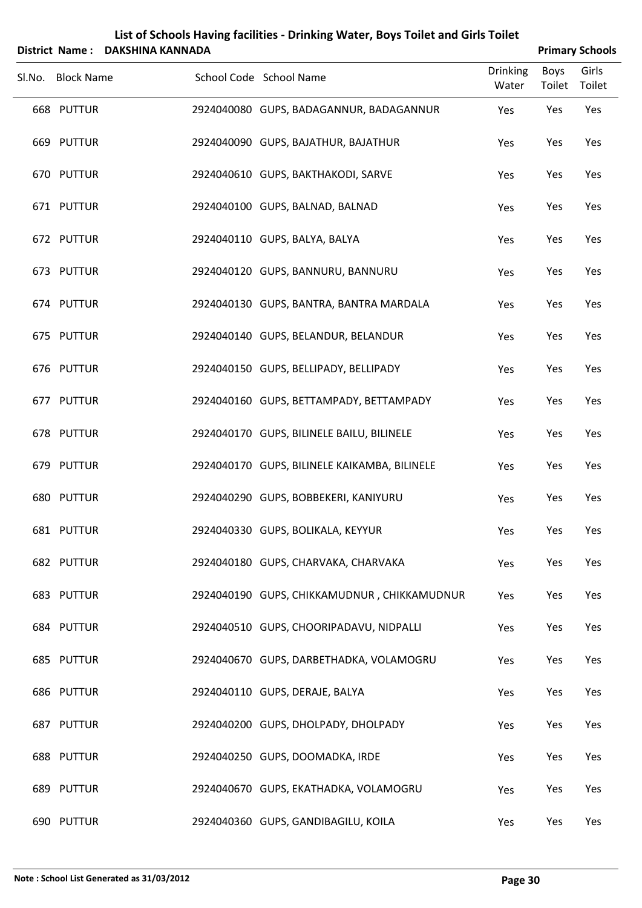# List of Schools Having facilities - Drinking Water, Boys Toilet and Girls Toilet

**District Name : DAKSHINA KANNADA** | **Primary Schools**

| Sl.No. | Block Name | School Code | School Name | Drinking Water | Boys Toilet | Girls Toilet |
|---|---|---|---|---|---|---|
| 668 | PUTTUR | 2924040080 | GUPS, BADAGANNUR, BADAGANNUR | Yes | Yes | Yes |
| 669 | PUTTUR | 2924040090 | GUPS, BAJATHUR, BAJATHUR | Yes | Yes | Yes |
| 670 | PUTTUR | 2924040610 | GUPS, BAKTHAKODI, SARVE | Yes | Yes | Yes |
| 671 | PUTTUR | 2924040100 | GUPS, BALNAD, BALNAD | Yes | Yes | Yes |
| 672 | PUTTUR | 2924040110 | GUPS, BALYA, BALYA | Yes | Yes | Yes |
| 673 | PUTTUR | 2924040120 | GUPS, BANNURU, BANNURU | Yes | Yes | Yes |
| 674 | PUTTUR | 2924040130 | GUPS, BANTRA, BANTRA MARDALA | Yes | Yes | Yes |
| 675 | PUTTUR | 2924040140 | GUPS, BELANDUR, BELANDUR | Yes | Yes | Yes |
| 676 | PUTTUR | 2924040150 | GUPS, BELLIPADY, BELLIPADY | Yes | Yes | Yes |
| 677 | PUTTUR | 2924040160 | GUPS, BETTAMPADY, BETTAMPADY | Yes | Yes | Yes |
| 678 | PUTTUR | 2924040170 | GUPS, BILINELE BAILU, BILINELE | Yes | Yes | Yes |
| 679 | PUTTUR | 2924040170 | GUPS, BILINELE KAIKAMBA, BILINELE | Yes | Yes | Yes |
| 680 | PUTTUR | 2924040290 | GUPS, BOBBEKERI, KANIYURU | Yes | Yes | Yes |
| 681 | PUTTUR | 2924040330 | GUPS, BOLIKALA, KEYYUR | Yes | Yes | Yes |
| 682 | PUTTUR | 2924040180 | GUPS, CHARVAKA, CHARVAKA | Yes | Yes | Yes |
| 683 | PUTTUR | 2924040190 | GUPS, CHIKKAMUDNUR , CHIKKAMUDNUR | Yes | Yes | Yes |
| 684 | PUTTUR | 2924040510 | GUPS, CHOORIPADAVU, NIDPALLI | Yes | Yes | Yes |
| 685 | PUTTUR | 2924040670 | GUPS, DARBETHADKA, VOLAMOGRU | Yes | Yes | Yes |
| 686 | PUTTUR | 2924040110 | GUPS, DERAJE, BALYA | Yes | Yes | Yes |
| 687 | PUTTUR | 2924040200 | GUPS, DHOLPADY, DHOLPADY | Yes | Yes | Yes |
| 688 | PUTTUR | 2924040250 | GUPS, DOOMADKA, IRDE | Yes | Yes | Yes |
| 689 | PUTTUR | 2924040670 | GUPS, EKATHADKA, VOLAMOGRU | Yes | Yes | Yes |
| 690 | PUTTUR | 2924040360 | GUPS, GANDIBAGILU, KOILA | Yes | Yes | Yes |

**Note : School List Generated as 31/03/2012**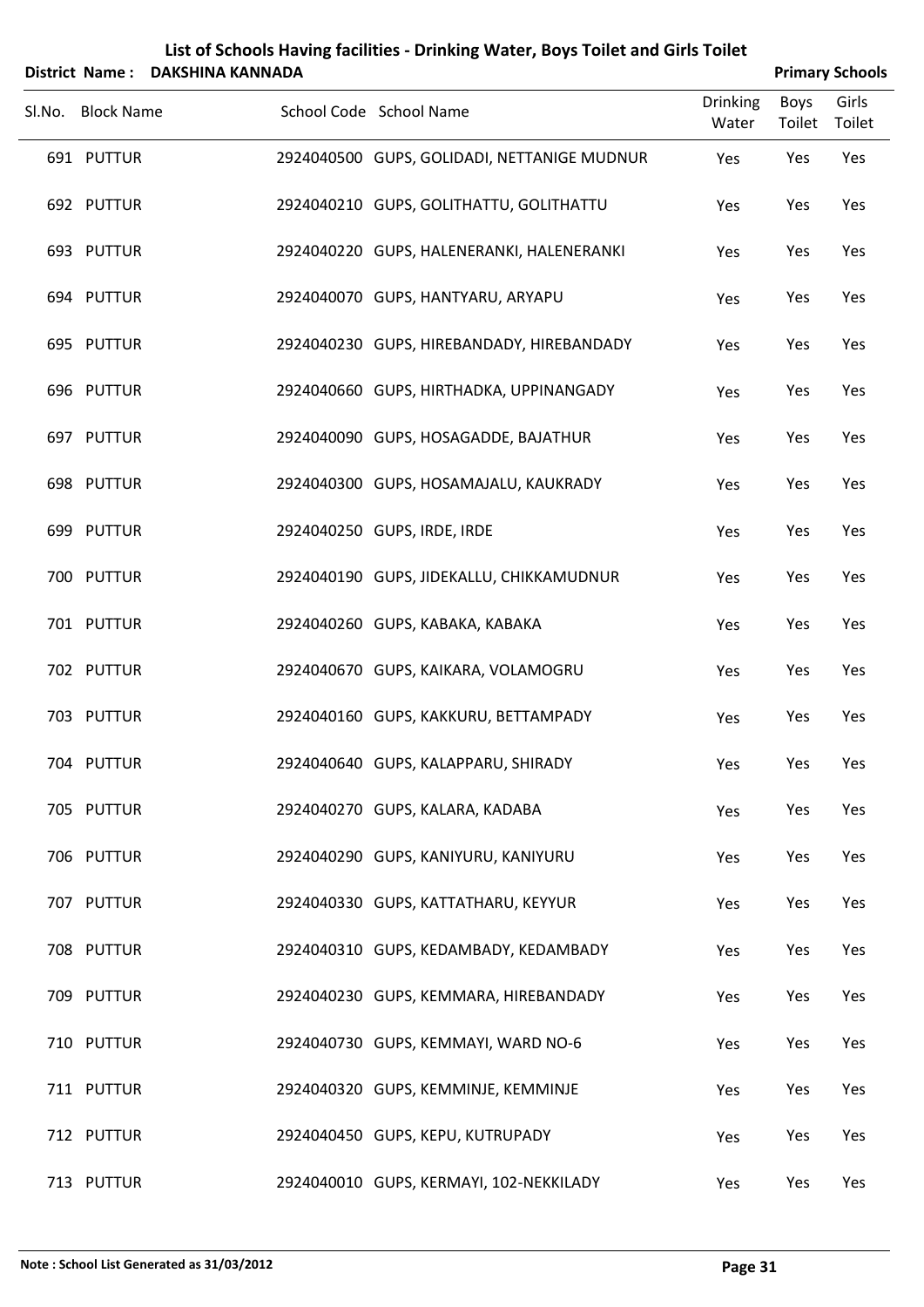# List of Schools Having facilities - Drinking Water, Boys Toilet and Girls Toilet

**District Name : DAKSHINA KANNADA** **Primary Schools**

| Sl.No. | Block Name | School Code | School Name | Drinking Water | Boys Toilet | Girls Toilet |
|---|---|---|---|---|---|---|
| 691 | PUTTUR | 2924040500 | GUPS, GOLIDADI, NETTANIGE MUDNUR | Yes | Yes | Yes |
| 692 | PUTTUR | 2924040210 | GUPS, GOLITHATTU, GOLITHATTU | Yes | Yes | Yes |
| 693 | PUTTUR | 2924040220 | GUPS, HALENERANKI, HALENERANKI | Yes | Yes | Yes |
| 694 | PUTTUR | 2924040070 | GUPS, HANTYARU, ARYAPU | Yes | Yes | Yes |
| 695 | PUTTUR | 2924040230 | GUPS, HIREBANDADY, HIREBANDADY | Yes | Yes | Yes |
| 696 | PUTTUR | 2924040660 | GUPS, HIRTHADKA, UPPINANGADY | Yes | Yes | Yes |
| 697 | PUTTUR | 2924040090 | GUPS, HOSAGADDE, BAJATHUR | Yes | Yes | Yes |
| 698 | PUTTUR | 2924040300 | GUPS, HOSAMAJALU, KAUKRADY | Yes | Yes | Yes |
| 699 | PUTTUR | 2924040250 | GUPS, IRDE, IRDE | Yes | Yes | Yes |
| 700 | PUTTUR | 2924040190 | GUPS, JIDEKALLU, CHIKKAMUDNUR | Yes | Yes | Yes |
| 701 | PUTTUR | 2924040260 | GUPS, KABAKA, KABAKA | Yes | Yes | Yes |
| 702 | PUTTUR | 2924040670 | GUPS, KAIKARA, VOLAMOGRU | Yes | Yes | Yes |
| 703 | PUTTUR | 2924040160 | GUPS, KAKKURU, BETTAMPADY | Yes | Yes | Yes |
| 704 | PUTTUR | 2924040640 | GUPS, KALAPPARU, SHIRADY | Yes | Yes | Yes |
| 705 | PUTTUR | 2924040270 | GUPS, KALARA, KADABA | Yes | Yes | Yes |
| 706 | PUTTUR | 2924040290 | GUPS, KANIYURU, KANIYURU | Yes | Yes | Yes |
| 707 | PUTTUR | 2924040330 | GUPS, KATTATHARU, KEYYUR | Yes | Yes | Yes |
| 708 | PUTTUR | 2924040310 | GUPS, KEDAMBADY, KEDAMBADY | Yes | Yes | Yes |
| 709 | PUTTUR | 2924040230 | GUPS, KEMMARA, HIREBANDADY | Yes | Yes | Yes |
| 710 | PUTTUR | 2924040730 | GUPS, KEMMAYI, WARD NO-6 | Yes | Yes | Yes |
| 711 | PUTTUR | 2924040320 | GUPS, KEMMINJE, KEMMINJE | Yes | Yes | Yes |
| 712 | PUTTUR | 2924040450 | GUPS, KEPU, KUTRUPADY | Yes | Yes | Yes |
| 713 | PUTTUR | 2924040010 | GUPS, KERMAYI, 102-NEKKILADY | Yes | Yes | Yes |

**Note : School List Generated as 31/03/2012**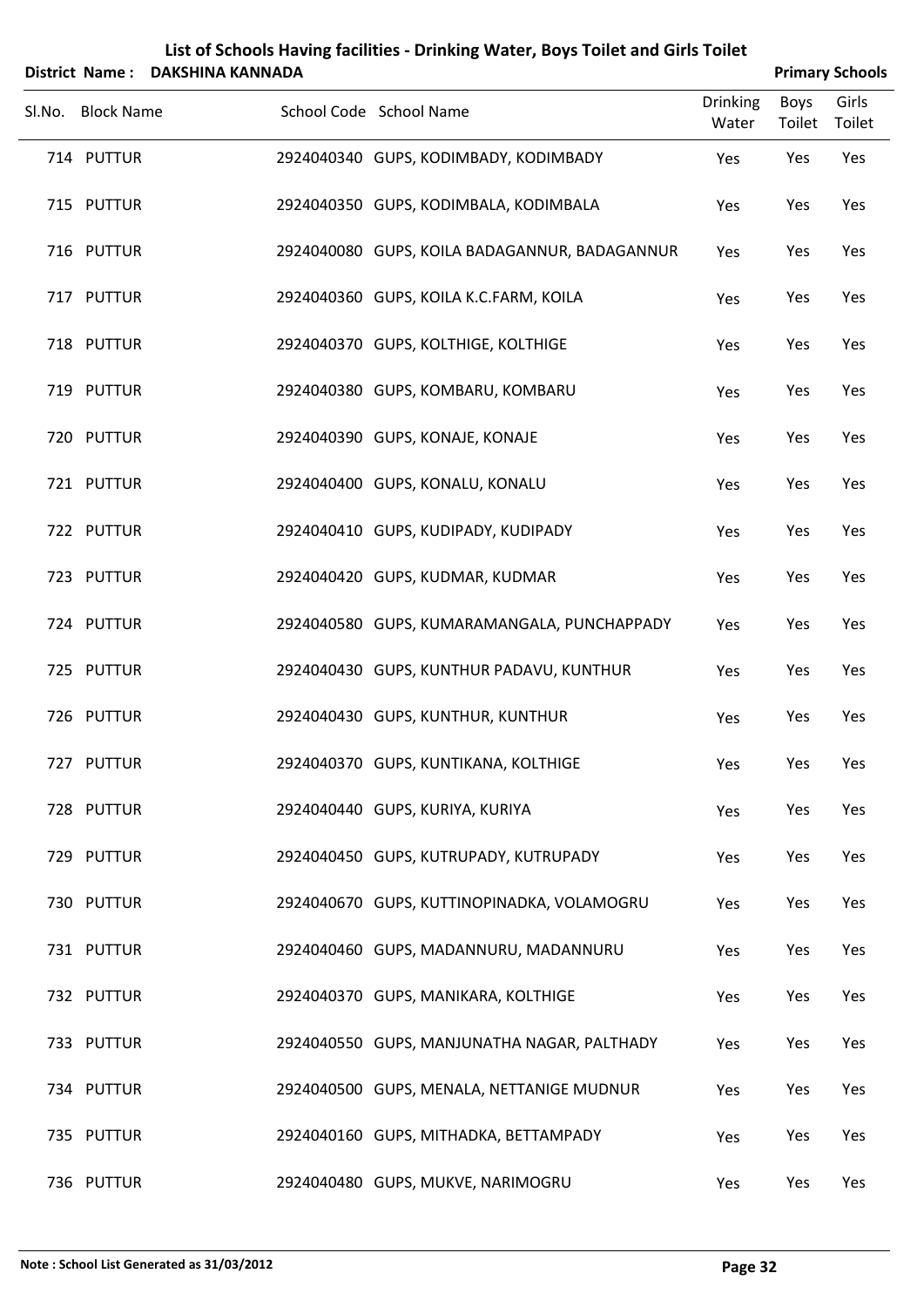# List of Schools Having facilities - Drinking Water, Boys Toilet and Girls Toilet

**District Name : DAKSHINA KANNADA** **Primary Schools**

| Sl.No. | Block Name | School Code | School Name | Drinking Water | Boys Toilet | Girls Toilet |
|---|---|---|---|---|---|---|
| 714 | PUTTUR | 2924040340 | GUPS, KODIMBADY, KODIMBADY | Yes | Yes | Yes |
| 715 | PUTTUR | 2924040350 | GUPS, KODIMBALA, KODIMBALA | Yes | Yes | Yes |
| 716 | PUTTUR | 2924040080 | GUPS, KOILA BADAGANNUR, BADAGANNUR | Yes | Yes | Yes |
| 717 | PUTTUR | 2924040360 | GUPS, KOILA K.C.FARM, KOILA | Yes | Yes | Yes |
| 718 | PUTTUR | 2924040370 | GUPS, KOLTHIGE, KOLTHIGE | Yes | Yes | Yes |
| 719 | PUTTUR | 2924040380 | GUPS, KOMBARU, KOMBARU | Yes | Yes | Yes |
| 720 | PUTTUR | 2924040390 | GUPS, KONAJE, KONAJE | Yes | Yes | Yes |
| 721 | PUTTUR | 2924040400 | GUPS, KONALU, KONALU | Yes | Yes | Yes |
| 722 | PUTTUR | 2924040410 | GUPS, KUDIPADY, KUDIPADY | Yes | Yes | Yes |
| 723 | PUTTUR | 2924040420 | GUPS, KUDMAR, KUDMAR | Yes | Yes | Yes |
| 724 | PUTTUR | 2924040580 | GUPS, KUMARAMANGALA, PUNCHAPPADY | Yes | Yes | Yes |
| 725 | PUTTUR | 2924040430 | GUPS, KUNTHUR PADAVU, KUNTHUR | Yes | Yes | Yes |
| 726 | PUTTUR | 2924040430 | GUPS, KUNTHUR, KUNTHUR | Yes | Yes | Yes |
| 727 | PUTTUR | 2924040370 | GUPS, KUNTIKANA, KOLTHIGE | Yes | Yes | Yes |
| 728 | PUTTUR | 2924040440 | GUPS, KURIYA, KURIYA | Yes | Yes | Yes |
| 729 | PUTTUR | 2924040450 | GUPS, KUTRUPADY, KUTRUPADY | Yes | Yes | Yes |
| 730 | PUTTUR | 2924040670 | GUPS, KUTTINOPINADKA, VOLAMOGRU | Yes | Yes | Yes |
| 731 | PUTTUR | 2924040460 | GUPS, MADANNURU, MADANNURU | Yes | Yes | Yes |
| 732 | PUTTUR | 2924040370 | GUPS, MANIKARA, KOLTHIGE | Yes | Yes | Yes |
| 733 | PUTTUR | 2924040550 | GUPS, MANJUNATHA NAGAR, PALTHADY | Yes | Yes | Yes |
| 734 | PUTTUR | 2924040500 | GUPS, MENALA, NETTANIGE MUDNUR | Yes | Yes | Yes |
| 735 | PUTTUR | 2924040160 | GUPS, MITHADKA, BETTAMPADY | Yes | Yes | Yes |
| 736 | PUTTUR | 2924040480 | GUPS, MUKVE, NARIMOGRU | Yes | Yes | Yes |

**Note : School List Generated as 31/03/2012**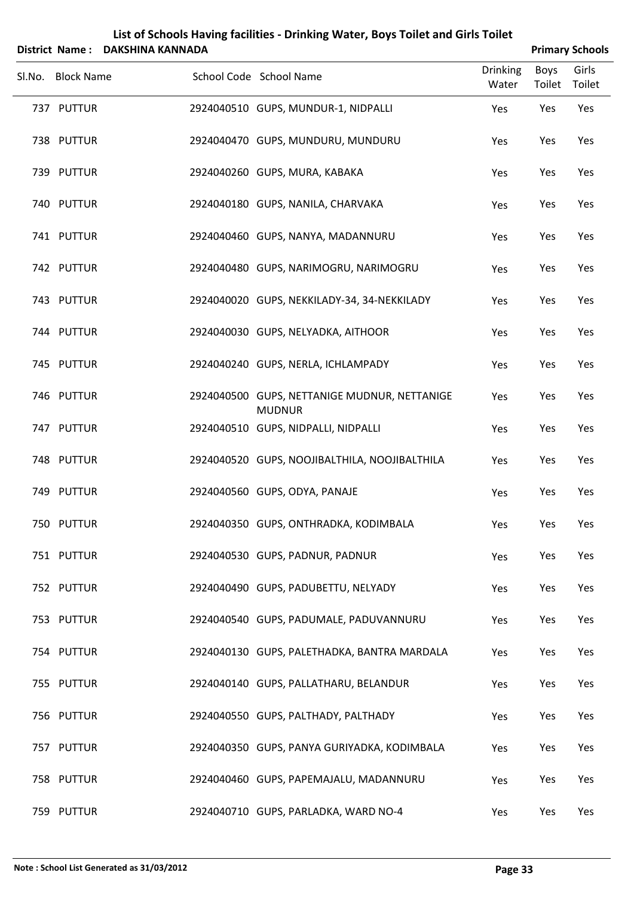## List of Schools Having facilities - Drinking Water, Boys Toilet and Girls Toilet

**District Name : DAKSHINA KANNADA** **Primary Schools**

| Sl.No. | Block Name | School Code | School Name | Drinking Water | Boys Toilet | Girls Toilet |
|---|---|---|---|---|---|---|
| 737 | PUTTUR | 2924040510 | GUPS, MUNDUR-1, NIDPALLI | Yes | Yes | Yes |
| 738 | PUTTUR | 2924040470 | GUPS, MUNDURU, MUNDURU | Yes | Yes | Yes |
| 739 | PUTTUR | 2924040260 | GUPS, MURA, KABAKA | Yes | Yes | Yes |
| 740 | PUTTUR | 2924040180 | GUPS, NANILA, CHARVAKA | Yes | Yes | Yes |
| 741 | PUTTUR | 2924040460 | GUPS, NANYA, MADANNURU | Yes | Yes | Yes |
| 742 | PUTTUR | 2924040480 | GUPS, NARIMOGRU, NARIMOGRU | Yes | Yes | Yes |
| 743 | PUTTUR | 2924040020 | GUPS, NEKKILADY-34, 34-NEKKILADY | Yes | Yes | Yes |
| 744 | PUTTUR | 2924040030 | GUPS, NELYADKA, AITHOOR | Yes | Yes | Yes |
| 745 | PUTTUR | 2924040240 | GUPS, NERLA, ICHLAMPADY | Yes | Yes | Yes |
| 746 | PUTTUR | 2924040500 | GUPS, NETTANIGE MUDNUR, NETTANIGE MUDNUR | Yes | Yes | Yes |
| 747 | PUTTUR | 2924040510 | GUPS, NIDPALLI, NIDPALLI | Yes | Yes | Yes |
| 748 | PUTTUR | 2924040520 | GUPS, NOOJIBALTHILA, NOOJIBALTHILA | Yes | Yes | Yes |
| 749 | PUTTUR | 2924040560 | GUPS, ODYA, PANAJE | Yes | Yes | Yes |
| 750 | PUTTUR | 2924040350 | GUPS, ONTHRADKA, KODIMBALA | Yes | Yes | Yes |
| 751 | PUTTUR | 2924040530 | GUPS, PADNUR, PADNUR | Yes | Yes | Yes |
| 752 | PUTTUR | 2924040490 | GUPS, PADUBETTU, NELYADY | Yes | Yes | Yes |
| 753 | PUTTUR | 2924040540 | GUPS, PADUMALE, PADUVANNURU | Yes | Yes | Yes |
| 754 | PUTTUR | 2924040130 | GUPS, PALETHADKA, BANTRA MARDALA | Yes | Yes | Yes |
| 755 | PUTTUR | 2924040140 | GUPS, PALLATHARU, BELANDUR | Yes | Yes | Yes |
| 756 | PUTTUR | 2924040550 | GUPS, PALTHADY, PALTHADY | Yes | Yes | Yes |
| 757 | PUTTUR | 2924040350 | GUPS, PANYA GURIYADKA, KODIMBALA | Yes | Yes | Yes |
| 758 | PUTTUR | 2924040460 | GUPS, PAPEMAJALU, MADANNURU | Yes | Yes | Yes |
| 759 | PUTTUR | 2924040710 | GUPS, PARLADKA, WARD NO-4 | Yes | Yes | Yes |

**Note : School List Generated as 31/03/2012**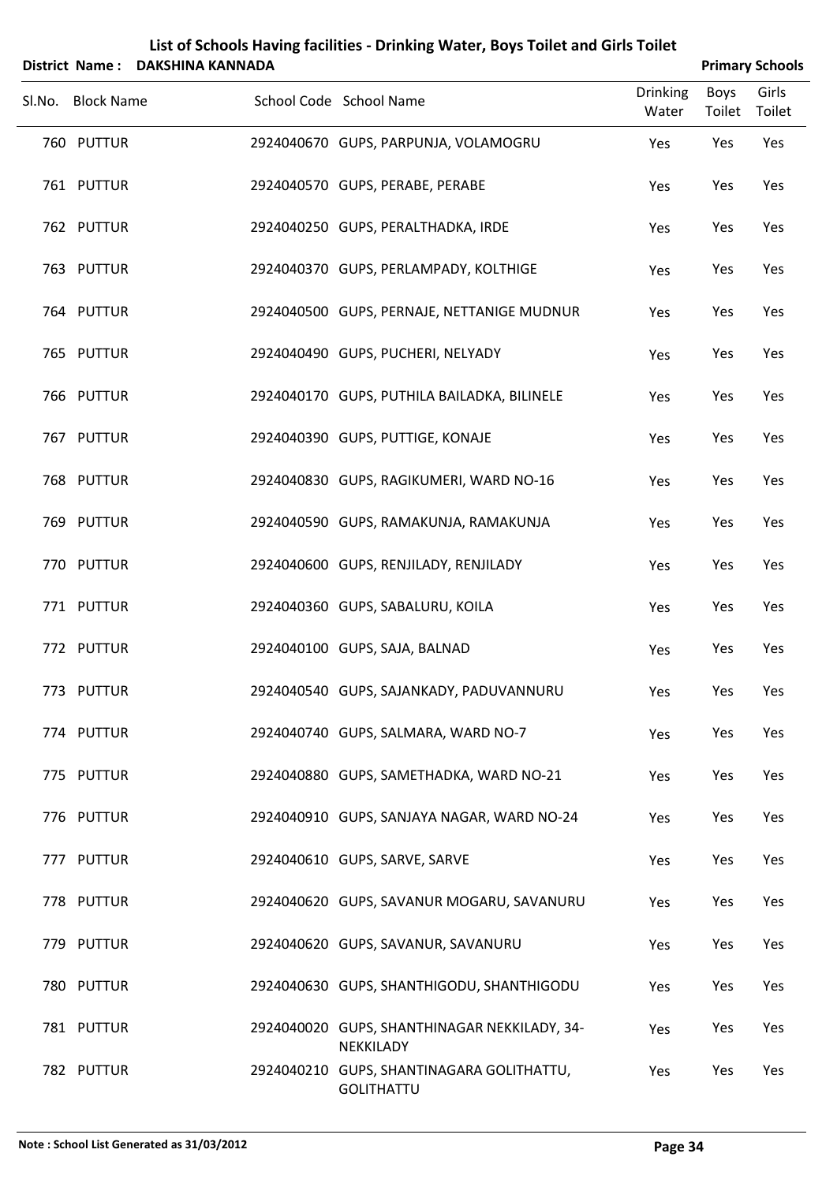# List of Schools Having facilities - Drinking Water, Boys Toilet and Girls Toilet

**District Name : DAKSHINA KANNADA** **Primary Schools**

| Sl.No. | Block Name | School Code | School Name | Drinking Water | Boys Toilet | Girls Toilet |
|---|---|---|---|---|---|---|
| 760 | PUTTUR | 2924040670 | GUPS, PARPUNJA, VOLAMOGRU | Yes | Yes | Yes |
| 761 | PUTTUR | 2924040570 | GUPS, PERABE, PERABE | Yes | Yes | Yes |
| 762 | PUTTUR | 2924040250 | GUPS, PERALTHADKA, IRDE | Yes | Yes | Yes |
| 763 | PUTTUR | 2924040370 | GUPS, PERLAMPADY, KOLTHIGE | Yes | Yes | Yes |
| 764 | PUTTUR | 2924040500 | GUPS, PERNAJE, NETTANIGE MUDNUR | Yes | Yes | Yes |
| 765 | PUTTUR | 2924040490 | GUPS, PUCHERI, NELYADY | Yes | Yes | Yes |
| 766 | PUTTUR | 2924040170 | GUPS, PUTHILA BAILADKA, BILINELE | Yes | Yes | Yes |
| 767 | PUTTUR | 2924040390 | GUPS, PUTTIGE, KONAJE | Yes | Yes | Yes |
| 768 | PUTTUR | 2924040830 | GUPS, RAGIKUMERI, WARD NO-16 | Yes | Yes | Yes |
| 769 | PUTTUR | 2924040590 | GUPS, RAMAKUNJA, RAMAKUNJA | Yes | Yes | Yes |
| 770 | PUTTUR | 2924040600 | GUPS, RENJILADY, RENJILADY | Yes | Yes | Yes |
| 771 | PUTTUR | 2924040360 | GUPS, SABALURU, KOILA | Yes | Yes | Yes |
| 772 | PUTTUR | 2924040100 | GUPS, SAJA, BALNAD | Yes | Yes | Yes |
| 773 | PUTTUR | 2924040540 | GUPS, SAJANKADY, PADUVANNURU | Yes | Yes | Yes |
| 774 | PUTTUR | 2924040740 | GUPS, SALMARA, WARD NO-7 | Yes | Yes | Yes |
| 775 | PUTTUR | 2924040880 | GUPS, SAMETHADKA, WARD NO-21 | Yes | Yes | Yes |
| 776 | PUTTUR | 2924040910 | GUPS, SANJAYA NAGAR, WARD NO-24 | Yes | Yes | Yes |
| 777 | PUTTUR | 2924040610 | GUPS, SARVE, SARVE | Yes | Yes | Yes |
| 778 | PUTTUR | 2924040620 | GUPS, SAVANUR MOGARU, SAVANURU | Yes | Yes | Yes |
| 779 | PUTTUR | 2924040620 | GUPS, SAVANUR, SAVANURU | Yes | Yes | Yes |
| 780 | PUTTUR | 2924040630 | GUPS, SHANTHIGODU, SHANTHIGODU | Yes | Yes | Yes |
| 781 | PUTTUR | 2924040020 | GUPS, SHANTHINAGAR NEKKILADY, 34-NEKKILADY | Yes | Yes | Yes |
| 782 | PUTTUR | 2924040210 | GUPS, SHANTINAGARA GOLITHATTU, GOLITHATTU | Yes | Yes | Yes |

**Note : School List Generated as 31/03/2012**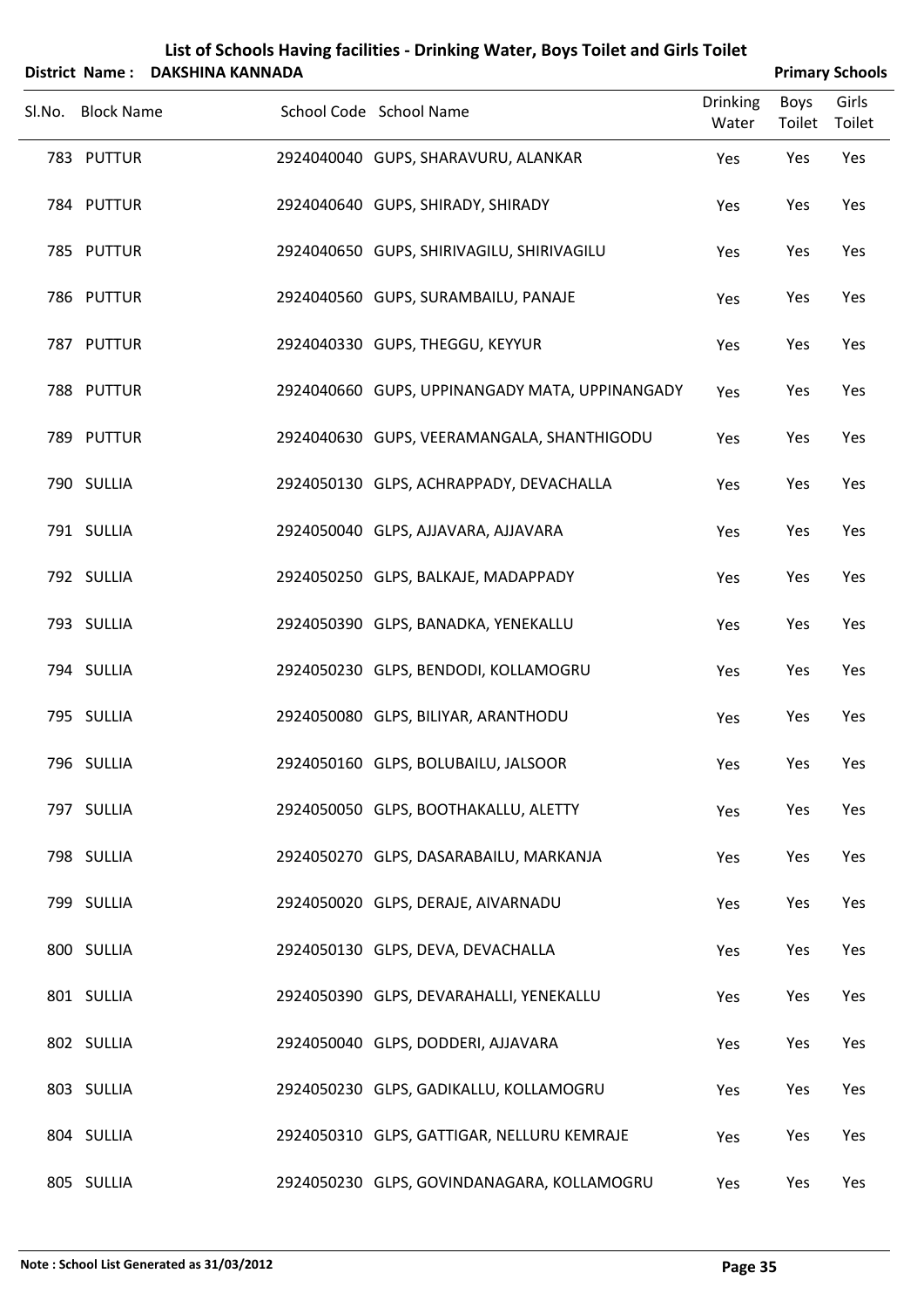# List of Schools Having facilities - Drinking Water, Boys Toilet and Girls Toilet

**District Name : DAKSHINA KANNADA** **Primary Schools**

| Sl.No. | Block Name | School Code | School Name | Drinking Water | Boys Toilet | Girls Toilet |
|---|---|---|---|---|---|---|
| 783 | PUTTUR | 2924040040 | GUPS, SHARAVURU, ALANKAR | Yes | Yes | Yes |
| 784 | PUTTUR | 2924040640 | GUPS, SHIRADY, SHIRADY | Yes | Yes | Yes |
| 785 | PUTTUR | 2924040650 | GUPS, SHIRIVAGILU, SHIRIVAGILU | Yes | Yes | Yes |
| 786 | PUTTUR | 2924040560 | GUPS, SURAMBAILU, PANAJE | Yes | Yes | Yes |
| 787 | PUTTUR | 2924040330 | GUPS, THEGGU, KEYYUR | Yes | Yes | Yes |
| 788 | PUTTUR | 2924040660 | GUPS, UPPINANGADY MATA, UPPINANGADY | Yes | Yes | Yes |
| 789 | PUTTUR | 2924040630 | GUPS, VEERAMANGALA, SHANTHIGODU | Yes | Yes | Yes |
| 790 | SULLIA | 2924050130 | GLPS, ACHRAPPADY, DEVACHALLA | Yes | Yes | Yes |
| 791 | SULLIA | 2924050040 | GLPS, AJJAVARA, AJJAVARA | Yes | Yes | Yes |
| 792 | SULLIA | 2924050250 | GLPS, BALKAJE, MADAPPADY | Yes | Yes | Yes |
| 793 | SULLIA | 2924050390 | GLPS, BANADKA, YENEKALLU | Yes | Yes | Yes |
| 794 | SULLIA | 2924050230 | GLPS, BENDODI, KOLLAMOGRU | Yes | Yes | Yes |
| 795 | SULLIA | 2924050080 | GLPS, BILIYAR, ARANTHODU | Yes | Yes | Yes |
| 796 | SULLIA | 2924050160 | GLPS, BOLUBAILU, JALSOOR | Yes | Yes | Yes |
| 797 | SULLIA | 2924050050 | GLPS, BOOTHAKALLU, ALETTY | Yes | Yes | Yes |
| 798 | SULLIA | 2924050270 | GLPS, DASARABAILU, MARKANJA | Yes | Yes | Yes |
| 799 | SULLIA | 2924050020 | GLPS, DERAJE, AIVARNADU | Yes | Yes | Yes |
| 800 | SULLIA | 2924050130 | GLPS, DEVA, DEVACHALLA | Yes | Yes | Yes |
| 801 | SULLIA | 2924050390 | GLPS, DEVARAHALLI, YENEKALLU | Yes | Yes | Yes |
| 802 | SULLIA | 2924050040 | GLPS, DODDERI, AJJAVARA | Yes | Yes | Yes |
| 803 | SULLIA | 2924050230 | GLPS, GADIKALLU, KOLLAMOGRU | Yes | Yes | Yes |
| 804 | SULLIA | 2924050310 | GLPS, GATTIGAR, NELLURU KEMRAJE | Yes | Yes | Yes |
| 805 | SULLIA | 2924050230 | GLPS, GOVINDANAGARA, KOLLAMOGRU | Yes | Yes | Yes |

**Note : School List Generated as 31/03/2012**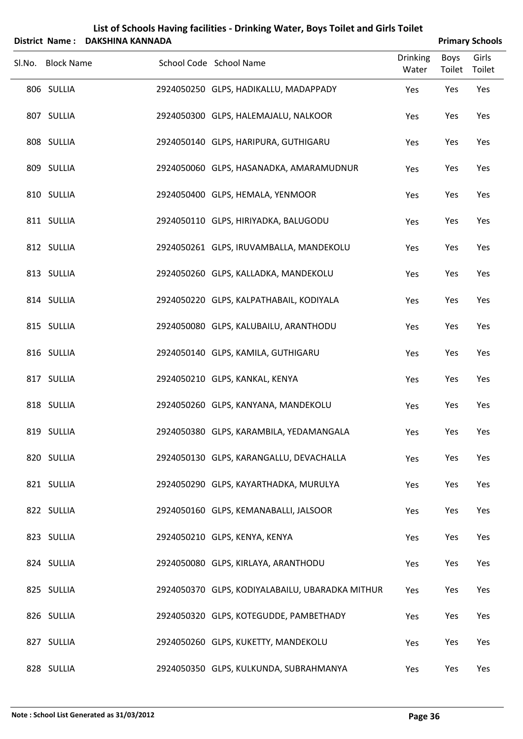# List of Schools Having facilities - Drinking Water, Boys Toilet and Girls Toilet

**District Name : DAKSHINA KANNADA** **Primary Schools**

| Sl.No. | Block Name | School Code | School Name | Drinking Water | Boys Toilet | Girls Toilet |
|---|---|---|---|---|---|---|
| 806 | SULLIA | 2924050250 | GLPS, HADIKALLU, MADAPPADY | Yes | Yes | Yes |
| 807 | SULLIA | 2924050300 | GLPS, HALEMAJALU, NALKOOR | Yes | Yes | Yes |
| 808 | SULLIA | 2924050140 | GLPS, HARIPURA, GUTHIGARU | Yes | Yes | Yes |
| 809 | SULLIA | 2924050060 | GLPS, HASANADKA, AMARAMUDNUR | Yes | Yes | Yes |
| 810 | SULLIA | 2924050400 | GLPS, HEMALA, YENMOOR | Yes | Yes | Yes |
| 811 | SULLIA | 2924050110 | GLPS, HIRIYADKA, BALUGODU | Yes | Yes | Yes |
| 812 | SULLIA | 2924050261 | GLPS, IRUVAMBALLA, MANDEKOLU | Yes | Yes | Yes |
| 813 | SULLIA | 2924050260 | GLPS, KALLADKA, MANDEKOLU | Yes | Yes | Yes |
| 814 | SULLIA | 2924050220 | GLPS, KALPATHABAIL, KODIYALA | Yes | Yes | Yes |
| 815 | SULLIA | 2924050080 | GLPS, KALUBAILU, ARANTHODU | Yes | Yes | Yes |
| 816 | SULLIA | 2924050140 | GLPS, KAMILA, GUTHIGARU | Yes | Yes | Yes |
| 817 | SULLIA | 2924050210 | GLPS, KANKAL, KENYA | Yes | Yes | Yes |
| 818 | SULLIA | 2924050260 | GLPS, KANYANA, MANDEKOLU | Yes | Yes | Yes |
| 819 | SULLIA | 2924050380 | GLPS, KARAMBILA, YEDAMANGALA | Yes | Yes | Yes |
| 820 | SULLIA | 2924050130 | GLPS, KARANGALLU, DEVACHALLA | Yes | Yes | Yes |
| 821 | SULLIA | 2924050290 | GLPS, KAYARTHADKA, MURULYA | Yes | Yes | Yes |
| 822 | SULLIA | 2924050160 | GLPS, KEMANABALLI, JALSOOR | Yes | Yes | Yes |
| 823 | SULLIA | 2924050210 | GLPS, KENYA, KENYA | Yes | Yes | Yes |
| 824 | SULLIA | 2924050080 | GLPS, KIRLAYA, ARANTHODU | Yes | Yes | Yes |
| 825 | SULLIA | 2924050370 | GLPS, KODIYALABAILU, UBARADKA MITHUR | Yes | Yes | Yes |
| 826 | SULLIA | 2924050320 | GLPS, KOTEGUDDE, PAMBETHADY | Yes | Yes | Yes |
| 827 | SULLIA | 2924050260 | GLPS, KUKETTY, MANDEKOLU | Yes | Yes | Yes |
| 828 | SULLIA | 2924050350 | GLPS, KULKUNDA, SUBRAHMANYA | Yes | Yes | Yes |

**Note : School List Generated as 31/03/2012**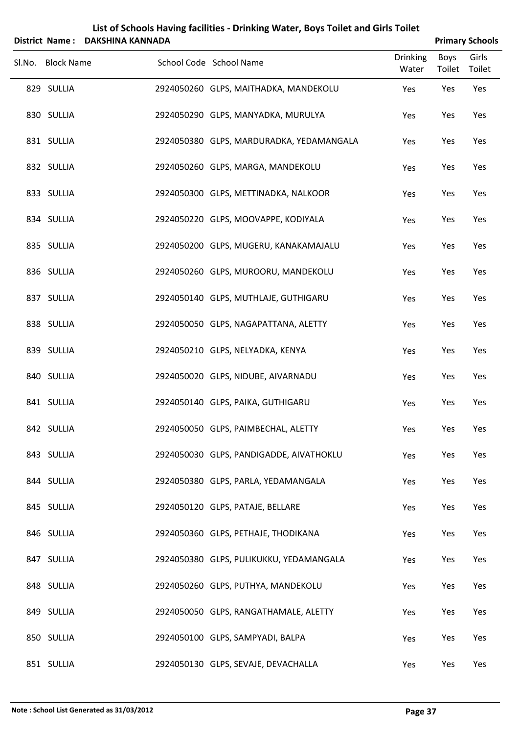# List of Schools Having facilities - Drinking Water, Boys Toilet and Girls Toilet

**District Name : DAKSHINA KANNADA** **Primary Schools**

| Sl.No. | Block Name | School Code | School Name | Drinking Water | Boys Toilet | Girls Toilet |
|---|---|---|---|---|---|---|
| 829 | SULLIA | 2924050260 | GLPS, MAITHADKA, MANDEKOLU | Yes | Yes | Yes |
| 830 | SULLIA | 2924050290 | GLPS, MANYADKA, MURULYA | Yes | Yes | Yes |
| 831 | SULLIA | 2924050380 | GLPS, MARDURADKA, YEDAMANGALA | Yes | Yes | Yes |
| 832 | SULLIA | 2924050260 | GLPS, MARGA, MANDEKOLU | Yes | Yes | Yes |
| 833 | SULLIA | 2924050300 | GLPS, METTINADKA, NALKOOR | Yes | Yes | Yes |
| 834 | SULLIA | 2924050220 | GLPS, MOOVAPPE, KODIYALA | Yes | Yes | Yes |
| 835 | SULLIA | 2924050200 | GLPS, MUGERU, KANAKAMAJALU | Yes | Yes | Yes |
| 836 | SULLIA | 2924050260 | GLPS, MUROORU, MANDEKOLU | Yes | Yes | Yes |
| 837 | SULLIA | 2924050140 | GLPS, MUTHLAJE, GUTHIGARU | Yes | Yes | Yes |
| 838 | SULLIA | 2924050050 | GLPS, NAGAPATTANA, ALETTY | Yes | Yes | Yes |
| 839 | SULLIA | 2924050210 | GLPS, NELYADKA, KENYA | Yes | Yes | Yes |
| 840 | SULLIA | 2924050020 | GLPS, NIDUBE, AIVARNADU | Yes | Yes | Yes |
| 841 | SULLIA | 2924050140 | GLPS, PAIKA, GUTHIGARU | Yes | Yes | Yes |
| 842 | SULLIA | 2924050050 | GLPS, PAIMBECHAL, ALETTY | Yes | Yes | Yes |
| 843 | SULLIA | 2924050030 | GLPS, PANDIGADDE, AIVATHOKLU | Yes | Yes | Yes |
| 844 | SULLIA | 2924050380 | GLPS, PARLA, YEDAMANGALA | Yes | Yes | Yes |
| 845 | SULLIA | 2924050120 | GLPS, PATAJE, BELLARE | Yes | Yes | Yes |
| 846 | SULLIA | 2924050360 | GLPS, PETHAJE, THODIKANA | Yes | Yes | Yes |
| 847 | SULLIA | 2924050380 | GLPS, PULIKUKKU, YEDAMANGALA | Yes | Yes | Yes |
| 848 | SULLIA | 2924050260 | GLPS, PUTHYA, MANDEKOLU | Yes | Yes | Yes |
| 849 | SULLIA | 2924050050 | GLPS, RANGATHAMALE, ALETTY | Yes | Yes | Yes |
| 850 | SULLIA | 2924050100 | GLPS, SAMPYADI, BALPA | Yes | Yes | Yes |
| 851 | SULLIA | 2924050130 | GLPS, SEVAJE, DEVACHALLA | Yes | Yes | Yes |

**Note : School List Generated as 31/03/2012**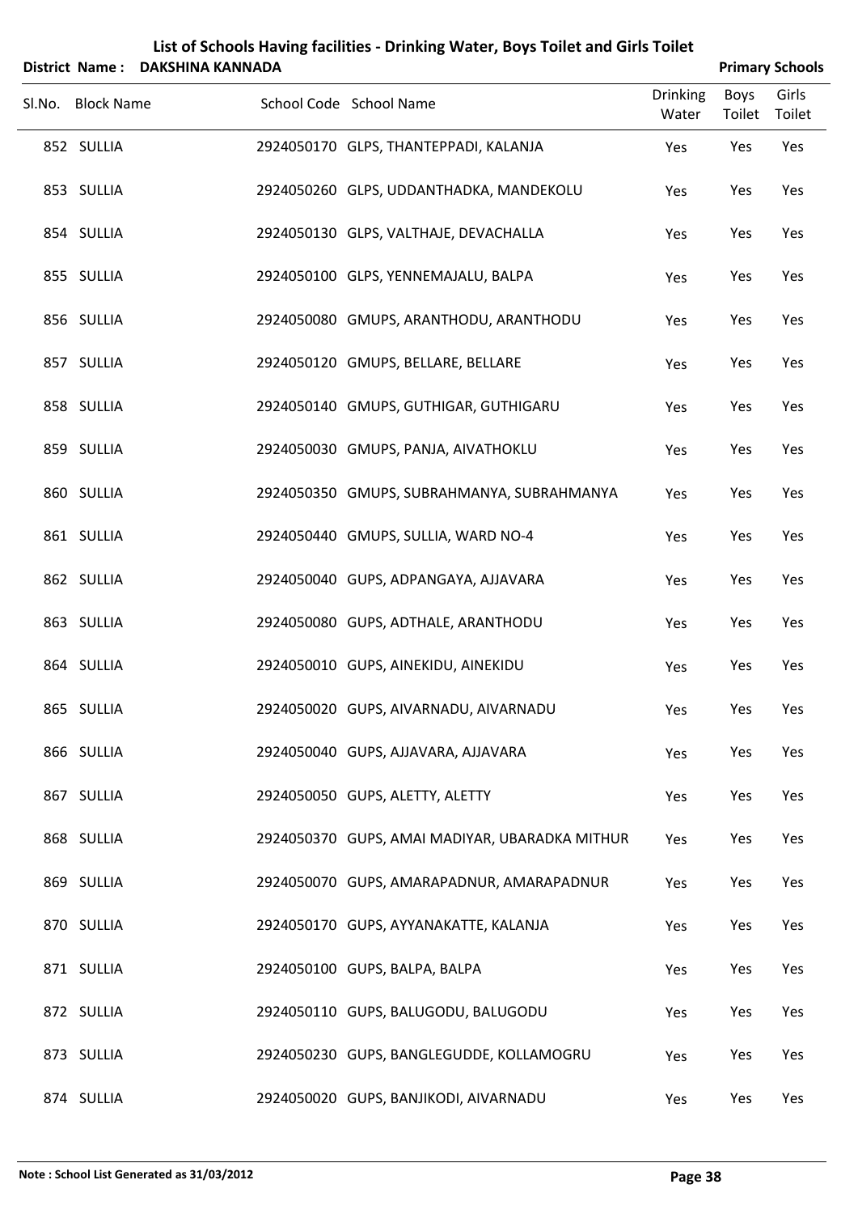# List of Schools Having facilities - Drinking Water, Boys Toilet and Girls Toilet

**District Name : DAKSHINA KANNADA** **Primary Schools**

| Sl.No. | Block Name | School Code | School Name | Drinking Water | Boys Toilet | Girls Toilet |
|---|---|---|---|---|---|---|
| 852 | SULLIA | 2924050170 | GLPS, THANTEPPADI, KALANJA | Yes | Yes | Yes |
| 853 | SULLIA | 2924050260 | GLPS, UDDANTHADKA, MANDEKOLU | Yes | Yes | Yes |
| 854 | SULLIA | 2924050130 | GLPS, VALTHAJE, DEVACHALLA | Yes | Yes | Yes |
| 855 | SULLIA | 2924050100 | GLPS, YENNEMAJALU, BALPA | Yes | Yes | Yes |
| 856 | SULLIA | 2924050080 | GMUPS, ARANTHODU, ARANTHODU | Yes | Yes | Yes |
| 857 | SULLIA | 2924050120 | GMUPS, BELLARE, BELLARE | Yes | Yes | Yes |
| 858 | SULLIA | 2924050140 | GMUPS, GUTHIGAR, GUTHIGARU | Yes | Yes | Yes |
| 859 | SULLIA | 2924050030 | GMUPS, PANJA, AIVATHOKLU | Yes | Yes | Yes |
| 860 | SULLIA | 2924050350 | GMUPS, SUBRAHMANYA, SUBRAHMANYA | Yes | Yes | Yes |
| 861 | SULLIA | 2924050440 | GMUPS, SULLIA, WARD NO-4 | Yes | Yes | Yes |
| 862 | SULLIA | 2924050040 | GUPS, ADPANGAYA, AJJAVARA | Yes | Yes | Yes |
| 863 | SULLIA | 2924050080 | GUPS, ADTHALE, ARANTHODU | Yes | Yes | Yes |
| 864 | SULLIA | 2924050010 | GUPS, AINEKIDU, AINEKIDU | Yes | Yes | Yes |
| 865 | SULLIA | 2924050020 | GUPS, AIVARNADU, AIVARNADU | Yes | Yes | Yes |
| 866 | SULLIA | 2924050040 | GUPS, AJJAVARA, AJJAVARA | Yes | Yes | Yes |
| 867 | SULLIA | 2924050050 | GUPS, ALETTY, ALETTY | Yes | Yes | Yes |
| 868 | SULLIA | 2924050370 | GUPS, AMAI MADIYAR, UBARADKA MITHUR | Yes | Yes | Yes |
| 869 | SULLIA | 2924050070 | GUPS, AMARAPADNUR, AMARAPADNUR | Yes | Yes | Yes |
| 870 | SULLIA | 2924050170 | GUPS, AYYANAKATTE, KALANJA | Yes | Yes | Yes |
| 871 | SULLIA | 2924050100 | GUPS, BALPA, BALPA | Yes | Yes | Yes |
| 872 | SULLIA | 2924050110 | GUPS, BALUGODU, BALUGODU | Yes | Yes | Yes |
| 873 | SULLIA | 2924050230 | GUPS, BANGLEGUDDE, KOLLAMOGRU | Yes | Yes | Yes |
| 874 | SULLIA | 2924050020 | GUPS, BANJIKODI, AIVARNADU | Yes | Yes | Yes |

**Note : School List Generated as 31/03/2012**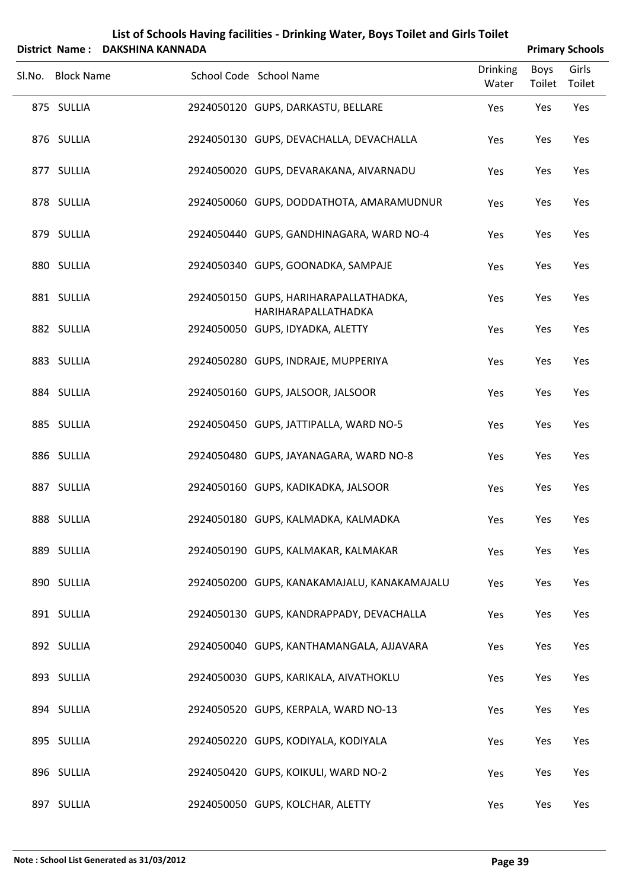# List of Schools Having facilities - Drinking Water, Boys Toilet and Girls Toilet

**District Name : DAKSHINA KANNADA** **Primary Schools**

| Sl.No. | Block Name | School Code | School Name | Drinking Water | Boys Toilet | Girls Toilet |
|---|---|---|---|---|---|---|
| 875 | SULLIA | 2924050120 | GUPS, DARKASTU, BELLARE | Yes | Yes | Yes |
| 876 | SULLIA | 2924050130 | GUPS, DEVACHALLA, DEVACHALLA | Yes | Yes | Yes |
| 877 | SULLIA | 2924050020 | GUPS, DEVARAKANA, AIVARNADU | Yes | Yes | Yes |
| 878 | SULLIA | 2924050060 | GUPS, DODDATHOTA, AMARAMUDNUR | Yes | Yes | Yes |
| 879 | SULLIA | 2924050440 | GUPS, GANDHINAGARA, WARD NO-4 | Yes | Yes | Yes |
| 880 | SULLIA | 2924050340 | GUPS, GOONADKA, SAMPAJE | Yes | Yes | Yes |
| 881 | SULLIA | 2924050150 | GUPS, HARIHARAPALLATHADKA, HARIHARAPALLATHADKA | Yes | Yes | Yes |
| 882 | SULLIA | 2924050050 | GUPS, IDYADKA, ALETTY | Yes | Yes | Yes |
| 883 | SULLIA | 2924050280 | GUPS, INDRAJE, MUPPERIYA | Yes | Yes | Yes |
| 884 | SULLIA | 2924050160 | GUPS, JALSOOR, JALSOOR | Yes | Yes | Yes |
| 885 | SULLIA | 2924050450 | GUPS, JATTIPALLA, WARD NO-5 | Yes | Yes | Yes |
| 886 | SULLIA | 2924050480 | GUPS, JAYANAGARA, WARD NO-8 | Yes | Yes | Yes |
| 887 | SULLIA | 2924050160 | GUPS, KADIKADKA, JALSOOR | Yes | Yes | Yes |
| 888 | SULLIA | 2924050180 | GUPS, KALMADKA, KALMADKA | Yes | Yes | Yes |
| 889 | SULLIA | 2924050190 | GUPS, KALMAKAR, KALMAKAR | Yes | Yes | Yes |
| 890 | SULLIA | 2924050200 | GUPS, KANAKAMAJALU, KANAKAMAJALU | Yes | Yes | Yes |
| 891 | SULLIA | 2924050130 | GUPS, KANDRAPPADY, DEVACHALLA | Yes | Yes | Yes |
| 892 | SULLIA | 2924050040 | GUPS, KANTHAMANGALA, AJJAVARA | Yes | Yes | Yes |
| 893 | SULLIA | 2924050030 | GUPS, KARIKALA, AIVATHOKLU | Yes | Yes | Yes |
| 894 | SULLIA | 2924050520 | GUPS, KERPALA, WARD NO-13 | Yes | Yes | Yes |
| 895 | SULLIA | 2924050220 | GUPS, KODIYALA, KODIYALA | Yes | Yes | Yes |
| 896 | SULLIA | 2924050420 | GUPS, KOIKULI, WARD NO-2 | Yes | Yes | Yes |
| 897 | SULLIA | 2924050050 | GUPS, KOLCHAR, ALETTY | Yes | Yes | Yes |

**Note : School List Generated as 31/03/2012**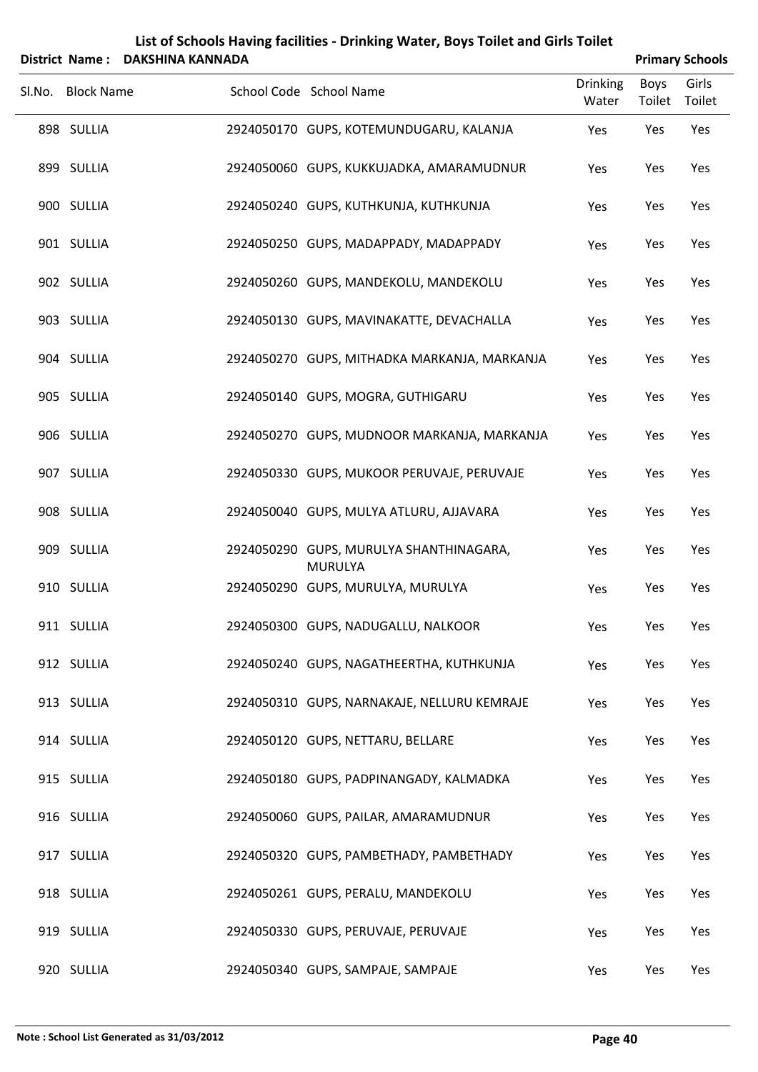# List of Schools Having facilities - Drinking Water, Boys Toilet and Girls Toilet

**District Name : DAKSHINA KANNADA** **Primary Schools**

| Sl.No. | Block Name | School Code | School Name | Drinking Water | Boys Toilet | Girls Toilet |
|---|---|---|---|---|---|---|
| 898 | SULLIA | 2924050170 | GUPS, KOTEMUNDUGARU, KALANJA | Yes | Yes | Yes |
| 899 | SULLIA | 2924050060 | GUPS, KUKKUJADKA, AMARAMUDNUR | Yes | Yes | Yes |
| 900 | SULLIA | 2924050240 | GUPS, KUTHKUNJA, KUTHKUNJA | Yes | Yes | Yes |
| 901 | SULLIA | 2924050250 | GUPS, MADAPPADY, MADAPPADY | Yes | Yes | Yes |
| 902 | SULLIA | 2924050260 | GUPS, MANDEKOLU, MANDEKOLU | Yes | Yes | Yes |
| 903 | SULLIA | 2924050130 | GUPS, MAVINAKATTE, DEVACHALLA | Yes | Yes | Yes |
| 904 | SULLIA | 2924050270 | GUPS, MITHADKA MARKANJA, MARKANJA | Yes | Yes | Yes |
| 905 | SULLIA | 2924050140 | GUPS, MOGRA, GUTHIGARU | Yes | Yes | Yes |
| 906 | SULLIA | 2924050270 | GUPS, MUDNOOR MARKANJA, MARKANJA | Yes | Yes | Yes |
| 907 | SULLIA | 2924050330 | GUPS, MUKOOR PERUVAJE, PERUVAJE | Yes | Yes | Yes |
| 908 | SULLIA | 2924050040 | GUPS, MULYA ATLURU, AJJAVARA | Yes | Yes | Yes |
| 909 | SULLIA | 2924050290 | GUPS, MURULYA SHANTHINAGARA, MURULYA | Yes | Yes | Yes |
| 910 | SULLIA | 2924050290 | GUPS, MURULYA, MURULYA | Yes | Yes | Yes |
| 911 | SULLIA | 2924050300 | GUPS, NADUGALLU, NALKOOR | Yes | Yes | Yes |
| 912 | SULLIA | 2924050240 | GUPS, NAGATHEERTHA, KUTHKUNJA | Yes | Yes | Yes |
| 913 | SULLIA | 2924050310 | GUPS, NARNAKAJE, NELLURU KEMRAJE | Yes | Yes | Yes |
| 914 | SULLIA | 2924050120 | GUPS, NETTARU, BELLARE | Yes | Yes | Yes |
| 915 | SULLIA | 2924050180 | GUPS, PADPINANGADY, KALMADKA | Yes | Yes | Yes |
| 916 | SULLIA | 2924050060 | GUPS, PAILAR, AMARAMUDNUR | Yes | Yes | Yes |
| 917 | SULLIA | 2924050320 | GUPS, PAMBETHADY, PAMBETHADY | Yes | Yes | Yes |
| 918 | SULLIA | 2924050261 | GUPS, PERALU, MANDEKOLU | Yes | Yes | Yes |
| 919 | SULLIA | 2924050330 | GUPS, PERUVAJE, PERUVAJE | Yes | Yes | Yes |
| 920 | SULLIA | 2924050340 | GUPS, SAMPAJE, SAMPAJE | Yes | Yes | Yes |

**Note : School List Generated as 31/03/2012**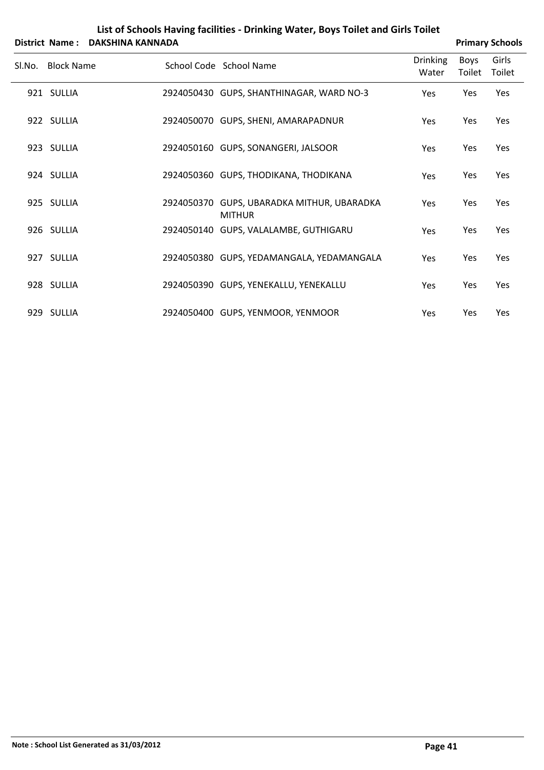# List of Schools Having facilities - Drinking Water, Boys Toilet and Girls Toilet

**District Name : DAKSHINA KANNADA** **Primary Schools**

| Sl.No. | Block Name | School Code | School Name | Drinking Water | Boys Toilet | Girls Toilet |
|---|---|---|---|---|---|---|
| 921 | SULLIA | 2924050430 | GUPS, SHANTHINAGAR, WARD NO-3 | Yes | Yes | Yes |
| 922 | SULLIA | 2924050070 | GUPS, SHENI, AMARAPADNUR | Yes | Yes | Yes |
| 923 | SULLIA | 2924050160 | GUPS, SONANGERI, JALSOOR | Yes | Yes | Yes |
| 924 | SULLIA | 2924050360 | GUPS, THODIKANA, THODIKANA | Yes | Yes | Yes |
| 925 | SULLIA | 2924050370 | GUPS, UBARADKA MITHUR, UBARADKA MITHUR | Yes | Yes | Yes |
| 926 | SULLIA | 2924050140 | GUPS, VALALAMBE, GUTHIGARU | Yes | Yes | Yes |
| 927 | SULLIA | 2924050380 | GUPS, YEDAMANGALA, YEDAMANGALA | Yes | Yes | Yes |
| 928 | SULLIA | 2924050390 | GUPS, YENEKALLU, YENEKALLU | Yes | Yes | Yes |
| 929 | SULLIA | 2924050400 | GUPS, YENMOOR, YENMOOR | Yes | Yes | Yes |

**Note : School List Generated as 31/03/2012**